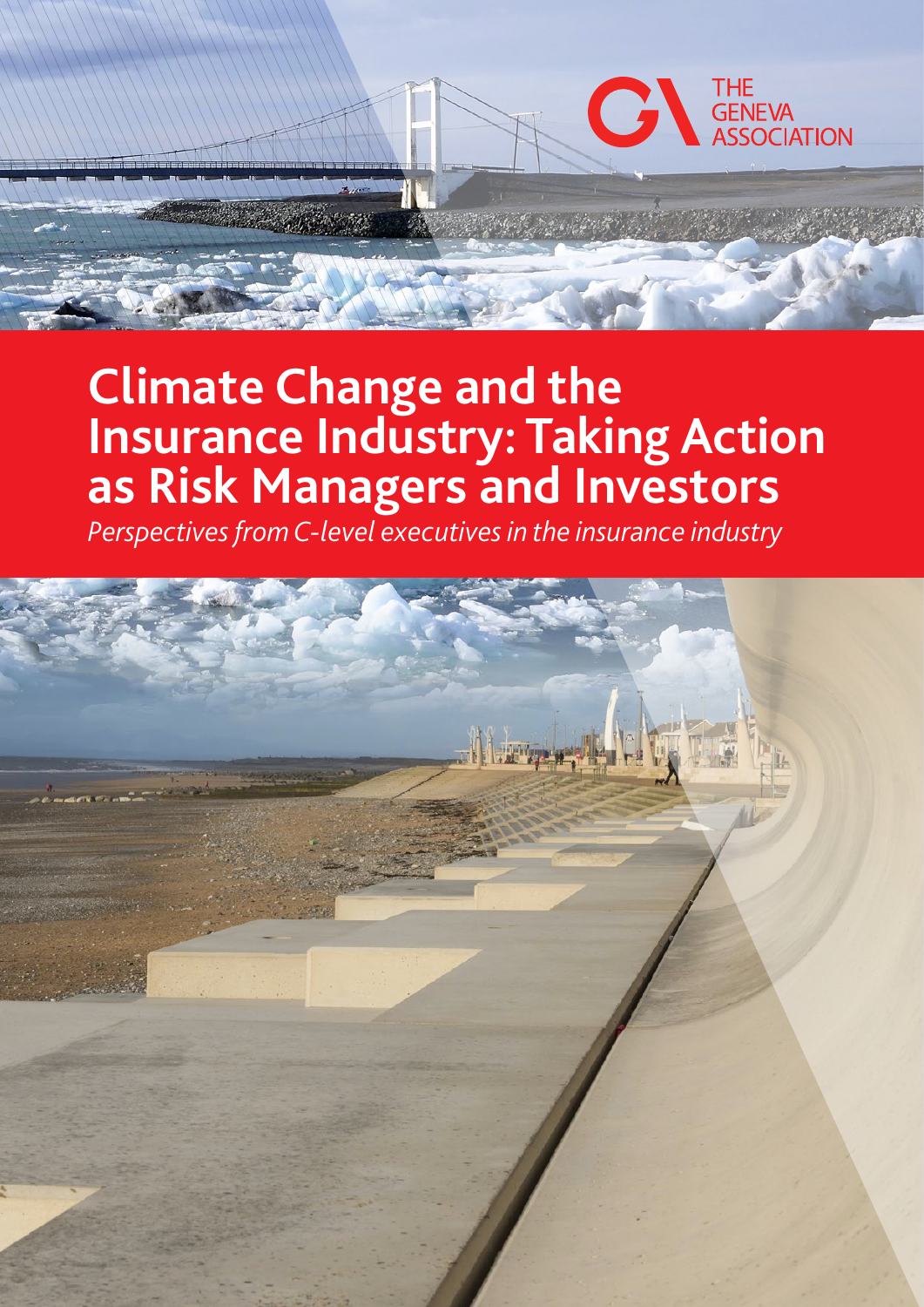THE GENEVA ASSOCIATION

# Climate Change and the Insurance Industry: Taking Action as Risk Managers and Investors

*Perspectives from C-level executives in the insurance industry*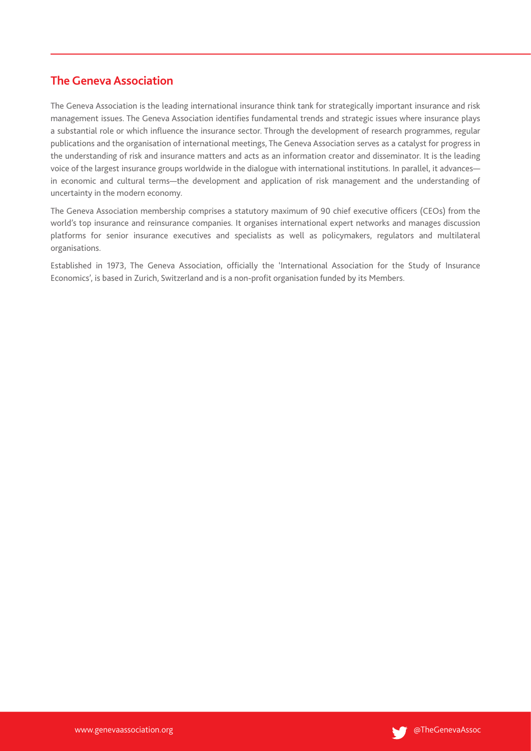## The Geneva Association

The Geneva Association is the leading international insurance think tank for strategically important insurance and risk management issues. The Geneva Association identifies fundamental trends and strategic issues where insurance plays a substantial role or which influence the insurance sector. Through the development of research programmes, regular publications and the organisation of international meetings, The Geneva Association serves as a catalyst for progress in the understanding of risk and insurance matters and acts as an information creator and disseminator. It is the leading voice of the largest insurance groups worldwide in the dialogue with international institutions. In parallel, it advances—in economic and cultural terms—the development and application of risk management and the understanding of uncertainty in the modern economy.

The Geneva Association membership comprises a statutory maximum of 90 chief executive officers (CEOs) from the world's top insurance and reinsurance companies. It organises international expert networks and manages discussion platforms for senior insurance executives and specialists as well as policymakers, regulators and multilateral organisations.

Established in 1973, The Geneva Association, officially the 'International Association for the Study of Insurance Economics', is based in Zurich, Switzerland and is a non-profit organisation funded by its Members.

www.genevaassociation.org

@TheGenevaAssoc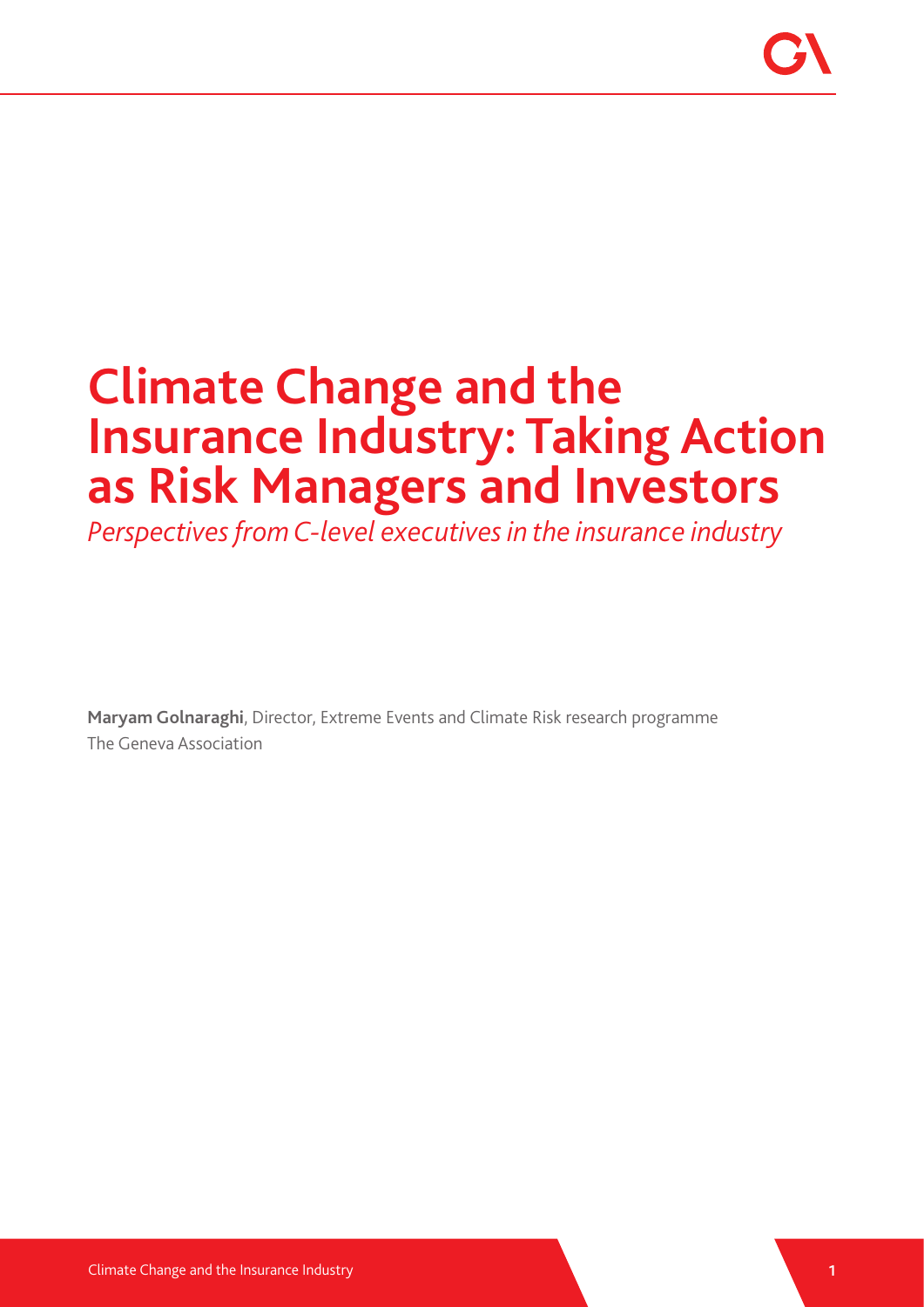# Climate Change and the Insurance Industry: Taking Action as Risk Managers and Investors

*Perspectives from C-level executives in the insurance industry*

**Maryam Golnaraghi**, Director, Extreme Events and Climate Risk research programme
The Geneva Association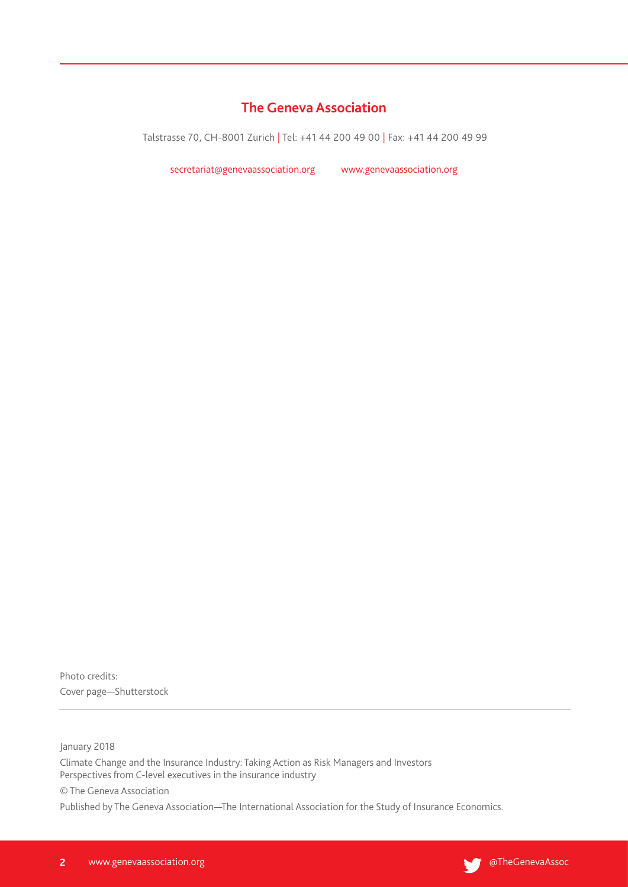## The Geneva Association

Talstrasse 70, CH-8001 Zurich | Tel: +41 44 200 49 00 | Fax: +41 44 200 49 99

secretariat@genevaassociation.org www.genevaassociation.org

Photo credits:
Cover page—Shutterstock

January 2018

Climate Change and the Insurance Industry: Taking Action as Risk Managers and Investors
Perspectives from C-level executives in the insurance industry

© The Geneva Association

Published by The Geneva Association—The International Association for the Study of Insurance Economics.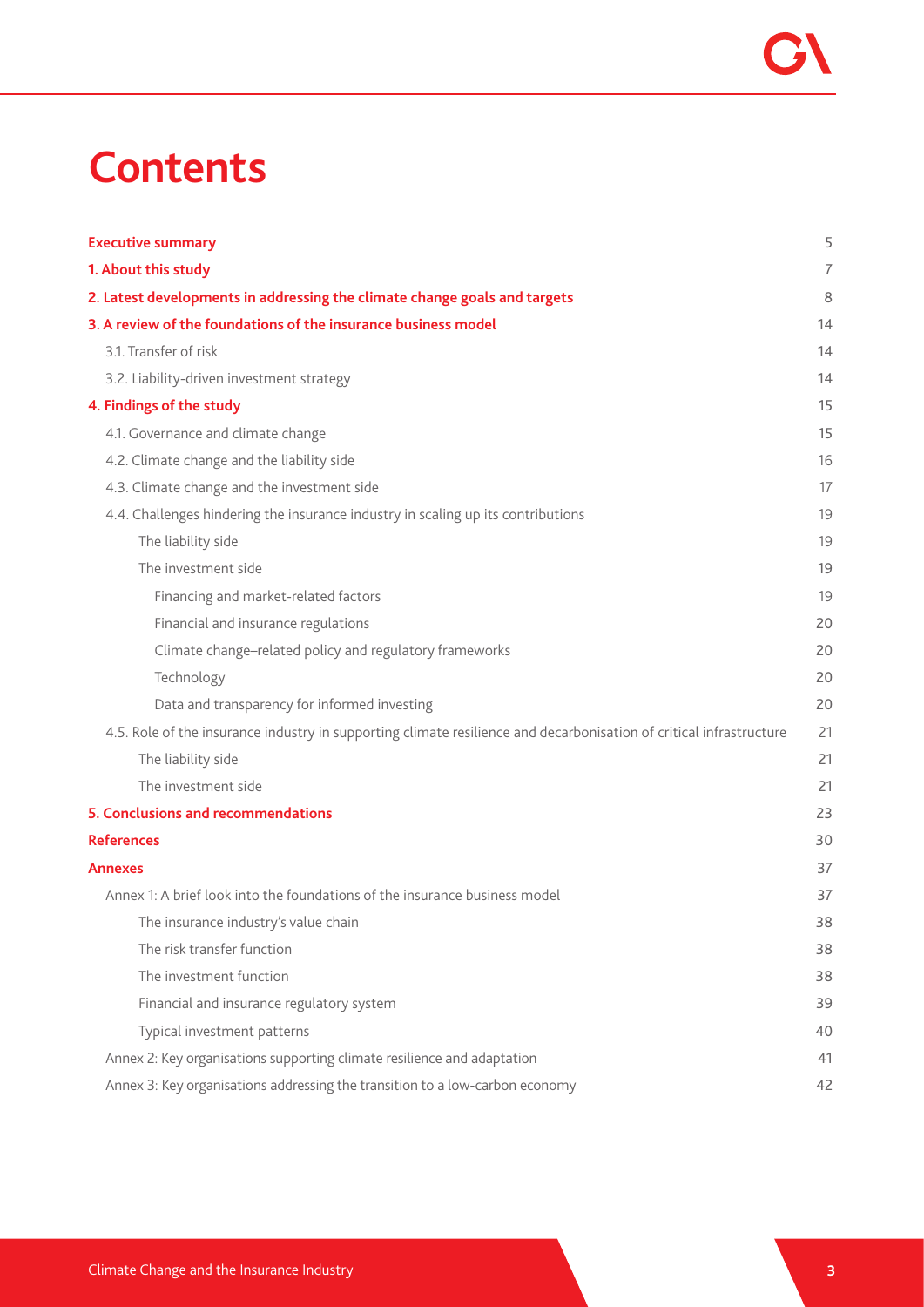# Contents

| | |
|---|---|
| **Executive summary** | 5 |
| **1. About this study** | 7 |
| **2. Latest developments in addressing the climate change goals and targets** | 8 |
| **3. A review of the foundations of the insurance business model** | 14 |
| 3.1. Transfer of risk | 14 |
| 3.2. Liability-driven investment strategy | 14 |
| **4. Findings of the study** | 15 |
| 4.1. Governance and climate change | 15 |
| 4.2. Climate change and the liability side | 16 |
| 4.3. Climate change and the investment side | 17 |
| 4.4. Challenges hindering the insurance industry in scaling up its contributions | 19 |
| The liability side | 19 |
| The investment side | 19 |
| Financing and market-related factors | 19 |
| Financial and insurance regulations | 20 |
| Climate change–related policy and regulatory frameworks | 20 |
| Technology | 20 |
| Data and transparency for informed investing | 20 |
| 4.5. Role of the insurance industry in supporting climate resilience and decarbonisation of critical infrastructure | 21 |
| The liability side | 21 |
| The investment side | 21 |
| **5. Conclusions and recommendations** | 23 |
| **References** | 30 |
| **Annexes** | 37 |
| Annex 1: A brief look into the foundations of the insurance business model | 37 |
| The insurance industry's value chain | 38 |
| The risk transfer function | 38 |
| The investment function | 38 |
| Financial and insurance regulatory system | 39 |
| Typical investment patterns | 40 |
| Annex 2: Key organisations supporting climate resilience and adaptation | 41 |
| Annex 3: Key organisations addressing the transition to a low-carbon economy | 42 |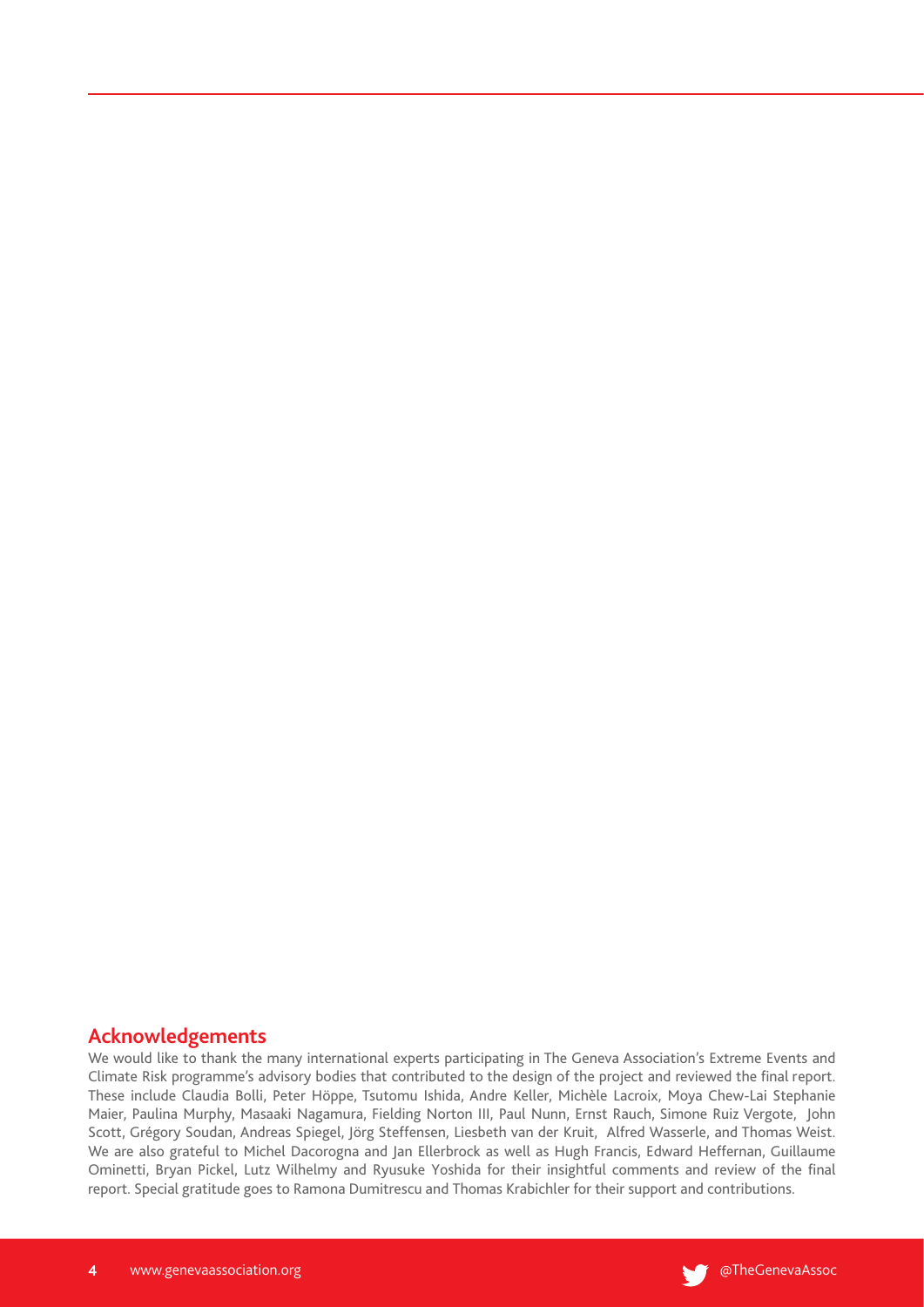## Acknowledgements

We would like to thank the many international experts participating in The Geneva Association's Extreme Events and Climate Risk programme's advisory bodies that contributed to the design of the project and reviewed the final report. These include Claudia Bolli, Peter Höppe, Tsutomu Ishida, Andre Keller, Michèle Lacroix, Moya Chew-Lai Stephanie Maier, Paulina Murphy, Masaaki Nagamura, Fielding Norton III, Paul Nunn, Ernst Rauch, Simone Ruiz Vergote, John Scott, Grégory Soudan, Andreas Spiegel, Jörg Steffensen, Liesbeth van der Kruit, Alfred Wasserle, and Thomas Weist. We are also grateful to Michel Dacorogna and Jan Ellerbrock as well as Hugh Francis, Edward Heffernan, Guillaume Ominetti, Bryan Pickel, Lutz Wilhelmy and Ryusuke Yoshida for their insightful comments and review of the final report. Special gratitude goes to Ramona Dumitrescu and Thomas Krabichler for their support and contributions.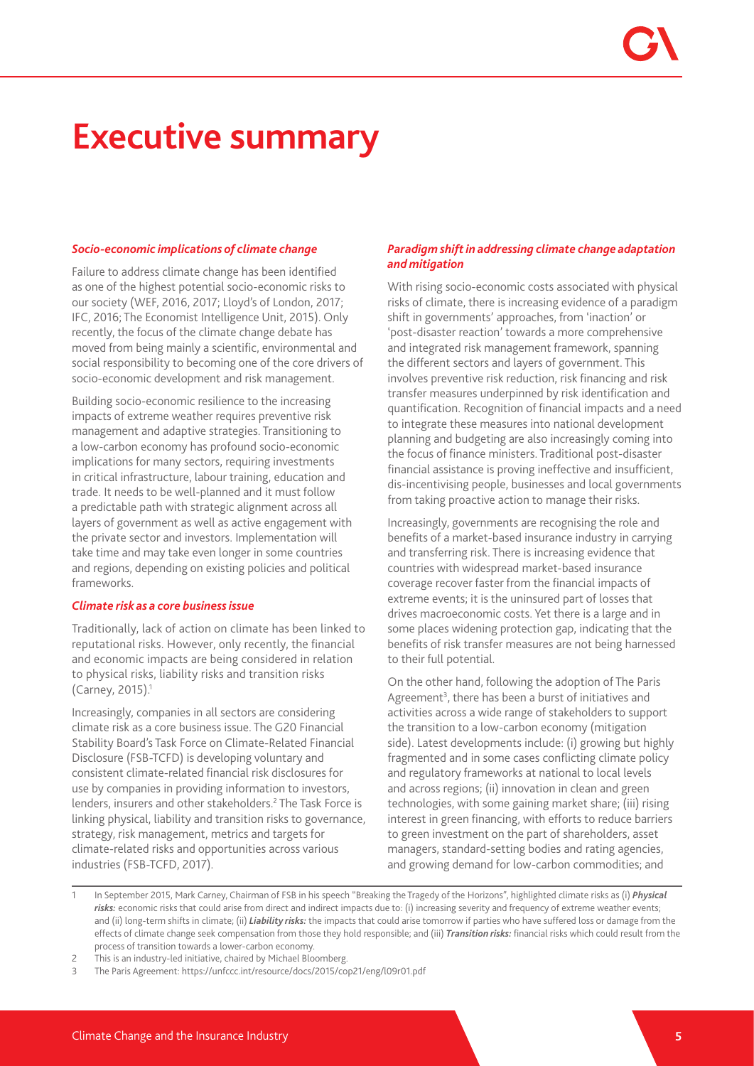# Executive summary

***Socio-economic implications of climate change***

Failure to address climate change has been identified as one of the highest potential socio-economic risks to our society (WEF, 2016, 2017; Lloyd's of London, 2017; IFC, 2016; The Economist Intelligence Unit, 2015). Only recently, the focus of the climate change debate has moved from being mainly a scientific, environmental and social responsibility to becoming one of the core drivers of socio-economic development and risk management.

Building socio-economic resilience to the increasing impacts of extreme weather requires preventive risk management and adaptive strategies. Transitioning to a low-carbon economy has profound socio-economic implications for many sectors, requiring investments in critical infrastructure, labour training, education and trade. It needs to be well-planned and it must follow a predictable path with strategic alignment across all layers of government as well as active engagement with the private sector and investors. Implementation will take time and may take even longer in some countries and regions, depending on existing policies and political frameworks.

***Climate risk as a core business issue***

Traditionally, lack of action on climate has been linked to reputational risks. However, only recently, the financial and economic impacts are being considered in relation to physical risks, liability risks and transition risks (Carney, 2015).[1]

Increasingly, companies in all sectors are considering climate risk as a core business issue. The G20 Financial Stability Board's Task Force on Climate-Related Financial Disclosure (FSB-TCFD) is developing voluntary and consistent climate-related financial risk disclosures for use by companies in providing information to investors, lenders, insurers and other stakeholders.[2] The Task Force is linking physical, liability and transition risks to governance, strategy, risk management, metrics and targets for climate-related risks and opportunities across various industries (FSB-TCFD, 2017).

***Paradigm shift in addressing climate change adaptation and mitigation***

With rising socio-economic costs associated with physical risks of climate, there is increasing evidence of a paradigm shift in governments' approaches, from 'inaction' or 'post-disaster reaction' towards a more comprehensive and integrated risk management framework, spanning the different sectors and layers of government. This involves preventive risk reduction, risk financing and risk transfer measures underpinned by risk identification and quantification. Recognition of financial impacts and a need to integrate these measures into national development planning and budgeting are also increasingly coming into the focus of finance ministers. Traditional post-disaster financial assistance is proving ineffective and insufficient, dis-incentivising people, businesses and local governments from taking proactive action to manage their risks.

Increasingly, governments are recognising the role and benefits of a market-based insurance industry in carrying and transferring risk. There is increasing evidence that countries with widespread market-based insurance coverage recover faster from the financial impacts of extreme events; it is the uninsured part of losses that drives macroeconomic costs. Yet there is a large and in some places widening protection gap, indicating that the benefits of risk transfer measures are not being harnessed to their full potential.

On the other hand, following the adoption of The Paris Agreement[3], there has been a burst of initiatives and activities across a wide range of stakeholders to support the transition to a low-carbon economy (mitigation side). Latest developments include: (i) growing but highly fragmented and in some cases conflicting climate policy and regulatory frameworks at national to local levels and across regions; (ii) innovation in clean and green technologies, with some gaining market share; (iii) rising interest in green financing, with efforts to reduce barriers to green investment on the part of shareholders, asset managers, standard-setting bodies and rating agencies, and growing demand for low-carbon commodities; and

---

1 In September 2015, Mark Carney, Chairman of FSB in his speech "Breaking the Tragedy of the Horizons", highlighted climate risks as (i) ***Physical risks:*** economic risks that could arise from direct and indirect impacts due to: (i) increasing severity and frequency of extreme weather events; and (ii) long-term shifts in climate; (ii) ***Liability risks:*** the impacts that could arise tomorrow if parties who have suffered loss or damage from the effects of climate change seek compensation from those they hold responsible; and (iii) ***Transition risks:*** financial risks which could result from the process of transition towards a lower-carbon economy.

2 This is an industry-led initiative, chaired by Michael Bloomberg.

3 The Paris Agreement: https://unfccc.int/resource/docs/2015/cop21/eng/l09r01.pdf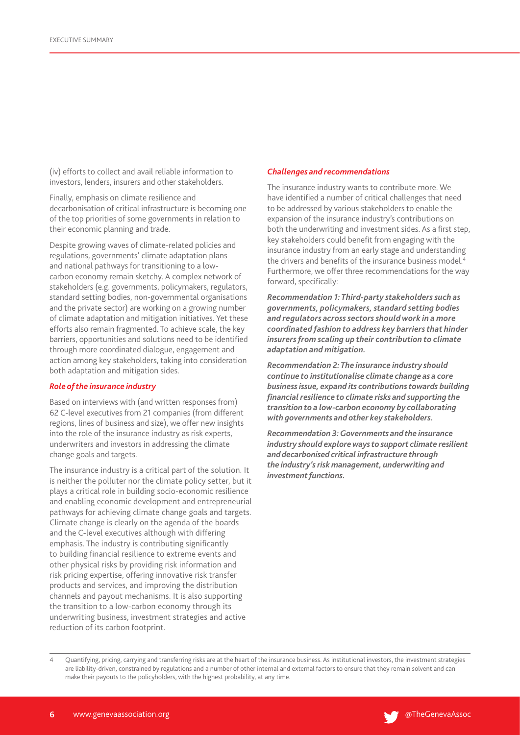(iv) efforts to collect and avail reliable information to investors, lenders, insurers and other stakeholders.

Finally, emphasis on climate resilience and decarbonisation of critical infrastructure is becoming one of the top priorities of some governments in relation to their economic planning and trade.

Despite growing waves of climate-related policies and regulations, governments' climate adaptation plans and national pathways for transitioning to a low-carbon economy remain sketchy. A complex network of stakeholders (e.g. governments, policymakers, regulators, standard setting bodies, non-governmental organisations and the private sector) are working on a growing number of climate adaptation and mitigation initiatives. Yet these efforts also remain fragmented. To achieve scale, the key barriers, opportunities and solutions need to be identified through more coordinated dialogue, engagement and action among key stakeholders, taking into consideration both adaptation and mitigation sides.

### *Role of the insurance industry*

Based on interviews with (and written responses from) 62 C-level executives from 21 companies (from different regions, lines of business and size), we offer new insights into the role of the insurance industry as risk experts, underwriters and investors in addressing the climate change goals and targets.

The insurance industry is a critical part of the solution. It is neither the polluter nor the climate policy setter, but it plays a critical role in building socio-economic resilience and enabling economic development and entrepreneurial pathways for achieving climate change goals and targets. Climate change is clearly on the agenda of the boards and the C-level executives although with differing emphasis. The industry is contributing significantly to building financial resilience to extreme events and other physical risks by providing risk information and risk pricing expertise, offering innovative risk transfer products and services, and improving the distribution channels and payout mechanisms. It is also supporting the transition to a low-carbon economy through its underwriting business, investment strategies and active reduction of its carbon footprint.

### *Challenges and recommendations*

The insurance industry wants to contribute more. We have identified a number of critical challenges that need to be addressed by various stakeholders to enable the expansion of the insurance industry's contributions on both the underwriting and investment sides. As a first step, key stakeholders could benefit from engaging with the insurance industry from an early stage and understanding the drivers and benefits of the insurance business model.[4] Furthermore, we offer three recommendations for the way forward, specifically:

***Recommendation 1: Third-party stakeholders such as governments, policymakers, standard setting bodies and regulators across sectors should work in a more coordinated fashion to address key barriers that hinder insurers from scaling up their contribution to climate adaptation and mitigation.***

***Recommendation 2: The insurance industry should continue to institutionalise climate change as a core business issue, expand its contributions towards building financial resilience to climate risks and supporting the transition to a low-carbon economy by collaborating with governments and other key stakeholders.***

***Recommendation 3: Governments and the insurance industry should explore ways to support climate resilient and decarbonised critical infrastructure through the industry's risk management, underwriting and investment functions.***

---

4 Quantifying, pricing, carrying and transferring risks are at the heart of the insurance business. As institutional investors, the investment strategies are liability-driven, constrained by regulations and a number of other internal and external factors to ensure that they remain solvent and can make their payouts to the policyholders, with the highest probability, at any time.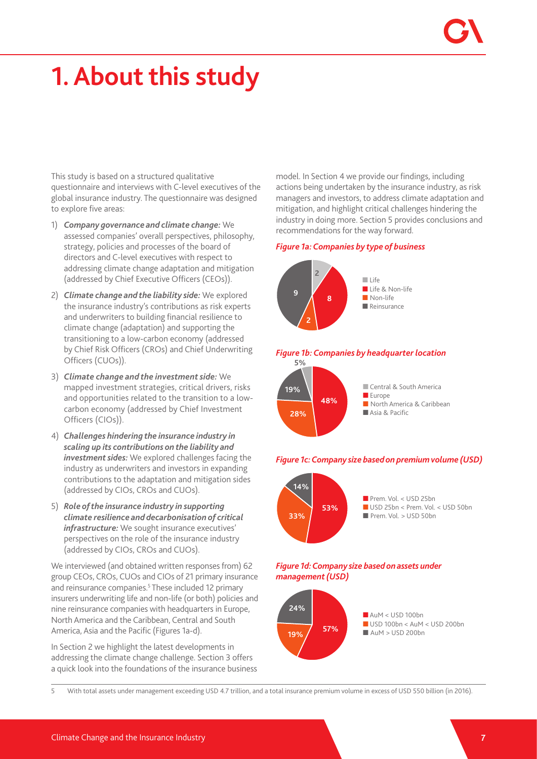# 1. About this study

This study is based on a structured qualitative questionnaire and interviews with C-level executives of the global insurance industry. The questionnaire was designed to explore five areas:

1) ***Company governance and climate change:*** We assessed companies' overall perspectives, philosophy, strategy, policies and processes of the board of directors and C-level executives with respect to addressing climate change adaptation and mitigation (addressed by Chief Executive Officers (CEOs)).
2) ***Climate change and the liability side:*** We explored the insurance industry's contributions as risk experts and underwriters to building financial resilience to climate change (adaptation) and supporting the transitioning to a low-carbon economy (addressed by Chief Risk Officers (CROs) and Chief Underwriting Officers (CUOs)).
3) ***Climate change and the investment side:*** We mapped investment strategies, critical drivers, risks and opportunities related to the transition to a low-carbon economy (addressed by Chief Investment Officers (CIOs)).
4) ***Challenges hindering the insurance industry in scaling up its contributions on the liability and investment sides:*** We explored challenges facing the industry as underwriters and investors in expanding contributions to the adaptation and mitigation sides (addressed by CIOs, CROs and CUOs).
5) ***Role of the insurance industry in supporting climate resilience and decarbonisation of critical infrastructure:*** We sought insurance executives' perspectives on the role of the insurance industry (addressed by CIOs, CROs and CUOs).

We interviewed (and obtained written responses from) 62 group CEOs, CROs, CUOs and CIOs of 21 primary insurance and reinsurance companies.[5] These included 12 primary insurers underwriting life and non-life (or both) policies and nine reinsurance companies with headquarters in Europe, North America and the Caribbean, Central and South America, Asia and the Pacific (Figures 1a-d).

In Section 2 we highlight the latest developments in addressing the climate change challenge. Section 3 offers a quick look into the foundations of the insurance business model. In Section 4 we provide our findings, including actions being undertaken by the insurance industry, as risk managers and investors, to address climate adaptation and mitigation, and highlight critical challenges hindering the industry in doing more. Section 5 provides conclusions and recommendations for the way forward.

***Figure 1a: Companies by type of business***

| Type of business | Number |
|---|---|
| Life | 2 |
| Life & Non-life | 8 |
| Non-life | 2 |
| Reinsurance | 9 |

***Figure 1b: Companies by headquarter location***

| Headquarter location | Share |
|---|---|
| Central & South America | 5% |
| Europe | 48% |
| North America & Caribbean | 28% |
| Asia & Pacific | 19% |

***Figure 1c: Company size based on premium volume (USD)***

| Premium volume | Share |
|---|---|
| Prem. Vol. < USD 25bn | 53% |
| USD 25bn < Prem. Vol. < USD 50bn | 33% |
| Prem. Vol. > USD 50bn | 14% |

***Figure 1d: Company size based on assets under management (USD)***

| Assets under management | Share |
|---|---|
| AuM < USD 100bn | 57% |
| USD 100bn < AuM < USD 200bn | 19% |
| AuM > USD 200bn | 24% |

5 With total assets under management exceeding USD 4.7 trillion, and a total insurance premium volume in excess of USD 550 billion (in 2016).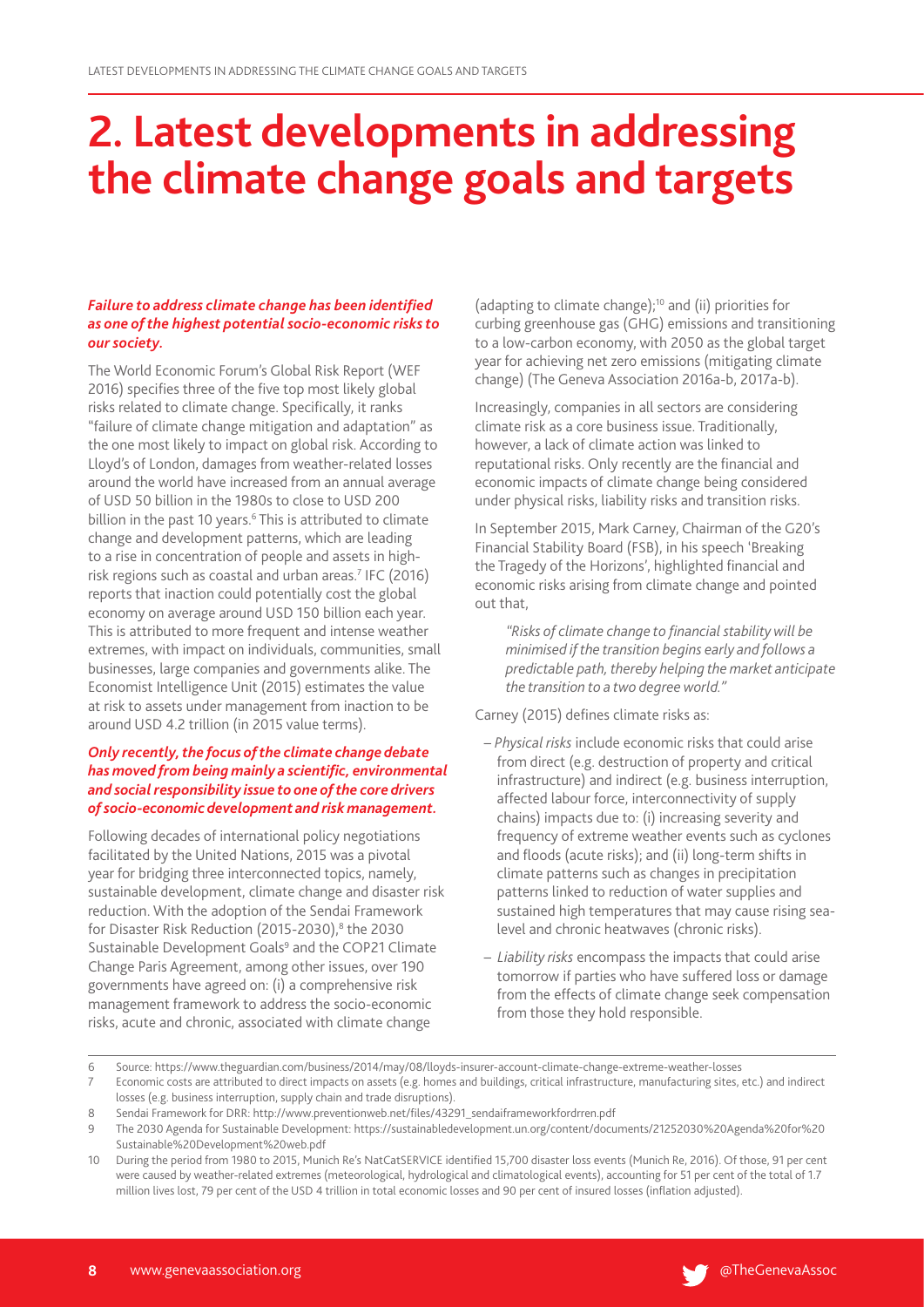# 2. Latest developments in addressing the climate change goals and targets

***Failure to address climate change has been identified as one of the highest potential socio-economic risks to our society.***

The World Economic Forum's Global Risk Report (WEF 2016) specifies three of the five top most likely global risks related to climate change. Specifically, it ranks "failure of climate change mitigation and adaptation" as the one most likely to impact on global risk. According to Lloyd's of London, damages from weather-related losses around the world have increased from an annual average of USD 50 billion in the 1980s to close to USD 200 billion in the past 10 years.[6] This is attributed to climate change and development patterns, which are leading to a rise in concentration of people and assets in high-risk regions such as coastal and urban areas.[7] IFC (2016) reports that inaction could potentially cost the global economy on average around USD 150 billion each year. This is attributed to more frequent and intense weather extremes, with impact on individuals, communities, small businesses, large companies and governments alike. The Economist Intelligence Unit (2015) estimates the value at risk to assets under management from inaction to be around USD 4.2 trillion (in 2015 value terms).

***Only recently, the focus of the climate change debate has moved from being mainly a scientific, environmental and social responsibility issue to one of the core drivers of socio-economic development and risk management.***

Following decades of international policy negotiations facilitated by the United Nations, 2015 was a pivotal year for bridging three interconnected topics, namely, sustainable development, climate change and disaster risk reduction. With the adoption of the Sendai Framework for Disaster Risk Reduction (2015-2030),[8] the 2030 Sustainable Development Goals[9] and the COP21 Climate Change Paris Agreement, among other issues, over 190 governments have agreed on: (i) a comprehensive risk management framework to address the socio-economic risks, acute and chronic, associated with climate change (adapting to climate change);[10] and (ii) priorities for curbing greenhouse gas (GHG) emissions and transitioning to a low-carbon economy, with 2050 as the global target year for achieving net zero emissions (mitigating climate change) (The Geneva Association 2016a-b, 2017a-b).

Increasingly, companies in all sectors are considering climate risk as a core business issue. Traditionally, however, a lack of climate action was linked to reputational risks. Only recently are the financial and economic impacts of climate change being considered under physical risks, liability risks and transition risks.

In September 2015, Mark Carney, Chairman of the G20's Financial Stability Board (FSB), in his speech 'Breaking the Tragedy of the Horizons', highlighted financial and economic risks arising from climate change and pointed out that,

> *"Risks of climate change to financial stability will be minimised if the transition begins early and follows a predictable path, thereby helping the market anticipate the transition to a two degree world."*

Carney (2015) defines climate risks as:

- *Physical risks* include economic risks that could arise from direct (e.g. destruction of property and critical infrastructure) and indirect (e.g. business interruption, affected labour force, interconnectivity of supply chains) impacts due to: (i) increasing severity and frequency of extreme weather events such as cyclones and floods (acute risks); and (ii) long-term shifts in climate patterns such as changes in precipitation patterns linked to reduction of water supplies and sustained high temperatures that may cause rising sea-level and chronic heatwaves (chronic risks).
- *Liability risks* encompass the impacts that could arise tomorrow if parties who have suffered loss or damage from the effects of climate change seek compensation from those they hold responsible.

---

6 Source: https://www.theguardian.com/business/2014/may/08/lloyds-insurer-account-climate-change-extreme-weather-losses

7 Economic costs are attributed to direct impacts on assets (e.g. homes and buildings, critical infrastructure, manufacturing sites, etc.) and indirect losses (e.g. business interruption, supply chain and trade disruptions).

8 Sendai Framework for DRR: http://www.preventionweb.net/files/43291_sendaiframeworkfordrren.pdf

9 The 2030 Agenda for Sustainable Development: https://sustainabledevelopment.un.org/content/documents/21252030%20Agenda%20for%20Sustainable%20Development%20web.pdf

10 During the period from 1980 to 2015, Munich Re's NatCatSERVICE identified 15,700 disaster loss events (Munich Re, 2016). Of those, 91 per cent were caused by weather-related extremes (meteorological, hydrological and climatological events), accounting for 51 per cent of the total of 1.7 million lives lost, 79 per cent of the USD 4 trillion in total economic losses and 90 per cent of insured losses (inflation adjusted).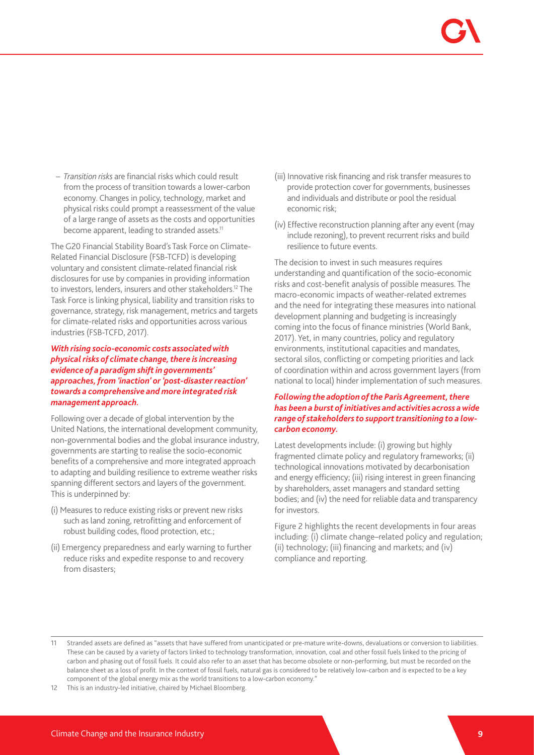– *Transition risks* are financial risks which could result from the process of transition towards a lower-carbon economy. Changes in policy, technology, market and physical risks could prompt a reassessment of the value of a large range of assets as the costs and opportunities become apparent, leading to stranded assets.[11]

The G20 Financial Stability Board's Task Force on Climate-Related Financial Disclosure (FSB-TCFD) is developing voluntary and consistent climate-related financial risk disclosures for use by companies in providing information to investors, lenders, insurers and other stakeholders.[12] The Task Force is linking physical, liability and transition risks to governance, strategy, risk management, metrics and targets for climate-related risks and opportunities across various industries (FSB-TCFD, 2017).

***With rising socio-economic costs associated with physical risks of climate change, there is increasing evidence of a paradigm shift in governments' approaches, from 'inaction' or 'post-disaster reaction' towards a comprehensive and more integrated risk management approach.***

Following over a decade of global intervention by the United Nations, the international development community, non-governmental bodies and the global insurance industry, governments are starting to realise the socio-economic benefits of a comprehensive and more integrated approach to adapting and building resilience to extreme weather risks spanning different sectors and layers of the government. This is underpinned by:

(i) Measures to reduce existing risks or prevent new risks such as land zoning, retrofitting and enforcement of robust building codes, flood protection, etc.;

(ii) Emergency preparedness and early warning to further reduce risks and expedite response to and recovery from disasters;

(iii) Innovative risk financing and risk transfer measures to provide protection cover for governments, businesses and individuals and distribute or pool the residual economic risk;

(iv) Effective reconstruction planning after any event (may include rezoning), to prevent recurrent risks and build resilience to future events.

The decision to invest in such measures requires understanding and quantification of the socio-economic risks and cost-benefit analysis of possible measures. The macro-economic impacts of weather-related extremes and the need for integrating these measures into national development planning and budgeting is increasingly coming into the focus of finance ministries (World Bank, 2017). Yet, in many countries, policy and regulatory environments, institutional capacities and mandates, sectoral silos, conflicting or competing priorities and lack of coordination within and across government layers (from national to local) hinder implementation of such measures.

***Following the adoption of the Paris Agreement, there has been a burst of initiatives and activities across a wide range of stakeholders to support transitioning to a low-carbon economy.***

Latest developments include: (i) growing but highly fragmented climate policy and regulatory frameworks; (ii) technological innovations motivated by decarbonisation and energy efficiency; (iii) rising interest in green financing by shareholders, asset managers and standard setting bodies; and (iv) the need for reliable data and transparency for investors.

Figure 2 highlights the recent developments in four areas including: (i) climate change–related policy and regulation; (ii) technology; (iii) financing and markets; and (iv) compliance and reporting.

---

11 Stranded assets are defined as "assets that have suffered from unanticipated or pre-mature write-downs, devaluations or conversion to liabilities. These can be caused by a variety of factors linked to technology transformation, innovation, coal and other fossil fuels linked to the pricing of carbon and phasing out of fossil fuels. It could also refer to an asset that has become obsolete or non-performing, but must be recorded on the balance sheet as a loss of profit. In the context of fossil fuels, natural gas is considered to be relatively low-carbon and is expected to be a key component of the global energy mix as the world transitions to a low-carbon economy."

12 This is an industry-led initiative, chaired by Michael Bloomberg.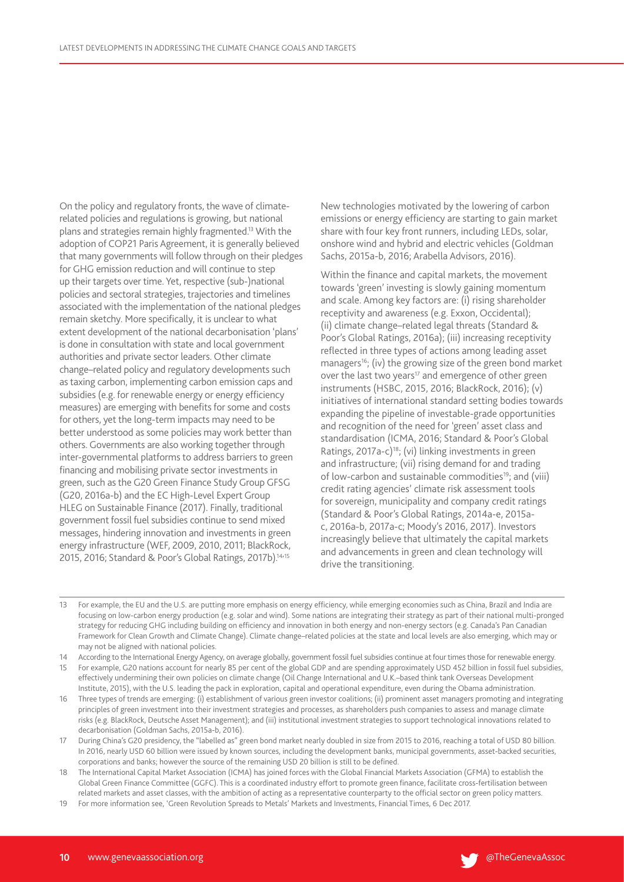On the policy and regulatory fronts, the wave of climate-related policies and regulations is growing, but national plans and strategies remain highly fragmented.[13] With the adoption of COP21 Paris Agreement, it is generally believed that many governments will follow through on their pledges for GHG emission reduction and will continue to step up their targets over time. Yet, respective (sub-)national policies and sectoral strategies, trajectories and timelines associated with the implementation of the national pledges remain sketchy. More specifically, it is unclear to what extent development of the national decarbonisation 'plans' is done in consultation with state and local government authorities and private sector leaders. Other climate change–related policy and regulatory developments such as taxing carbon, implementing carbon emission caps and subsidies (e.g. for renewable energy or energy efficiency measures) are emerging with benefits for some and costs for others, yet the long-term impacts may need to be better understood as some policies may work better than others. Governments are also working together through inter-governmental platforms to address barriers to green financing and mobilising private sector investments in green, such as the G20 Green Finance Study Group GFSG (G20, 2016a-b) and the EC High-Level Expert Group HLEG on Sustainable Finance (2017). Finally, traditional government fossil fuel subsidies continue to send mixed messages, hindering innovation and investments in green energy infrastructure (WEF, 2009, 2010, 2011; BlackRock, 2015, 2016; Standard & Poor's Global Ratings, 2017b).[14,15]

New technologies motivated by the lowering of carbon emissions or energy efficiency are starting to gain market share with four key front runners, including LEDs, solar, onshore wind and hybrid and electric vehicles (Goldman Sachs, 2015a-b, 2016; Arabella Advisors, 2016).

Within the finance and capital markets, the movement towards 'green' investing is slowly gaining momentum and scale. Among key factors are: (i) rising shareholder receptivity and awareness (e.g. Exxon, Occidental); (ii) climate change–related legal threats (Standard & Poor's Global Ratings, 2016a); (iii) increasing receptivity reflected in three types of actions among leading asset managers[16]; (iv) the growing size of the green bond market over the last two years[17] and emergence of other green instruments (HSBC, 2015, 2016; BlackRock, 2016); (v) initiatives of international standard setting bodies towards expanding the pipeline of investable-grade opportunities and recognition of the need for 'green' asset class and standardisation (ICMA, 2016; Standard & Poor's Global Ratings, 2017a-c)[18]; (vi) linking investments in green and infrastructure; (vii) rising demand for and trading of low-carbon and sustainable commodities[19]; and (viii) credit rating agencies' climate risk assessment tools for sovereign, municipality and company credit ratings (Standard & Poor's Global Ratings, 2014a-e, 2015a-c, 2016a-b, 2017a-c; Moody's 2016, 2017). Investors increasingly believe that ultimately the capital markets and advancements in green and clean technology will drive the transitioning.

---

13 For example, the EU and the U.S. are putting more emphasis on energy efficiency, while emerging economies such as China, Brazil and India are focusing on low-carbon energy production (e.g. solar and wind). Some nations are integrating their strategy as part of their national multi-pronged strategy for reducing GHG including building on efficiency and innovation in both energy and non-energy sectors (e.g. Canada's Pan Canadian Framework for Clean Growth and Climate Change). Climate change–related policies at the state and local levels are also emerging, which may or may not be aligned with national policies.

14 According to the International Energy Agency, on average globally, government fossil fuel subsidies continue at four times those for renewable energy.

15 For example, G20 nations account for nearly 85 per cent of the global GDP and are spending approximately USD 452 billion in fossil fuel subsidies, effectively undermining their own policies on climate change (Oil Change International and U.K.–based think tank Overseas Development Institute, 2015), with the U.S. leading the pack in exploration, capital and operational expenditure, even during the Obama administration.

16 Three types of trends are emerging: (i) establishment of various green investor coalitions; (ii) prominent asset managers promoting and integrating principles of green investment into their investment strategies and processes, as shareholders push companies to assess and manage climate risks (e.g. BlackRock, Deutsche Asset Management); and (iii) institutional investment strategies to support technological innovations related to decarbonisation (Goldman Sachs, 2015a-b, 2016).

17 During China's G20 presidency, the "labelled as" green bond market nearly doubled in size from 2015 to 2016, reaching a total of USD 80 billion. In 2016, nearly USD 60 billion were issued by known sources, including the development banks, municipal governments, asset-backed securities, corporations and banks; however the source of the remaining USD 20 billion is still to be defined.

18 The International Capital Market Association (ICMA) has joined forces with the Global Financial Markets Association (GFMA) to establish the Global Green Finance Committee (GGFC). This is a coordinated industry effort to promote green finance, facilitate cross-fertilisation between related markets and asset classes, with the ambition of acting as a representative counterparty to the official sector on green policy matters.

19 For more information see, 'Green Revolution Spreads to Metals' Markets and Investments, Financial Times, 6 Dec 2017.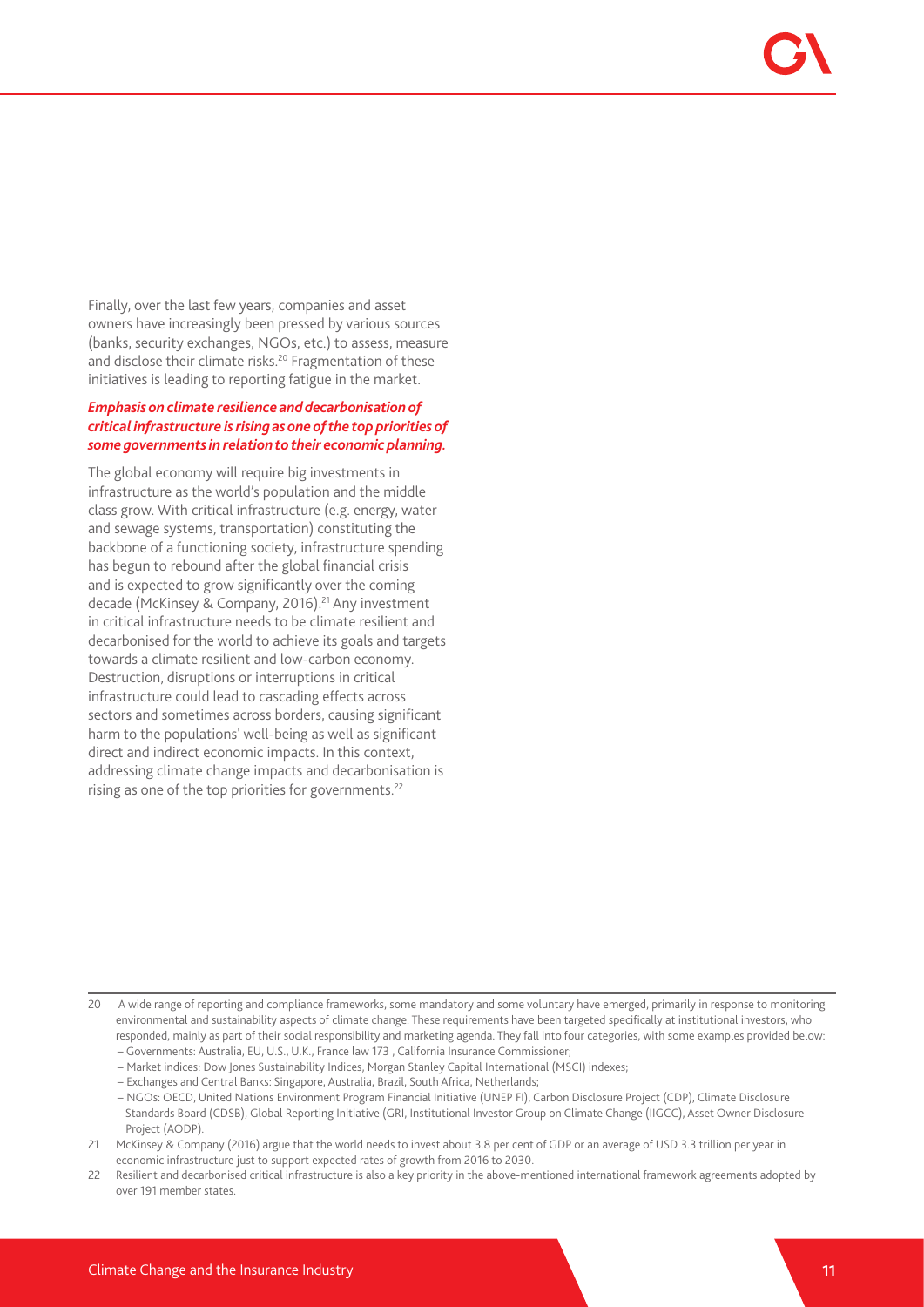Finally, over the last few years, companies and asset owners have increasingly been pressed by various sources (banks, security exchanges, NGOs, etc.) to assess, measure and disclose their climate risks.[20] Fragmentation of these initiatives is leading to reporting fatigue in the market.

***Emphasis on climate resilience and decarbonisation of critical infrastructure is rising as one of the top priorities of some governments in relation to their economic planning.***

The global economy will require big investments in infrastructure as the world's population and the middle class grow. With critical infrastructure (e.g. energy, water and sewage systems, transportation) constituting the backbone of a functioning society, infrastructure spending has begun to rebound after the global financial crisis and is expected to grow significantly over the coming decade (McKinsey & Company, 2016).[21] Any investment in critical infrastructure needs to be climate resilient and decarbonised for the world to achieve its goals and targets towards a climate resilient and low-carbon economy. Destruction, disruptions or interruptions in critical infrastructure could lead to cascading effects across sectors and sometimes across borders, causing significant harm to the populations' well-being as well as significant direct and indirect economic impacts. In this context, addressing climate change impacts and decarbonisation is rising as one of the top priorities for governments.[22]

---

20 A wide range of reporting and compliance frameworks, some mandatory and some voluntary have emerged, primarily in response to monitoring environmental and sustainability aspects of climate change. These requirements have been targeted specifically at institutional investors, who responded, mainly as part of their social responsibility and marketing agenda. They fall into four categories, with some examples provided below:
– Governments: Australia, EU, U.S., U.K., France law 173 , California Insurance Commissioner;
– Market indices: Dow Jones Sustainability Indices, Morgan Stanley Capital International (MSCI) indexes;
– Exchanges and Central Banks: Singapore, Australia, Brazil, South Africa, Netherlands;
– NGOs: OECD, United Nations Environment Program Financial Initiative (UNEP FI), Carbon Disclosure Project (CDP), Climate Disclosure Standards Board (CDSB), Global Reporting Initiative (GRI, Institutional Investor Group on Climate Change (IIGCC), Asset Owner Disclosure Project (AODP).

21 McKinsey & Company (2016) argue that the world needs to invest about 3.8 per cent of GDP or an average of USD 3.3 trillion per year in economic infrastructure just to support expected rates of growth from 2016 to 2030.

22 Resilient and decarbonised critical infrastructure is also a key priority in the above-mentioned international framework agreements adopted by over 191 member states.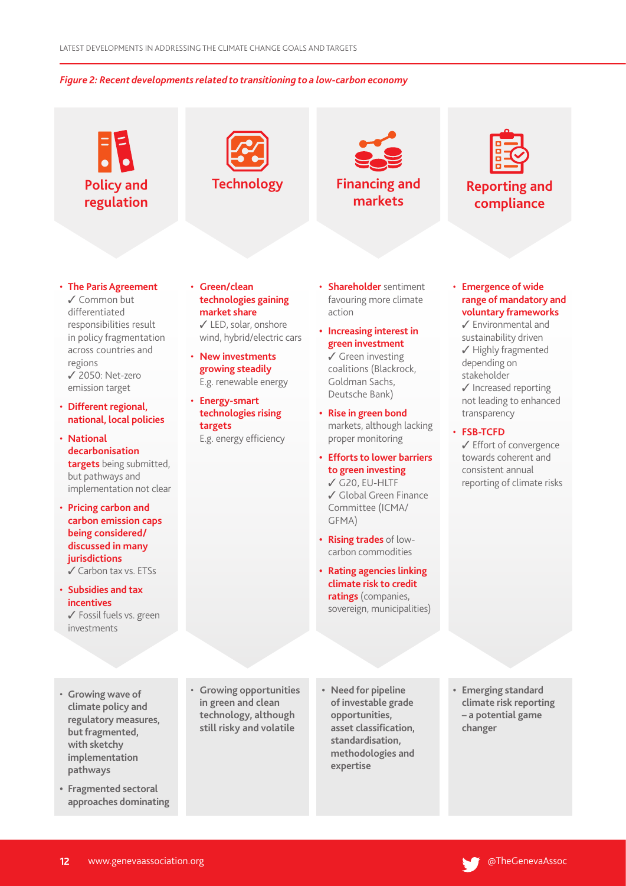*Figure 2: Recent developments related to transitioning to a low-carbon economy*

## Policy and regulation

- **The Paris Agreement**
  ✓ Common but differentiated responsibilities result in policy fragmentation across countries and regions
  ✓ 2050: Net-zero emission target
- **Different regional, national, local policies**
- **National decarbonisation targets** being submitted, but pathways and implementation not clear
- **Pricing carbon and carbon emission caps being considered/ discussed in many jurisdictions**
  ✓ Carbon tax vs. ETSs
- **Subsidies and tax incentives**
  ✓ Fossil fuels vs. green investments

**Summary:**

- **Growing wave of climate policy and regulatory measures, but fragmented, with sketchy implementation pathways**
- **Fragmented sectoral approaches dominating**

## Technology

- **Green/clean technologies gaining market share**
  ✓ LED, solar, onshore wind, hybrid/electric cars
- **New investments growing steadily**
  E.g. renewable energy
- **Energy-smart technologies rising targets**
  E.g. energy efficiency

**Summary:**

- **Growing opportunities in green and clean technology, although still risky and volatile**

## Financing and markets

- **Shareholder** sentiment favouring more climate action
- **Increasing interest in green investment**
  ✓ Green investing coalitions (Blackrock, Goldman Sachs, Deutsche Bank)
- **Rise in green bond** markets, although lacking proper monitoring
- **Efforts to lower barriers to green investing**
  ✓ G20, EU-HLTF
  ✓ Global Green Finance Committee (ICMA/ GFMA)
- **Rising trades** of low-carbon commodities
- **Rating agencies linking climate risk to credit ratings** (companies, sovereign, municipalities)

**Summary:**

- **Need for pipeline of investable grade opportunities, asset classification, standardisation, methodologies and expertise**

## Reporting and compliance

- **Emergence of wide range of mandatory and voluntary frameworks**
  ✓ Environmental and sustainability driven
  ✓ Highly fragmented depending on stakeholder
  ✓ Increased reporting not leading to enhanced transparency
- **FSB-TCFD**
  ✓ Effort of convergence towards coherent and consistent annual reporting of climate risks

**Summary:**

- **Emerging standard climate risk reporting – a potential game changer**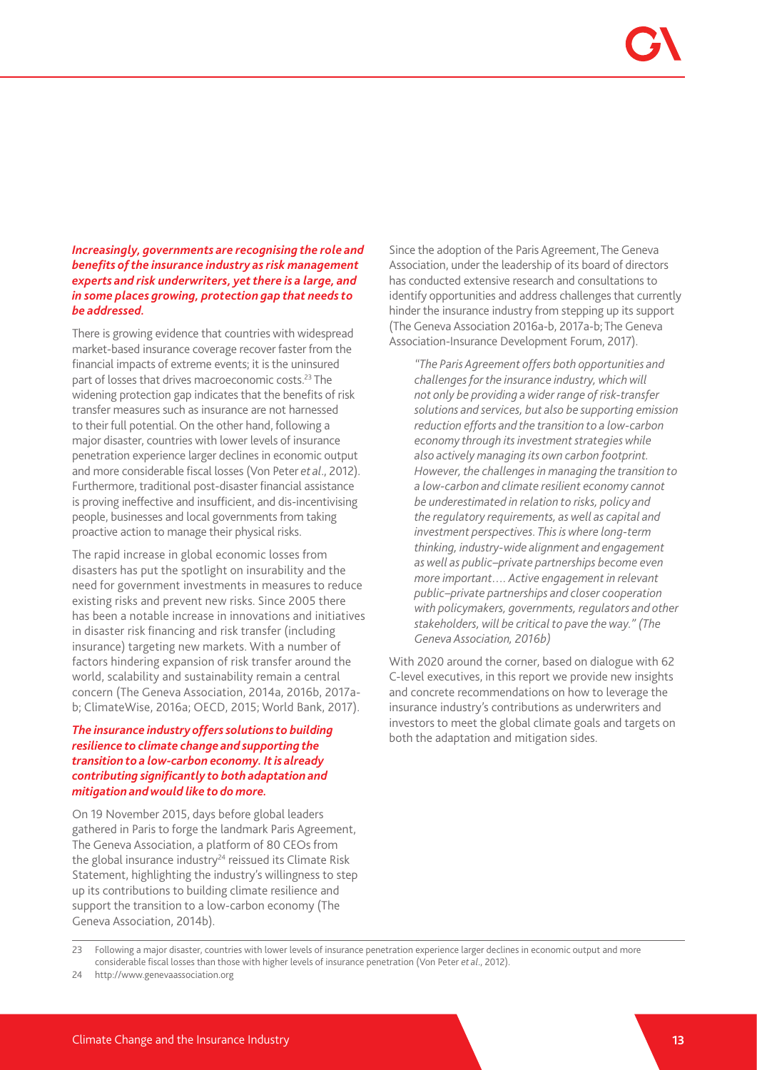***Increasingly, governments are recognising the role and benefits of the insurance industry as risk management experts and risk underwriters, yet there is a large, and in some places growing, protection gap that needs to be addressed.***

There is growing evidence that countries with widespread market-based insurance coverage recover faster from the financial impacts of extreme events; it is the uninsured part of losses that drives macroeconomic costs.[23] The widening protection gap indicates that the benefits of risk transfer measures such as insurance are not harnessed to their full potential. On the other hand, following a major disaster, countries with lower levels of insurance penetration experience larger declines in economic output and more considerable fiscal losses (Von Peter *et al*., 2012). Furthermore, traditional post-disaster financial assistance is proving ineffective and insufficient, and dis-incentivising people, businesses and local governments from taking proactive action to manage their physical risks.

The rapid increase in global economic losses from disasters has put the spotlight on insurability and the need for government investments in measures to reduce existing risks and prevent new risks. Since 2005 there has been a notable increase in innovations and initiatives in disaster risk financing and risk transfer (including insurance) targeting new markets. With a number of factors hindering expansion of risk transfer around the world, scalability and sustainability remain a central concern (The Geneva Association, 2014a, 2016b, 2017a-b; ClimateWise, 2016a; OECD, 2015; World Bank, 2017).

***The insurance industry offers solutions to building resilience to climate change and supporting the transition to a low-carbon economy. It is already contributing significantly to both adaptation and mitigation and would like to do more.***

On 19 November 2015, days before global leaders gathered in Paris to forge the landmark Paris Agreement, The Geneva Association, a platform of 80 CEOs from the global insurance industry[24] reissued its Climate Risk Statement, highlighting the industry's willingness to step up its contributions to building climate resilience and support the transition to a low-carbon economy (The Geneva Association, 2014b).

Since the adoption of the Paris Agreement, The Geneva Association, under the leadership of its board of directors has conducted extensive research and consultations to identify opportunities and address challenges that currently hinder the insurance industry from stepping up its support (The Geneva Association 2016a-b, 2017a-b; The Geneva Association-Insurance Development Forum, 2017).

> *"The Paris Agreement offers both opportunities and challenges for the insurance industry, which will not only be providing a wider range of risk-transfer solutions and services, but also be supporting emission reduction efforts and the transition to a low-carbon economy through its investment strategies while also actively managing its own carbon footprint. However, the challenges in managing the transition to a low-carbon and climate resilient economy cannot be underestimated in relation to risks, policy and the regulatory requirements, as well as capital and investment perspectives. This is where long-term thinking, industry-wide alignment and engagement as well as public–private partnerships become even more important…. Active engagement in relevant public–private partnerships and closer cooperation with policymakers, governments, regulators and other stakeholders, will be critical to pave the way." (The Geneva Association, 2016b)*

With 2020 around the corner, based on dialogue with 62 C-level executives, in this report we provide new insights and concrete recommendations on how to leverage the insurance industry's contributions as underwriters and investors to meet the global climate goals and targets on both the adaptation and mitigation sides.

---

23 Following a major disaster, countries with lower levels of insurance penetration experience larger declines in economic output and more considerable fiscal losses than those with higher levels of insurance penetration (Von Peter *et al*., 2012).

24 http://www.genevaassociation.org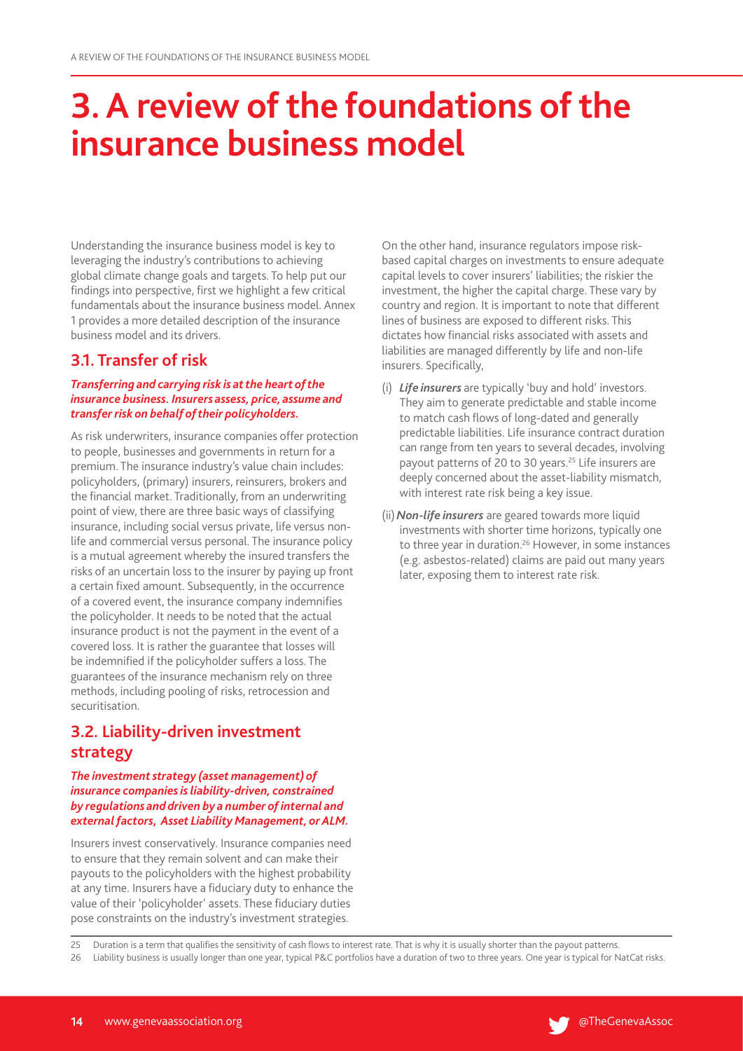# 3. A review of the foundations of the insurance business model

Understanding the insurance business model is key to leveraging the industry's contributions to achieving global climate change goals and targets. To help put our findings into perspective, first we highlight a few critical fundamentals about the insurance business model. Annex 1 provides a more detailed description of the insurance business model and its drivers.

## 3.1. Transfer of risk

***Transferring and carrying risk is at the heart of the insurance business. Insurers assess, price, assume and transfer risk on behalf of their policyholders.***

As risk underwriters, insurance companies offer protection to people, businesses and governments in return for a premium. The insurance industry's value chain includes: policyholders, (primary) insurers, reinsurers, brokers and the financial market. Traditionally, from an underwriting point of view, there are three basic ways of classifying insurance, including social versus private, life versus non-life and commercial versus personal. The insurance policy is a mutual agreement whereby the insured transfers the risks of an uncertain loss to the insurer by paying up front a certain fixed amount. Subsequently, in the occurrence of a covered event, the insurance company indemnifies the policyholder. It needs to be noted that the actual insurance product is not the payment in the event of a covered loss. It is rather the guarantee that losses will be indemnified if the policyholder suffers a loss. The guarantees of the insurance mechanism rely on three methods, including pooling of risks, retrocession and securitisation.

## 3.2. Liability-driven investment strategy

***The investment strategy (asset management) of insurance companies is liability-driven, constrained by regulations and driven by a number of internal and external factors, Asset Liability Management, or ALM.***

Insurers invest conservatively. Insurance companies need to ensure that they remain solvent and can make their payouts to the policyholders with the highest probability at any time. Insurers have a fiduciary duty to enhance the value of their 'policyholder' assets. These fiduciary duties pose constraints on the industry's investment strategies.

On the other hand, insurance regulators impose risk-based capital charges on investments to ensure adequate capital levels to cover insurers' liabilities; the riskier the investment, the higher the capital charge. These vary by country and region. It is important to note that different lines of business are exposed to different risks. This dictates how financial risks associated with assets and liabilities are managed differently by life and non-life insurers. Specifically,

(i) ***Life insurers*** are typically 'buy and hold' investors. They aim to generate predictable and stable income to match cash flows of long-dated and generally predictable liabilities. Life insurance contract duration can range from ten years to several decades, involving payout patterns of 20 to 30 years.[25] Life insurers are deeply concerned about the asset-liability mismatch, with interest rate risk being a key issue.

(ii) ***Non-life insurers*** are geared towards more liquid investments with shorter time horizons, typically one to three year in duration.[26] However, in some instances (e.g. asbestos-related) claims are paid out many years later, exposing them to interest rate risk.

---

25 Duration is a term that qualifies the sensitivity of cash flows to interest rate. That is why it is usually shorter than the payout patterns.

26 Liability business is usually longer than one year, typical P&C portfolios have a duration of two to three years. One year is typical for NatCat risks.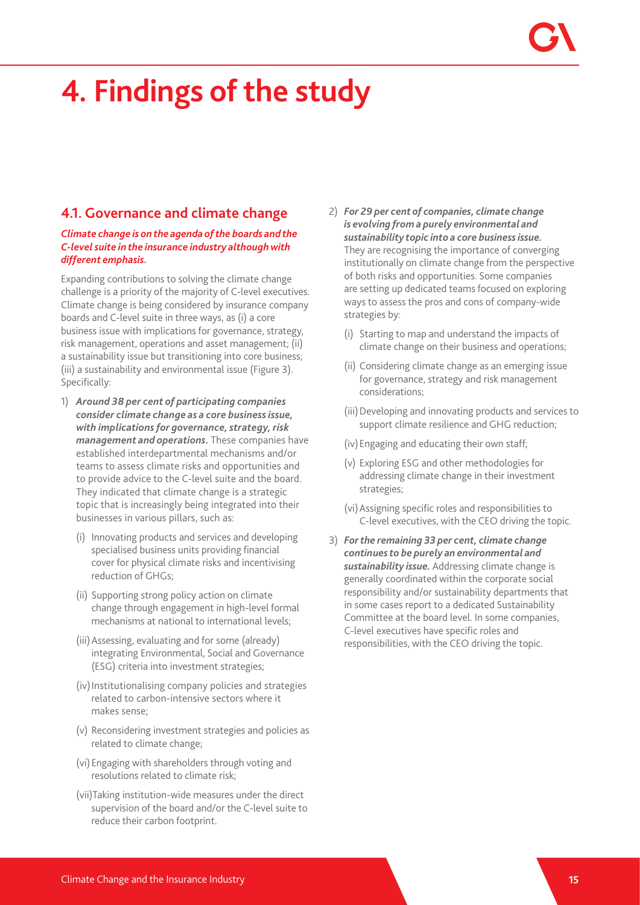# 4. Findings of the study

## 4.1. Governance and climate change

***Climate change is on the agenda of the boards and the C-level suite in the insurance industry although with different emphasis.***

Expanding contributions to solving the climate change challenge is a priority of the majority of C-level executives. Climate change is being considered by insurance company boards and C-level suite in three ways, as (i) a core business issue with implications for governance, strategy, risk management, operations and asset management; (ii) a sustainability issue but transitioning into core business; (iii) a sustainability and environmental issue (Figure 3). Specifically:

1) ***Around 38 per cent of participating companies consider climate change as a core business issue, with implications for governance, strategy, risk management and operations.*** These companies have established interdepartmental mechanisms and/or teams to assess climate risks and opportunities and to provide advice to the C-level suite and the board. They indicated that climate change is a strategic topic that is increasingly being integrated into their businesses in various pillars, such as:

   (i) Innovating products and services and developing specialised business units providing financial cover for physical climate risks and incentivising reduction of GHGs;

   (ii) Supporting strong policy action on climate change through engagement in high-level formal mechanisms at national to international levels;

   (iii) Assessing, evaluating and for some (already) integrating Environmental, Social and Governance (ESG) criteria into investment strategies;

   (iv) Institutionalising company policies and strategies related to carbon-intensive sectors where it makes sense;

   (v) Reconsidering investment strategies and policies as related to climate change;

   (vi) Engaging with shareholders through voting and resolutions related to climate risk;

   (vii) Taking institution-wide measures under the direct supervision of the board and/or the C-level suite to reduce their carbon footprint.

2) ***For 29 per cent of companies, climate change is evolving from a purely environmental and sustainability topic into a core business issue.*** They are recognising the importance of converging institutionally on climate change from the perspective of both risks and opportunities. Some companies are setting up dedicated teams focused on exploring ways to assess the pros and cons of company-wide strategies by:

   (i) Starting to map and understand the impacts of climate change on their business and operations;

   (ii) Considering climate change as an emerging issue for governance, strategy and risk management considerations;

   (iii) Developing and innovating products and services to support climate resilience and GHG reduction;

   (iv) Engaging and educating their own staff;

   (v) Exploring ESG and other methodologies for addressing climate change in their investment strategies;

   (vi) Assigning specific roles and responsibilities to C-level executives, with the CEO driving the topic.

3) ***For the remaining 33 per cent, climate change continues to be purely an environmental and sustainability issue.*** Addressing climate change is generally coordinated within the corporate social responsibility and/or sustainability departments that in some cases report to a dedicated Sustainability Committee at the board level. In some companies, C-level executives have specific roles and responsibilities, with the CEO driving the topic.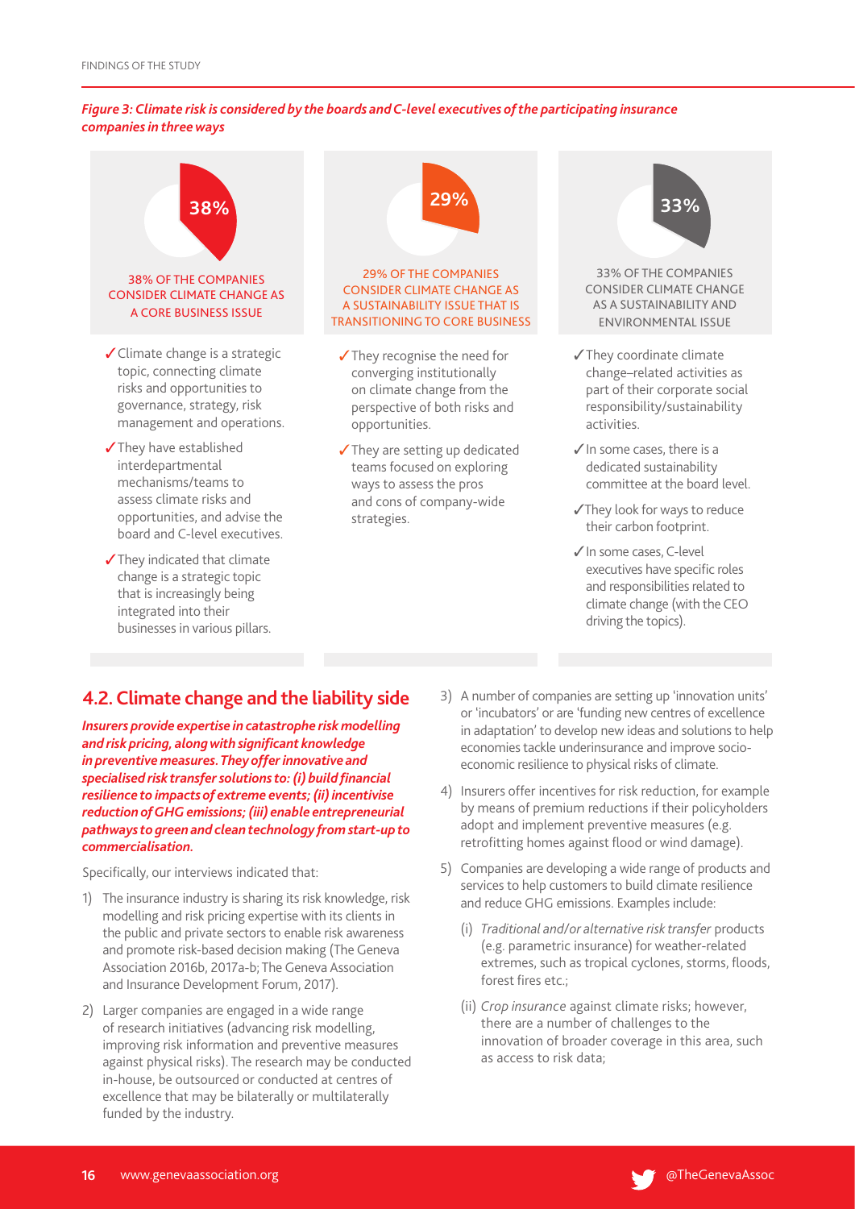*Figure 3: Climate risk is considered by the boards and C-level executives of the participating insurance companies in three ways*

**38%**

38% OF THE COMPANIES CONSIDER CLIMATE CHANGE AS A CORE BUSINESS ISSUE

- ✓ Climate change is a strategic topic, connecting climate risks and opportunities to governance, strategy, risk management and operations.
- ✓ They have established interdepartmental mechanisms/teams to assess climate risks and opportunities, and advise the board and C-level executives.
- ✓ They indicated that climate change is a strategic topic that is increasingly being integrated into their businesses in various pillars.

**29%**

29% OF THE COMPANIES CONSIDER CLIMATE CHANGE AS A SUSTAINABILITY ISSUE THAT IS TRANSITIONING TO CORE BUSINESS

- ✓ They recognise the need for converging institutionally on climate change from the perspective of both risks and opportunities.
- ✓ They are setting up dedicated teams focused on exploring ways to assess the pros and cons of company-wide strategies.

**33%**

33% OF THE COMPANIES CONSIDER CLIMATE CHANGE AS A SUSTAINABILITY AND ENVIRONMENTAL ISSUE

- ✓ They coordinate climate change–related activities as part of their corporate social responsibility/sustainability activities.
- ✓ In some cases, there is a dedicated sustainability committee at the board level.
- ✓ They look for ways to reduce their carbon footprint.
- ✓ In some cases, C-level executives have specific roles and responsibilities related to climate change (with the CEO driving the topics).

## 4.2. Climate change and the liability side

***Insurers provide expertise in catastrophe risk modelling and risk pricing, along with significant knowledge in preventive measures. They offer innovative and specialised risk transfer solutions to: (i) build financial resilience to impacts of extreme events; (ii) incentivise reduction of GHG emissions; (iii) enable entrepreneurial pathways to green and clean technology from start-up to commercialisation.***

Specifically, our interviews indicated that:

1) The insurance industry is sharing its risk knowledge, risk modelling and risk pricing expertise with its clients in the public and private sectors to enable risk awareness and promote risk-based decision making (The Geneva Association 2016b, 2017a-b; The Geneva Association and Insurance Development Forum, 2017).
2) Larger companies are engaged in a wide range of research initiatives (advancing risk modelling, improving risk information and preventive measures against physical risks). The research may be conducted in-house, be outsourced or conducted at centres of excellence that may be bilaterally or multilaterally funded by the industry.
3) A number of companies are setting up 'innovation units' or 'incubators' or are 'funding new centres of excellence in adaptation' to develop new ideas and solutions to help economies tackle underinsurance and improve socio-economic resilience to physical risks of climate.
4) Insurers offer incentives for risk reduction, for example by means of premium reductions if their policyholders adopt and implement preventive measures (e.g. retrofitting homes against flood or wind damage).
5) Companies are developing a wide range of products and services to help customers to build climate resilience and reduce GHG emissions. Examples include:
   (i) *Traditional and/or alternative risk transfer* products (e.g. parametric insurance) for weather-related extremes, such as tropical cyclones, storms, floods, forest fires etc.;
   (ii) *Crop insurance* against climate risks; however, there are a number of challenges to the innovation of broader coverage in this area, such as access to risk data;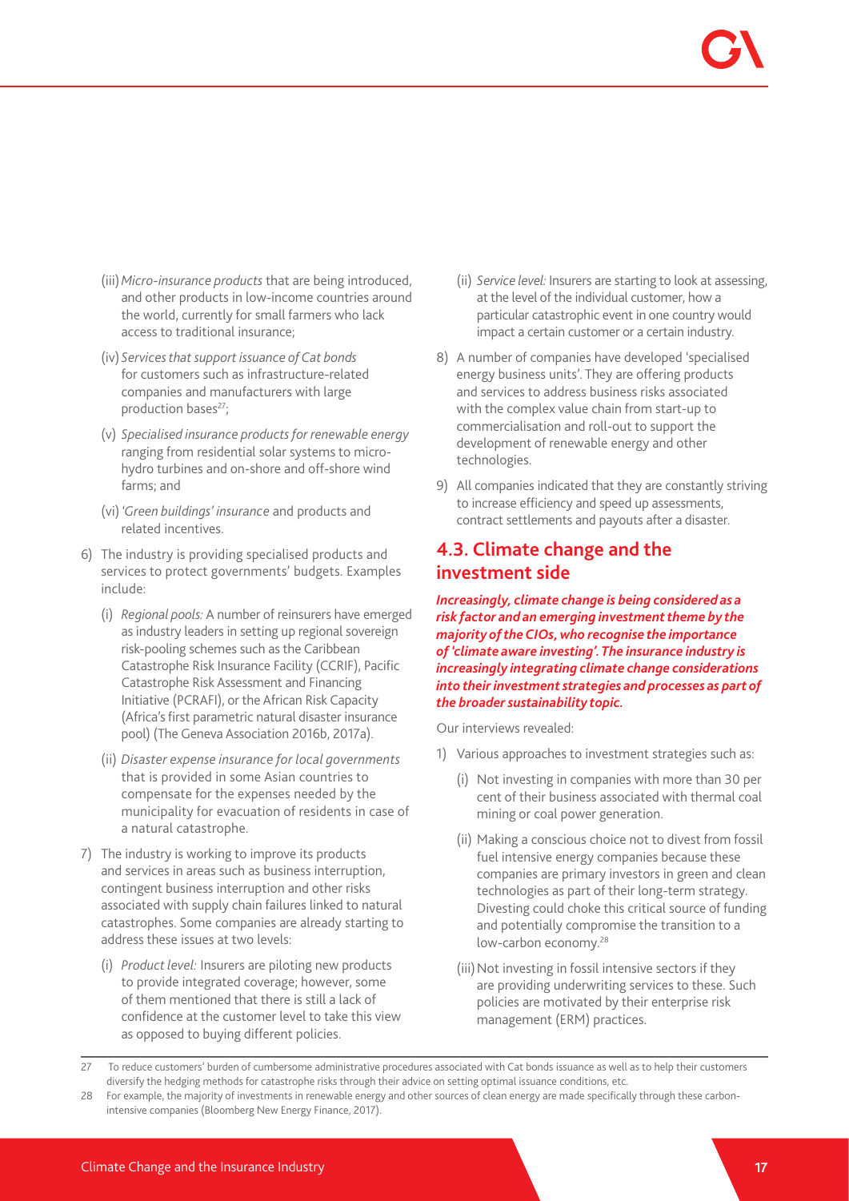(iii) *Micro-insurance products* that are being introduced, and other products in low-income countries around the world, currently for small farmers who lack access to traditional insurance;

(iv) *Services that support issuance of Cat bonds* for customers such as infrastructure-related companies and manufacturers with large production bases[27];

(v) *Specialised insurance products for renewable energy* ranging from residential solar systems to micro-hydro turbines and on-shore and off-shore wind farms; and

(vi) *'Green buildings' insurance* and products and related incentives.

6) The industry is providing specialised products and services to protect governments' budgets. Examples include:

   (i) *Regional pools:* A number of reinsurers have emerged as industry leaders in setting up regional sovereign risk-pooling schemes such as the Caribbean Catastrophe Risk Insurance Facility (CCRIF), Pacific Catastrophe Risk Assessment and Financing Initiative (PCRAFI), or the African Risk Capacity (Africa's first parametric natural disaster insurance pool) (The Geneva Association 2016b, 2017a).

   (ii) *Disaster expense insurance for local governments* that is provided in some Asian countries to compensate for the expenses needed by the municipality for evacuation of residents in case of a natural catastrophe.

7) The industry is working to improve its products and services in areas such as business interruption, contingent business interruption and other risks associated with supply chain failures linked to natural catastrophes. Some companies are already starting to address these issues at two levels:

   (i) *Product level:* Insurers are piloting new products to provide integrated coverage; however, some of them mentioned that there is still a lack of confidence at the customer level to take this view as opposed to buying different policies.

   (ii) *Service level:* Insurers are starting to look at assessing, at the level of the individual customer, how a particular catastrophic event in one country would impact a certain customer or a certain industry.

8) A number of companies have developed 'specialised energy business units'. They are offering products and services to address business risks associated with the complex value chain from start-up to commercialisation and roll-out to support the development of renewable energy and other technologies.

9) All companies indicated that they are constantly striving to increase efficiency and speed up assessments, contract settlements and payouts after a disaster.

## 4.3. Climate change and the investment side

***Increasingly, climate change is being considered as a risk factor and an emerging investment theme by the majority of the CIOs, who recognise the importance of 'climate aware investing'. The insurance industry is increasingly integrating climate change considerations into their investment strategies and processes as part of the broader sustainability topic.***

Our interviews revealed:

1) Various approaches to investment strategies such as:

   (i) Not investing in companies with more than 30 per cent of their business associated with thermal coal mining or coal power generation.

   (ii) Making a conscious choice not to divest from fossil fuel intensive energy companies because these companies are primary investors in green and clean technologies as part of their long-term strategy. Divesting could choke this critical source of funding and potentially compromise the transition to a low-carbon economy.[28]

   (iii) Not investing in fossil intensive sectors if they are providing underwriting services to these. Such policies are motivated by their enterprise risk management (ERM) practices.

---

27 To reduce customers' burden of cumbersome administrative procedures associated with Cat bonds issuance as well as to help their customers diversify the hedging methods for catastrophe risks through their advice on setting optimal issuance conditions, etc.

28 For example, the majority of investments in renewable energy and other sources of clean energy are made specifically through these carbon-intensive companies (Bloomberg New Energy Finance, 2017).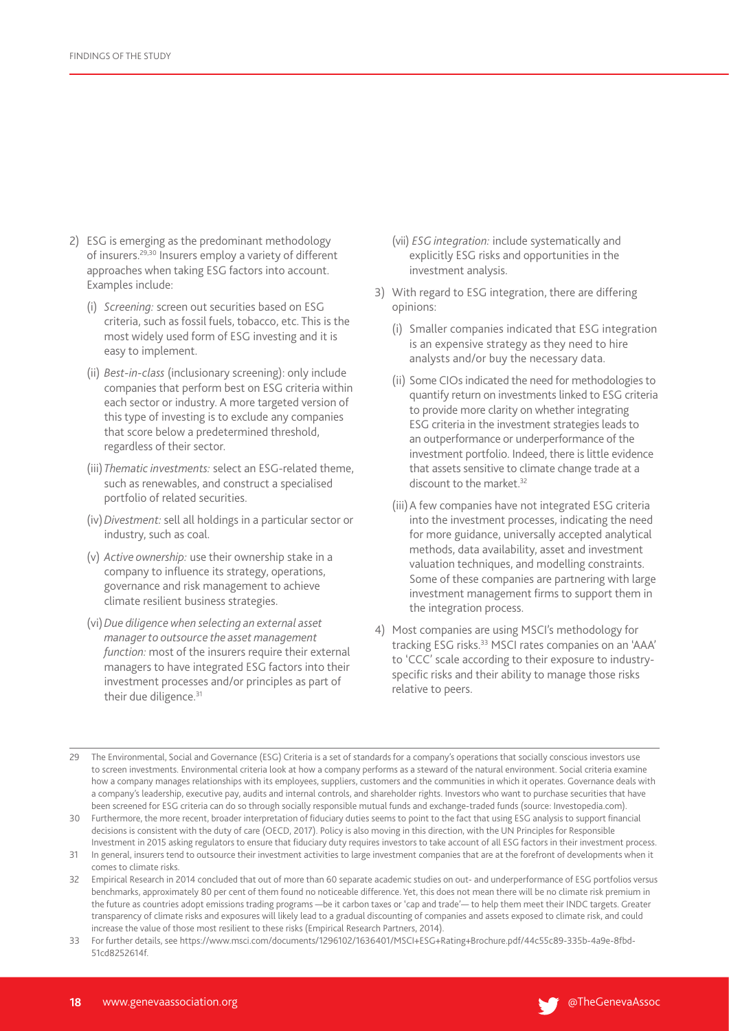2) ESG is emerging as the predominant methodology of insurers.[29,30] Insurers employ a variety of different approaches when taking ESG factors into account. Examples include:

   (i) *Screening:* screen out securities based on ESG criteria, such as fossil fuels, tobacco, etc. This is the most widely used form of ESG investing and it is easy to implement.

   (ii) *Best-in-class* (inclusionary screening): only include companies that perform best on ESG criteria within each sector or industry. A more targeted version of this type of investing is to exclude any companies that score below a predetermined threshold, regardless of their sector.

   (iii) *Thematic investments:* select an ESG-related theme, such as renewables, and construct a specialised portfolio of related securities.

   (iv) *Divestment:* sell all holdings in a particular sector or industry, such as coal.

   (v) *Active ownership:* use their ownership stake in a company to influence its strategy, operations, governance and risk management to achieve climate resilient business strategies.

   (vi) *Due diligence when selecting an external asset manager to outsource the asset management function:* most of the insurers require their external managers to have integrated ESG factors into their investment processes and/or principles as part of their due diligence.[31]

   (vii) *ESG integration:* include systematically and explicitly ESG risks and opportunities in the investment analysis.

3) With regard to ESG integration, there are differing opinions:

   (i) Smaller companies indicated that ESG integration is an expensive strategy as they need to hire analysts and/or buy the necessary data.

   (ii) Some CIOs indicated the need for methodologies to quantify return on investments linked to ESG criteria to provide more clarity on whether integrating ESG criteria in the investment strategies leads to an outperformance or underperformance of the investment portfolio. Indeed, there is little evidence that assets sensitive to climate change trade at a discount to the market.[32]

   (iii) A few companies have not integrated ESG criteria into the investment processes, indicating the need for more guidance, universally accepted analytical methods, data availability, asset and investment valuation techniques, and modelling constraints. Some of these companies are partnering with large investment management firms to support them in the integration process.

4) Most companies are using MSCI's methodology for tracking ESG risks.[33] MSCI rates companies on an 'AAA' to 'CCC' scale according to their exposure to industry-specific risks and their ability to manage those risks relative to peers.

---

29 The Environmental, Social and Governance (ESG) Criteria is a set of standards for a company's operations that socially conscious investors use to screen investments. Environmental criteria look at how a company performs as a steward of the natural environment. Social criteria examine how a company manages relationships with its employees, suppliers, customers and the communities in which it operates. Governance deals with a company's leadership, executive pay, audits and internal controls, and shareholder rights. Investors who want to purchase securities that have been screened for ESG criteria can do so through socially responsible mutual funds and exchange-traded funds (source: Investopedia.com).

30 Furthermore, the more recent, broader interpretation of fiduciary duties seems to point to the fact that using ESG analysis to support financial decisions is consistent with the duty of care (OECD, 2017). Policy is also moving in this direction, with the UN Principles for Responsible Investment in 2015 asking regulators to ensure that fiduciary duty requires investors to take account of all ESG factors in their investment process.

31 In general, insurers tend to outsource their investment activities to large investment companies that are at the forefront of developments when it comes to climate risks.

32 Empirical Research in 2014 concluded that out of more than 60 separate academic studies on out- and underperformance of ESG portfolios versus benchmarks, approximately 80 per cent of them found no noticeable difference. Yet, this does not mean there will be no climate risk premium in the future as countries adopt emissions trading programs —be it carbon taxes or 'cap and trade'— to help them meet their INDC targets. Greater transparency of climate risks and exposures will likely lead to a gradual discounting of companies and assets exposed to climate risk, and could increase the value of those most resilient to these risks (Empirical Research Partners, 2014).

33 For further details, see https://www.msci.com/documents/1296102/1636401/MSCI+ESG+Rating+Brochure.pdf/44c55c89-335b-4a9e-8fbd-51cd8252614f.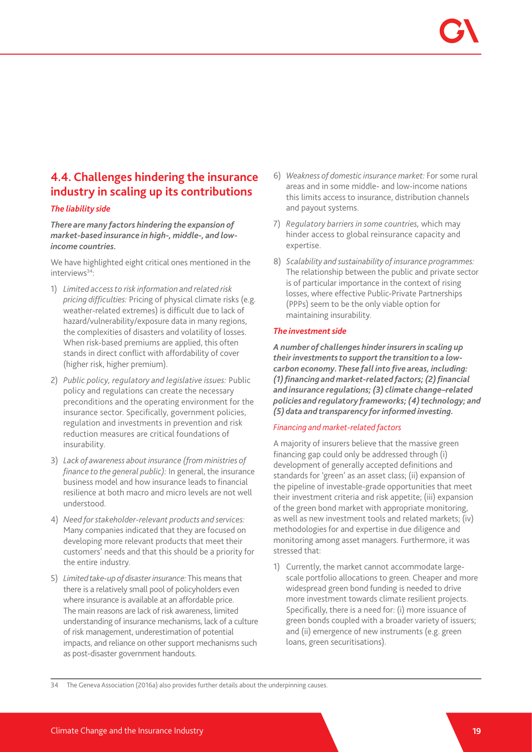## 4.4. Challenges hindering the insurance industry in scaling up its contributions

***The liability side***

***There are many factors hindering the expansion of market-based insurance in high-, middle-, and low-income countries.***

We have highlighted eight critical ones mentioned in the interviews[34]:

1) *Limited access to risk information and related risk pricing difficulties:* Pricing of physical climate risks (e.g. weather-related extremes) is difficult due to lack of hazard/vulnerability/exposure data in many regions, the complexities of disasters and volatility of losses. When risk-based premiums are applied, this often stands in direct conflict with affordability of cover (higher risk, higher premium).
2) *Public policy, regulatory and legislative issues:* Public policy and regulations can create the necessary preconditions and the operating environment for the insurance sector. Specifically, government policies, regulation and investments in prevention and risk reduction measures are critical foundations of insurability.
3) *Lack of awareness about insurance (from ministries of finance to the general public):* In general, the insurance business model and how insurance leads to financial resilience at both macro and micro levels are not well understood.
4) *Need for stakeholder-relevant products and services:* Many companies indicated that they are focused on developing more relevant products that meet their customers' needs and that this should be a priority for the entire industry.
5) *Limited take-up of disaster insurance:* This means that there is a relatively small pool of policyholders even where insurance is available at an affordable price. The main reasons are lack of risk awareness, limited understanding of insurance mechanisms, lack of a culture of risk management, underestimation of potential impacts, and reliance on other support mechanisms such as post-disaster government handouts.
6) *Weakness of domestic insurance market:* For some rural areas and in some middle- and low-income nations this limits access to insurance, distribution channels and payout systems.
7) *Regulatory barriers in some countries,* which may hinder access to global reinsurance capacity and expertise.
8) *Scalability and sustainability of insurance programmes:* The relationship between the public and private sector is of particular importance in the context of rising losses, where effective Public-Private Partnerships (PPPs) seem to be the only viable option for maintaining insurability.

***The investment side***

***A number of challenges hinder insurers in scaling up their investments to support the transition to a low-carbon economy. These fall into five areas, including: (1) financing and market-related factors; (2) financial and insurance regulations; (3) climate change–related policies and regulatory frameworks; (4) technology; and (5) data and transparency for informed investing.***

*Financing and market-related factors*

A majority of insurers believe that the massive green financing gap could only be addressed through (i) development of generally accepted definitions and standards for 'green' as an asset class; (ii) expansion of the pipeline of investable-grade opportunities that meet their investment criteria and risk appetite; (iii) expansion of the green bond market with appropriate monitoring, as well as new investment tools and related markets; (iv) methodologies for and expertise in due diligence and monitoring among asset managers. Furthermore, it was stressed that:

1) Currently, the market cannot accommodate large-scale portfolio allocations to green. Cheaper and more widespread green bond funding is needed to drive more investment towards climate resilient projects. Specifically, there is a need for: (i) more issuance of green bonds coupled with a broader variety of issuers; and (ii) emergence of new instruments (e.g. green loans, green securitisations).

---

[34] The Geneva Association (2016a) also provides further details about the underpinning causes.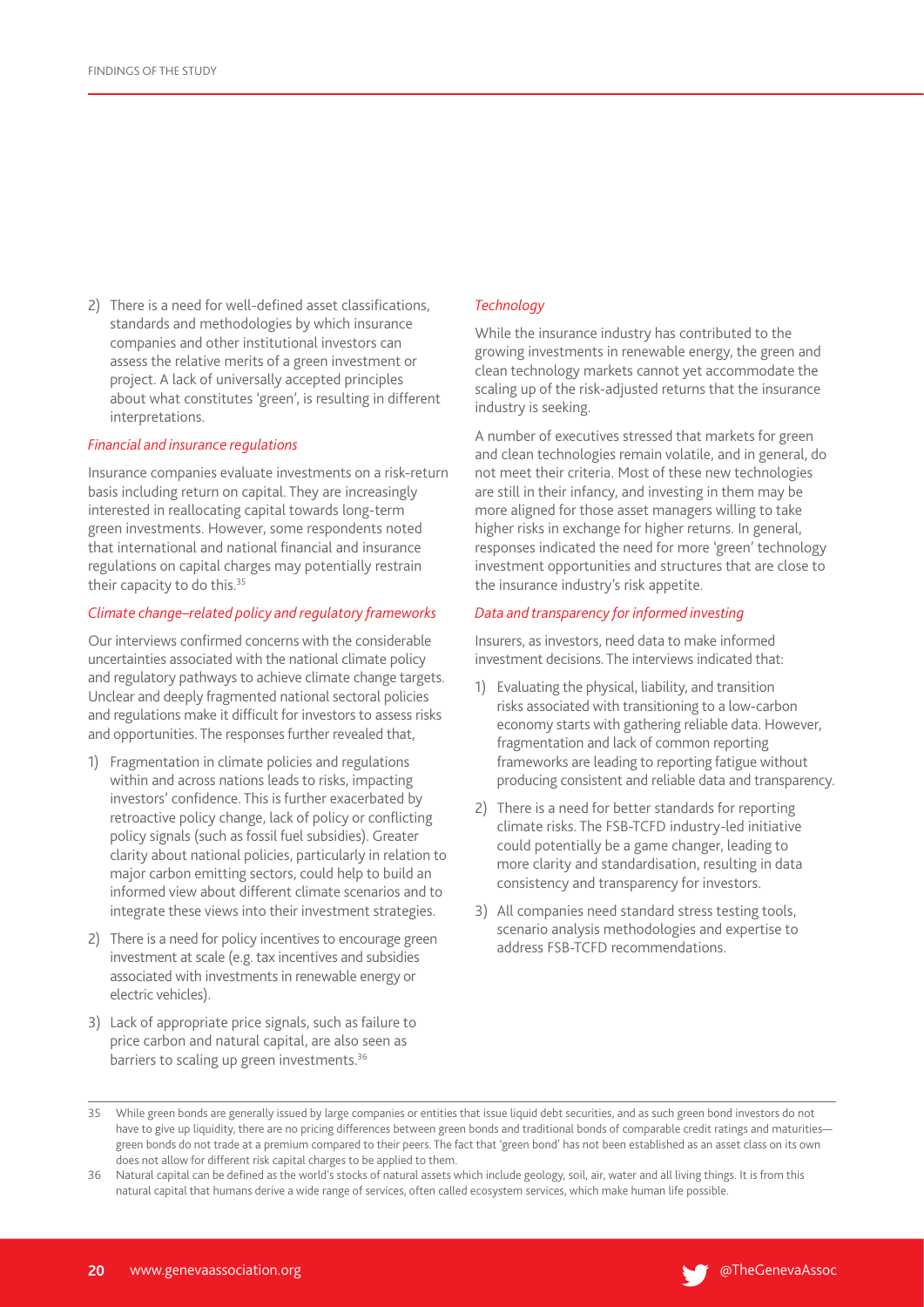2) There is a need for well-defined asset classifications, standards and methodologies by which insurance companies and other institutional investors can assess the relative merits of a green investment or project. A lack of universally accepted principles about what constitutes 'green', is resulting in different interpretations.

*Financial and insurance regulations*

Insurance companies evaluate investments on a risk-return basis including return on capital. They are increasingly interested in reallocating capital towards long-term green investments. However, some respondents noted that international and national financial and insurance regulations on capital charges may potentially restrain their capacity to do this.[35]

*Climate change–related policy and regulatory frameworks*

Our interviews confirmed concerns with the considerable uncertainties associated with the national climate policy and regulatory pathways to achieve climate change targets. Unclear and deeply fragmented national sectoral policies and regulations make it difficult for investors to assess risks and opportunities. The responses further revealed that,

1) Fragmentation in climate policies and regulations within and across nations leads to risks, impacting investors' confidence. This is further exacerbated by retroactive policy change, lack of policy or conflicting policy signals (such as fossil fuel subsidies). Greater clarity about national policies, particularly in relation to major carbon emitting sectors, could help to build an informed view about different climate scenarios and to integrate these views into their investment strategies.

2) There is a need for policy incentives to encourage green investment at scale (e.g. tax incentives and subsidies associated with investments in renewable energy or electric vehicles).

3) Lack of appropriate price signals, such as failure to price carbon and natural capital, are also seen as barriers to scaling up green investments.[36]

*Technology*

While the insurance industry has contributed to the growing investments in renewable energy, the green and clean technology markets cannot yet accommodate the scaling up of the risk-adjusted returns that the insurance industry is seeking.

A number of executives stressed that markets for green and clean technologies remain volatile, and in general, do not meet their criteria. Most of these new technologies are still in their infancy, and investing in them may be more aligned for those asset managers willing to take higher risks in exchange for higher returns. In general, responses indicated the need for more 'green' technology investment opportunities and structures that are close to the insurance industry's risk appetite.

*Data and transparency for informed investing*

Insurers, as investors, need data to make informed investment decisions. The interviews indicated that:

1) Evaluating the physical, liability, and transition risks associated with transitioning to a low-carbon economy starts with gathering reliable data. However, fragmentation and lack of common reporting frameworks are leading to reporting fatigue without producing consistent and reliable data and transparency.

2) There is a need for better standards for reporting climate risks. The FSB-TCFD industry-led initiative could potentially be a game changer, leading to more clarity and standardisation, resulting in data consistency and transparency for investors.

3) All companies need standard stress testing tools, scenario analysis methodologies and expertise to address FSB-TCFD recommendations.

---

35 While green bonds are generally issued by large companies or entities that issue liquid debt securities, and as such green bond investors do not have to give up liquidity, there are no pricing differences between green bonds and traditional bonds of comparable credit ratings and maturities—green bonds do not trade at a premium compared to their peers. The fact that 'green bond' has not been established as an asset class on its own does not allow for different risk capital charges to be applied to them.

36 Natural capital can be defined as the world's stocks of natural assets which include geology, soil, air, water and all living things. It is from this natural capital that humans derive a wide range of services, often called ecosystem services, which make human life possible.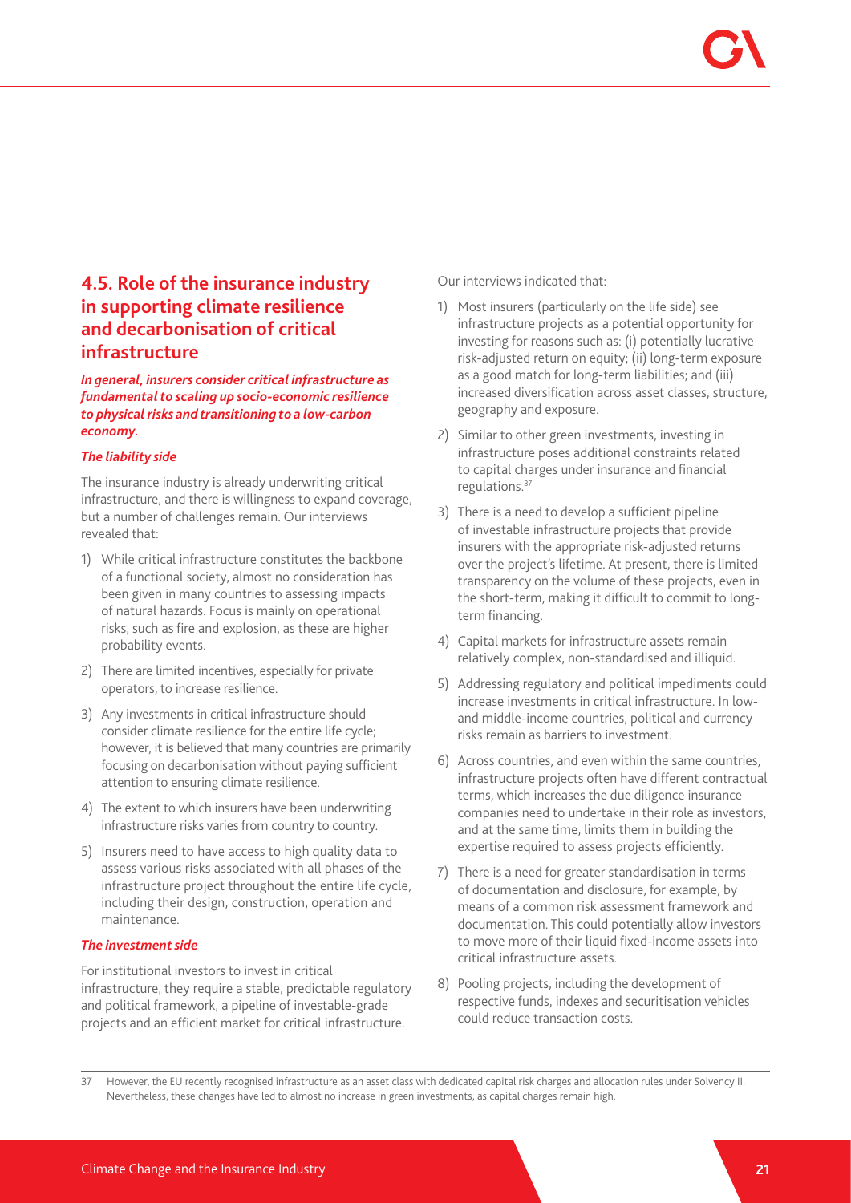## 4.5. Role of the insurance industry in supporting climate resilience and decarbonisation of critical infrastructure

***In general, insurers consider critical infrastructure as fundamental to scaling up socio-economic resilience to physical risks and transitioning to a low-carbon economy.***

***The liability side***

The insurance industry is already underwriting critical infrastructure, and there is willingness to expand coverage, but a number of challenges remain. Our interviews revealed that:

1) While critical infrastructure constitutes the backbone of a functional society, almost no consideration has been given in many countries to assessing impacts of natural hazards. Focus is mainly on operational risks, such as fire and explosion, as these are higher probability events.
2) There are limited incentives, especially for private operators, to increase resilience.
3) Any investments in critical infrastructure should consider climate resilience for the entire life cycle; however, it is believed that many countries are primarily focusing on decarbonisation without paying sufficient attention to ensuring climate resilience.
4) The extent to which insurers have been underwriting infrastructure risks varies from country to country.
5) Insurers need to have access to high quality data to assess various risks associated with all phases of the infrastructure project throughout the entire life cycle, including their design, construction, operation and maintenance.

***The investment side***

For institutional investors to invest in critical infrastructure, they require a stable, predictable regulatory and political framework, a pipeline of investable-grade projects and an efficient market for critical infrastructure.

Our interviews indicated that:

1) Most insurers (particularly on the life side) see infrastructure projects as a potential opportunity for investing for reasons such as: (i) potentially lucrative risk-adjusted return on equity; (ii) long-term exposure as a good match for long-term liabilities; and (iii) increased diversification across asset classes, structure, geography and exposure.
2) Similar to other green investments, investing in infrastructure poses additional constraints related to capital charges under insurance and financial regulations.[37]
3) There is a need to develop a sufficient pipeline of investable infrastructure projects that provide insurers with the appropriate risk-adjusted returns over the project's lifetime. At present, there is limited transparency on the volume of these projects, even in the short-term, making it difficult to commit to long-term financing.
4) Capital markets for infrastructure assets remain relatively complex, non-standardised and illiquid.
5) Addressing regulatory and political impediments could increase investments in critical infrastructure. In low- and middle-income countries, political and currency risks remain as barriers to investment.
6) Across countries, and even within the same countries, infrastructure projects often have different contractual terms, which increases the due diligence insurance companies need to undertake in their role as investors, and at the same time, limits them in building the expertise required to assess projects efficiently.
7) There is a need for greater standardisation in terms of documentation and disclosure, for example, by means of a common risk assessment framework and documentation. This could potentially allow investors to move more of their liquid fixed-income assets into critical infrastructure assets.
8) Pooling projects, including the development of respective funds, indexes and securitisation vehicles could reduce transaction costs.

---

37 However, the EU recently recognised infrastructure as an asset class with dedicated capital risk charges and allocation rules under Solvency II. Nevertheless, these changes have led to almost no increase in green investments, as capital charges remain high.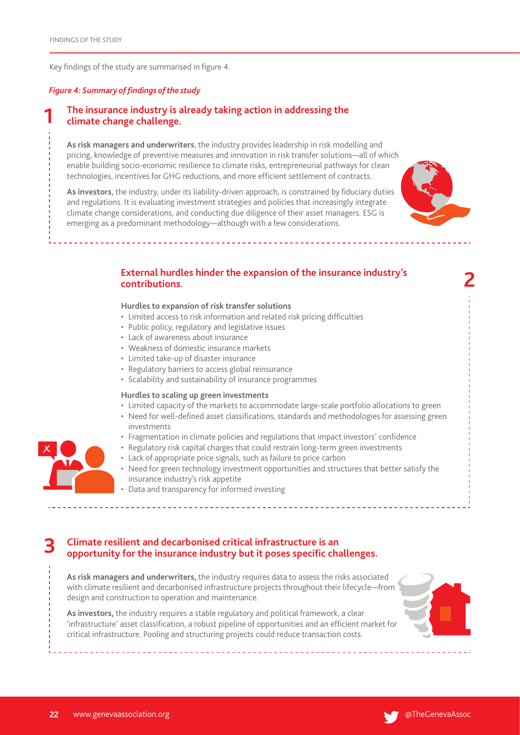Key findings of the study are summarised in figure 4.

*Figure 4: Summary of findings of the study*

## 1 The insurance industry is already taking action in addressing the climate change challenge.

**As risk managers and underwriters**, the industry provides leadership in risk modelling and pricing, knowledge of preventive measures and innovation in risk transfer solutions—all of which enable building socio-economic resilience to climate risks, entrepreneurial pathways for clean technologies, incentives for GHG reductions, and more efficient settlement of contracts.

**As investors**, the industry, under its liability-driven approach, is constrained by fiduciary duties and regulations. It is evaluating investment strategies and policies that increasingly integrate climate change considerations, and conducting due diligence of their asset managers. ESG is emerging as a predominant methodology—although with a few considerations.

## 2 External hurdles hinder the expansion of the insurance industry's contributions.

**Hurdles to expansion of risk transfer solutions**

- Limited access to risk information and related risk pricing difficulties
- Public policy, regulatory and legislative issues
- Lack of awareness about insurance
- Weakness of domestic insurance markets
- Limited take-up of disaster insurance
- Regulatory barriers to access global reinsurance
- Scalability and sustainability of insurance programmes

**Hurdles to scaling up green investments**

- Limited capacity of the markets to accommodate large-scale portfolio allocations to green
- Need for well-defined asset classifications, standards and methodologies for assessing green investments
- Fragmentation in climate policies and regulations that impact investors' confidence
- Regulatory risk capital charges that could restrain long-term green investments
- Lack of appropriate price signals, such as failure to price carbon
- Need for green technology investment opportunities and structures that better satisfy the insurance industry's risk appetite
- Data and transparency for informed investing

## 3 Climate resilient and decarbonised critical infrastructure is an opportunity for the insurance industry but it poses specific challenges.

**As risk managers and underwriters,** the industry requires data to assess the risks associated with climate resilient and decarbonised infrastructure projects throughout their lifecycle—from design and construction to operation and maintenance.

**As investors,** the industry requires a stable regulatory and political framework, a clear 'infrastructure' asset classification, a robust pipeline of opportunities and an efficient market for critical infrastructure. Pooling and structuring projects could reduce transaction costs.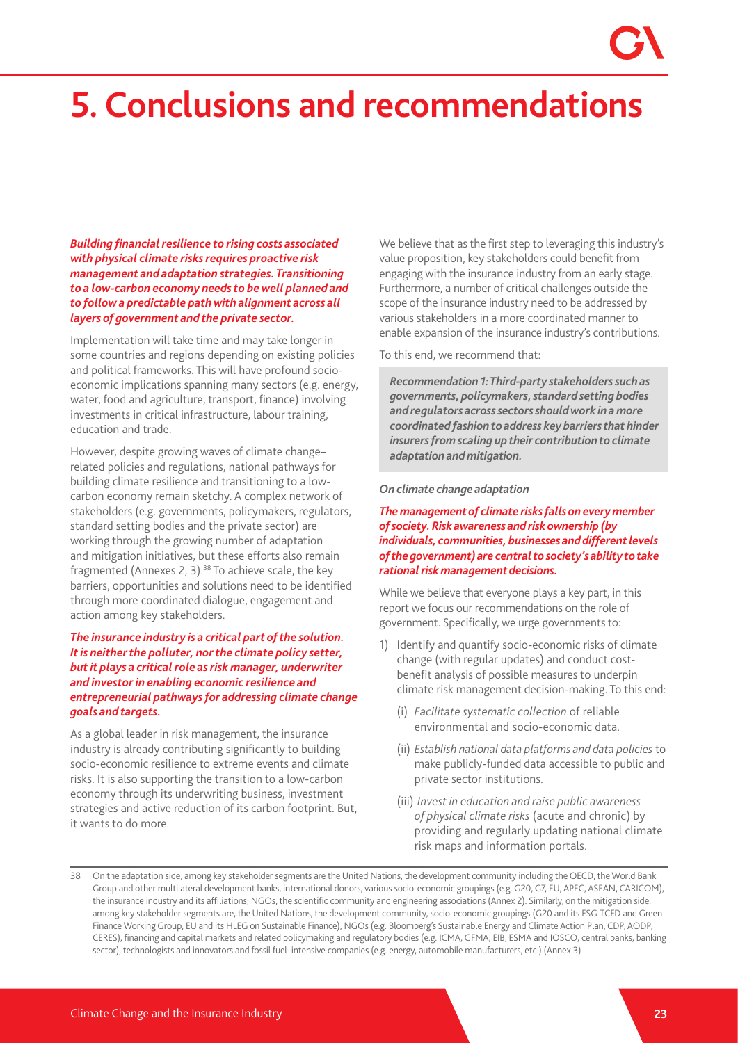# 5. Conclusions and recommendations

***Building financial resilience to rising costs associated with physical climate risks requires proactive risk management and adaptation strategies. Transitioning to a low-carbon economy needs to be well planned and to follow a predictable path with alignment across all layers of government and the private sector.***

Implementation will take time and may take longer in some countries and regions depending on existing policies and political frameworks. This will have profound socio-economic implications spanning many sectors (e.g. energy, water, food and agriculture, transport, finance) involving investments in critical infrastructure, labour training, education and trade.

However, despite growing waves of climate change–related policies and regulations, national pathways for building climate resilience and transitioning to a low-carbon economy remain sketchy. A complex network of stakeholders (e.g. governments, policymakers, regulators, standard setting bodies and the private sector) are working through the growing number of adaptation and mitigation initiatives, but these efforts also remain fragmented (Annexes 2, 3).[38] To achieve scale, the key barriers, opportunities and solutions need to be identified through more coordinated dialogue, engagement and action among key stakeholders.

***The insurance industry is a critical part of the solution. It is neither the polluter, nor the climate policy setter, but it plays a critical role as risk manager, underwriter and investor in enabling economic resilience and entrepreneurial pathways for addressing climate change goals and targets.***

As a global leader in risk management, the insurance industry is already contributing significantly to building socio-economic resilience to extreme events and climate risks. It is also supporting the transition to a low-carbon economy through its underwriting business, investment strategies and active reduction of its carbon footprint. But, it wants to do more.

We believe that as the first step to leveraging this industry's value proposition, key stakeholders could benefit from engaging with the insurance industry from an early stage. Furthermore, a number of critical challenges outside the scope of the insurance industry need to be addressed by various stakeholders in a more coordinated manner to enable expansion of the insurance industry's contributions.

To this end, we recommend that:

> ***Recommendation 1: Third-party stakeholders such as governments, policymakers, standard setting bodies and regulators across sectors should work in a more coordinated fashion to address key barriers that hinder insurers from scaling up their contribution to climate adaptation and mitigation.***

***On climate change adaptation***

***The management of climate risks falls on every member of society. Risk awareness and risk ownership (by individuals, communities, businesses and different levels of the government) are central to society's ability to take rational risk management decisions.***

While we believe that everyone plays a key part, in this report we focus our recommendations on the role of government. Specifically, we urge governments to:

1) Identify and quantify socio-economic risks of climate change (with regular updates) and conduct cost-benefit analysis of possible measures to underpin climate risk management decision-making. To this end:
   - (i) *Facilitate systematic collection* of reliable environmental and socio-economic data.
   - (ii) *Establish national data platforms and data policies* to make publicly-funded data accessible to public and private sector institutions.
   - (iii) *Invest in education and raise public awareness of physical climate risks* (acute and chronic) by providing and regularly updating national climate risk maps and information portals.

---

38 On the adaptation side, among key stakeholder segments are the United Nations, the development community including the OECD, the World Bank Group and other multilateral development banks, international donors, various socio-economic groupings (e.g. G20, G7, EU, APEC, ASEAN, CARICOM), the insurance industry and its affiliations, NGOs, the scientific community and engineering associations (Annex 2). Similarly, on the mitigation side, among key stakeholder segments are, the United Nations, the development community, socio-economic groupings (G20 and its FSG-TCFD and Green Finance Working Group, EU and its HLEG on Sustainable Finance), NGOs (e.g. Bloomberg's Sustainable Energy and Climate Action Plan, CDP, AODP, CERES), financing and capital markets and related policymaking and regulatory bodies (e.g. ICMA, GFMA, EIB, ESMA and IOSCO, central banks, banking sector), technologists and innovators and fossil fuel–intensive companies (e.g. energy, automobile manufacturers, etc.) (Annex 3)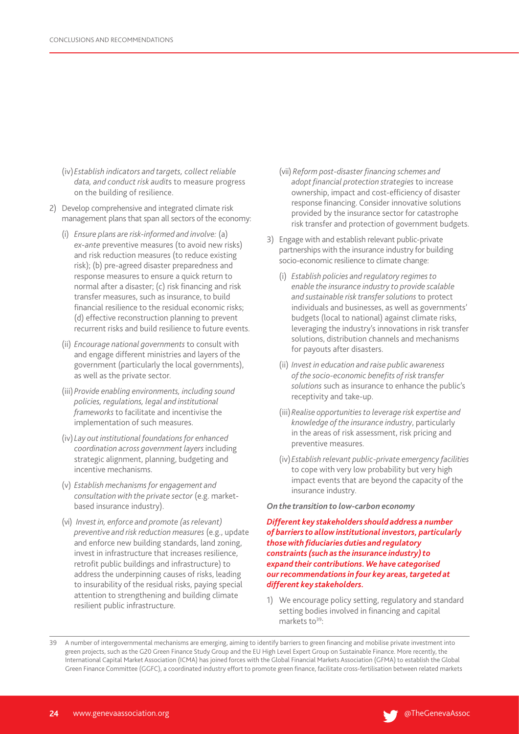(iv) *Establish indicators and targets, collect reliable data, and conduct risk audits* to measure progress on the building of resilience.

2) Develop comprehensive and integrated climate risk management plans that span all sectors of the economy:

   (i) *Ensure plans are risk-informed and involve:* (a) *ex-ante* preventive measures (to avoid new risks) and risk reduction measures (to reduce existing risk); (b) pre-agreed disaster preparedness and response measures to ensure a quick return to normal after a disaster; (c) risk financing and risk transfer measures, such as insurance, to build financial resilience to the residual economic risks; (d) effective reconstruction planning to prevent recurrent risks and build resilience to future events.

   (ii) *Encourage national governments* to consult with and engage different ministries and layers of the government (particularly the local governments), as well as the private sector.

   (iii) *Provide enabling environments, including sound policies, regulations, legal and institutional frameworks* to facilitate and incentivise the implementation of such measures.

   (iv) *Lay out institutional foundations for enhanced coordination across government layers* including strategic alignment, planning, budgeting and incentive mechanisms.

   (v) *Establish mechanisms for engagement and consultation with the private sector* (e.g. market-based insurance industry).

   (vi) *Invest in, enforce and promote (as relevant) preventive and risk reduction measures* (e.g., update and enforce new building standards, land zoning, invest in infrastructure that increases resilience, retrofit public buildings and infrastructure) to address the underpinning causes of risks, leading to insurability of the residual risks, paying special attention to strengthening and building climate resilient public infrastructure.

   (vii) *Reform post-disaster financing schemes and adopt financial protection strategies* to increase ownership, impact and cost-efficiency of disaster response financing. Consider innovative solutions provided by the insurance sector for catastrophe risk transfer and protection of government budgets.

3) Engage with and establish relevant public-private partnerships with the insurance industry for building socio-economic resilience to climate change:

   (i) *Establish policies and regulatory regimes to enable the insurance industry to provide scalable and sustainable risk transfer solutions* to protect individuals and businesses, as well as governments' budgets (local to national) against climate risks, leveraging the industry's innovations in risk transfer solutions, distribution channels and mechanisms for payouts after disasters.

   (ii) *Invest in education and raise public awareness of the socio-economic benefits of risk transfer solutions* such as insurance to enhance the public's receptivity and take-up.

   (iii) *Realise opportunities to leverage risk expertise and knowledge of the insurance industry*, particularly in the areas of risk assessment, risk pricing and preventive measures.

   (iv) *Establish relevant public-private emergency facilities* to cope with very low probability but very high impact events that are beyond the capacity of the insurance industry.

***On the transition to low-carbon economy***

***Different key stakeholders should address a number of barriers to allow institutional investors, particularly those with fiduciaries duties and regulatory constraints (such as the insurance industry) to expand their contributions. We have categorised our recommendations in four key areas, targeted at different key stakeholders.***

1) We encourage policy setting, regulatory and standard setting bodies involved in financing and capital markets to[39]:

[39] A number of intergovernmental mechanisms are emerging, aiming to identify barriers to green financing and mobilise private investment into green projects, such as the G20 Green Finance Study Group and the EU High Level Expert Group on Sustainable Finance. More recently, the International Capital Market Association (ICMA) has joined forces with the Global Financial Markets Association (GFMA) to establish the Global Green Finance Committee (GGFC), a coordinated industry effort to promote green finance, facilitate cross-fertilisation between related markets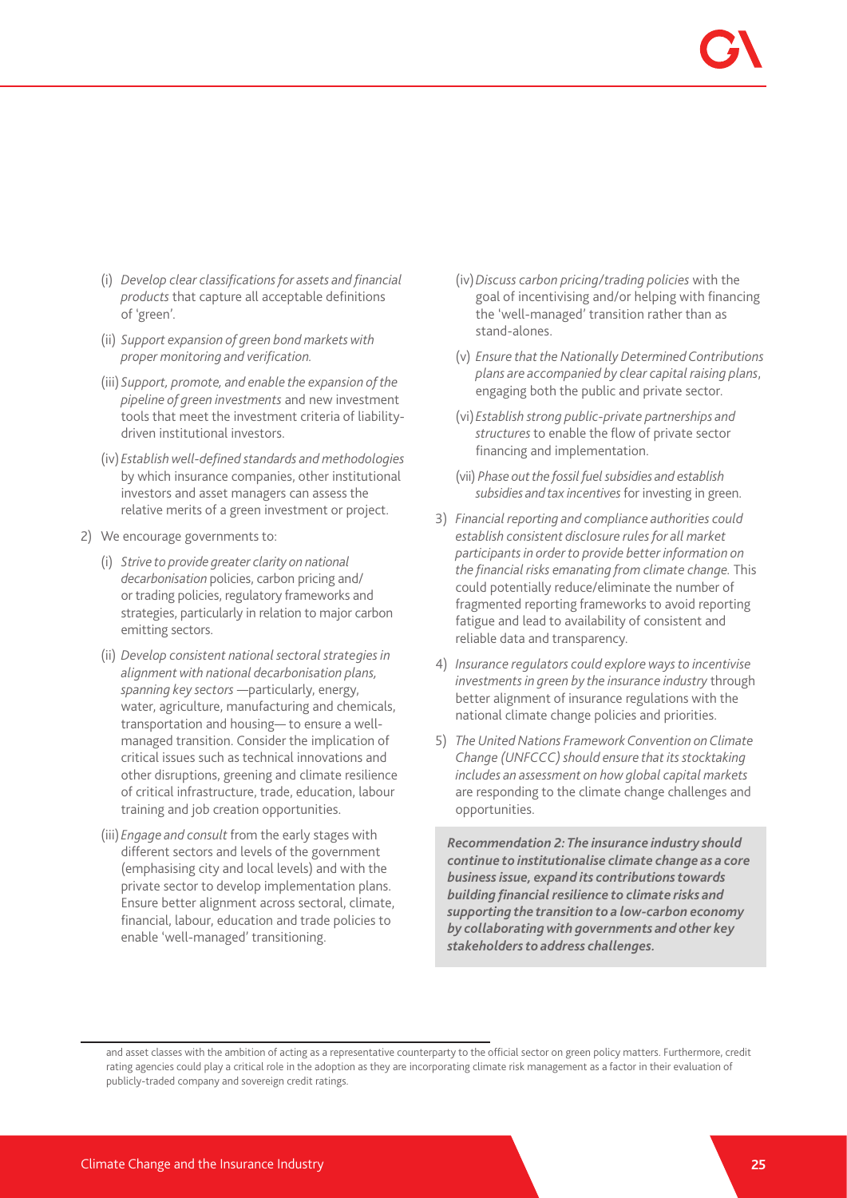(i) *Develop clear classifications for assets and financial products* that capture all acceptable definitions of 'green'.

(ii) *Support expansion of green bond markets with proper monitoring and verification.*

(iii) *Support, promote, and enable the expansion of the pipeline of green investments* and new investment tools that meet the investment criteria of liability-driven institutional investors.

(iv) *Establish well-defined standards and methodologies* by which insurance companies, other institutional investors and asset managers can assess the relative merits of a green investment or project.

2) We encourage governments to:

(i) *Strive to provide greater clarity on national decarbonisation* policies, carbon pricing and/or trading policies, regulatory frameworks and strategies, particularly in relation to major carbon emitting sectors.

(ii) *Develop consistent national sectoral strategies in alignment with national decarbonisation plans, spanning key sectors* —particularly, energy, water, agriculture, manufacturing and chemicals, transportation and housing— to ensure a well-managed transition. Consider the implication of critical issues such as technical innovations and other disruptions, greening and climate resilience of critical infrastructure, trade, education, labour training and job creation opportunities.

(iii) *Engage and consult* from the early stages with different sectors and levels of the government (emphasising city and local levels) and with the private sector to develop implementation plans. Ensure better alignment across sectoral, climate, financial, labour, education and trade policies to enable 'well-managed' transitioning.

(iv) *Discuss carbon pricing/trading policies* with the goal of incentivising and/or helping with financing the 'well-managed' transition rather than as stand-alones.

(v) *Ensure that the Nationally Determined Contributions plans are accompanied by clear capital raising plans*, engaging both the public and private sector.

(vi) *Establish strong public-private partnerships and structures* to enable the flow of private sector financing and implementation.

(vii) *Phase out the fossil fuel subsidies and establish subsidies and tax incentives* for investing in green.

3) *Financial reporting and compliance authorities could establish consistent disclosure rules for all market participants in order to provide better information on the financial risks emanating from climate change.* This could potentially reduce/eliminate the number of fragmented reporting frameworks to avoid reporting fatigue and lead to availability of consistent and reliable data and transparency.

4) *Insurance regulators could explore ways to incentivise investments in green by the insurance industry* through better alignment of insurance regulations with the national climate change policies and priorities.

5) *The United Nations Framework Convention on Climate Change (UNFCCC) should ensure that its stocktaking includes an assessment on how global capital markets* are responding to the climate change challenges and opportunities.

***Recommendation 2: The insurance industry should continue to institutionalise climate change as a core business issue, expand its contributions towards building financial resilience to climate risks and supporting the transition to a low-carbon economy by collaborating with governments and other key stakeholders to address challenges.***

---

and asset classes with the ambition of acting as a representative counterparty to the official sector on green policy matters. Furthermore, credit rating agencies could play a critical role in the adoption as they are incorporating climate risk management as a factor in their evaluation of publicly-traded company and sovereign credit ratings.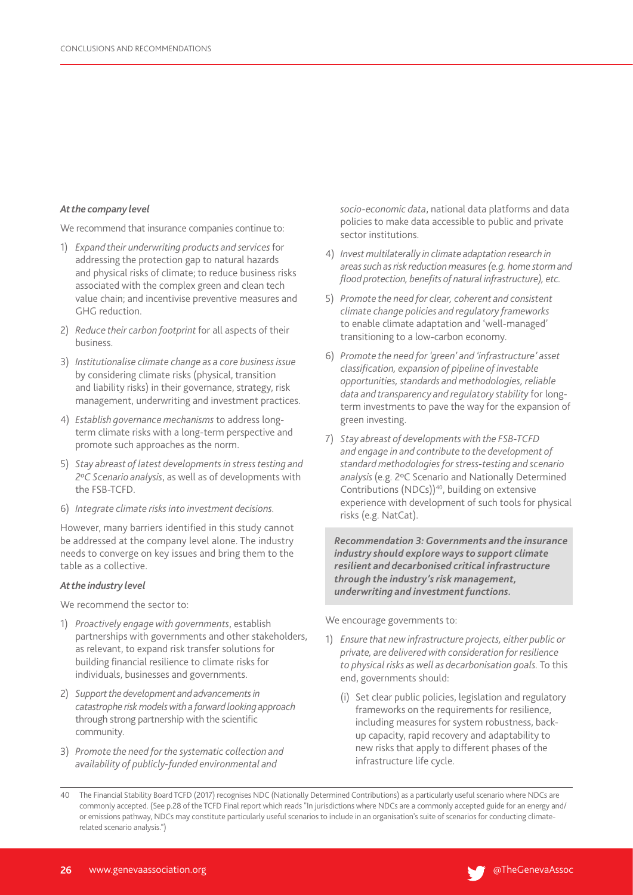***At the company level***

We recommend that insurance companies continue to:

1) *Expand their underwriting products and services* for addressing the protection gap to natural hazards and physical risks of climate; to reduce business risks associated with the complex green and clean tech value chain; and incentivise preventive measures and GHG reduction.
2) *Reduce their carbon footprint* for all aspects of their business.
3) *Institutionalise climate change as a core business issue* by considering climate risks (physical, transition and liability risks) in their governance, strategy, risk management, underwriting and investment practices.
4) *Establish governance mechanisms* to address long-term climate risks with a long-term perspective and promote such approaches as the norm.
5) *Stay abreast of latest developments in stress testing and 2ºC Scenario analysis*, as well as of developments with the FSB-TCFD.
6) *Integrate climate risks into investment decisions.*

However, many barriers identified in this study cannot be addressed at the company level alone. The industry needs to converge on key issues and bring them to the table as a collective.

***At the industry level***

We recommend the sector to:

1) *Proactively engage with governments*, establish partnerships with governments and other stakeholders, as relevant, to expand risk transfer solutions for building financial resilience to climate risks for individuals, businesses and governments.
2) *Support the development and advancements in catastrophe risk models with a forward looking approach* through strong partnership with the scientific community.
3) *Promote the need for the systematic collection and availability of publicly-funded environmental and socio-economic data*, national data platforms and data policies to make data accessible to public and private sector institutions.
4) *Invest multilaterally in climate adaptation research in areas such as risk reduction measures (e.g. home storm and flood protection, benefits of natural infrastructure), etc.*
5) *Promote the need for clear, coherent and consistent climate change policies and regulatory frameworks* to enable climate adaptation and 'well-managed' transitioning to a low-carbon economy.
6) *Promote the need for 'green' and 'infrastructure' asset classification, expansion of pipeline of investable opportunities, standards and methodologies, reliable data and transparency and regulatory stability* for long-term investments to pave the way for the expansion of green investing.
7) *Stay abreast of developments with the FSB-TCFD and engage in and contribute to the development of standard methodologies for stress-testing and scenario analysis* (e.g. 2ºC Scenario and Nationally Determined Contributions (NDCs))[40], building on extensive experience with development of such tools for physical risks (e.g. NatCat).

***Recommendation 3: Governments and the insurance industry should explore ways to support climate resilient and decarbonised critical infrastructure through the industry's risk management, underwriting and investment functions.***

We encourage governments to:

1) *Ensure that new infrastructure projects, either public or private, are delivered with consideration for resilience to physical risks as well as decarbonisation goals.* To this end, governments should:
   (i) Set clear public policies, legislation and regulatory frameworks on the requirements for resilience, including measures for system robustness, back-up capacity, rapid recovery and adaptability to new risks that apply to different phases of the infrastructure life cycle.

---

40 The Financial Stability Board TCFD (2017) recognises NDC (Nationally Determined Contributions) as a particularly useful scenario where NDCs are commonly accepted. (See p.28 of the TCFD Final report which reads "In jurisdictions where NDCs are a commonly accepted guide for an energy and/or emissions pathway, NDCs may constitute particularly useful scenarios to include in an organisation's suite of scenarios for conducting climate-related scenario analysis.")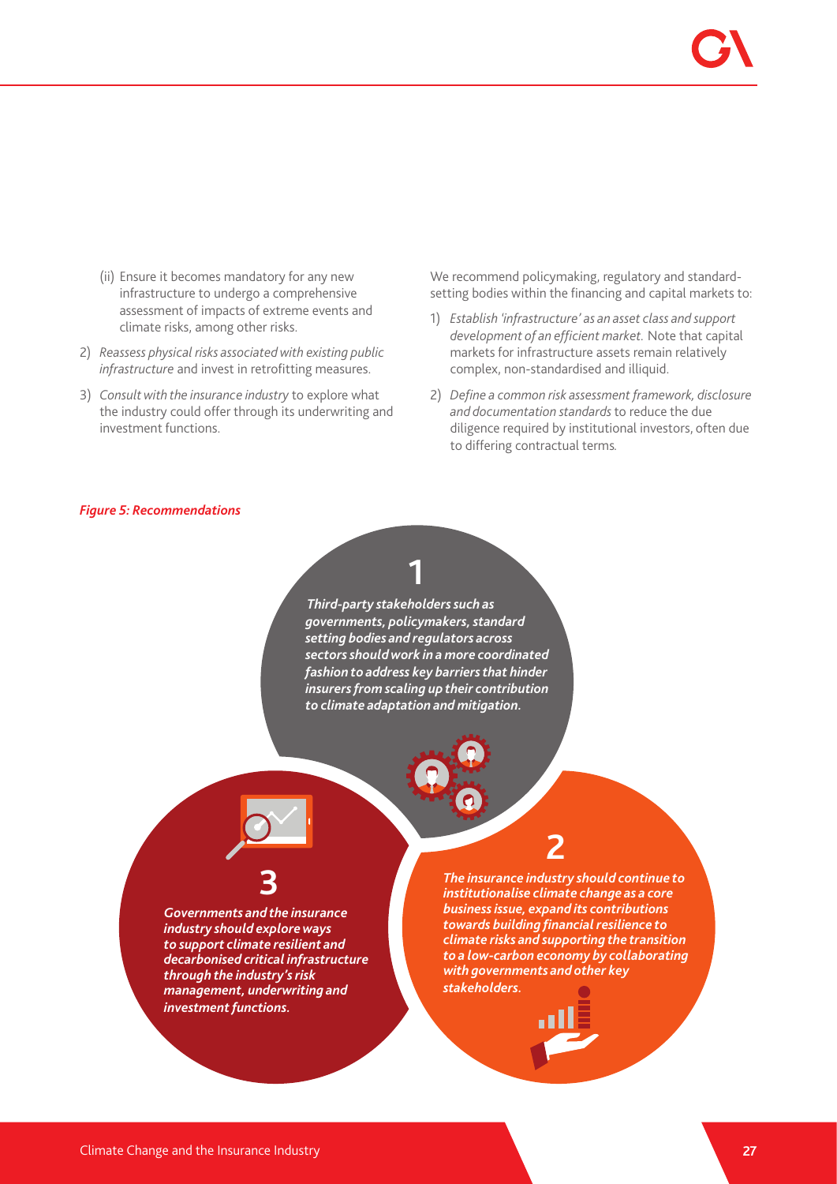(ii) Ensure it becomes mandatory for any new infrastructure to undergo a comprehensive assessment of impacts of extreme events and climate risks, among other risks.

2) *Reassess physical risks associated with existing public infrastructure* and invest in retrofitting measures.

3) *Consult with the insurance industry* to explore what the industry could offer through its underwriting and investment functions.

We recommend policymaking, regulatory and standard-setting bodies within the financing and capital markets to:

1) *Establish 'infrastructure' as an asset class and support development of an efficient market.* Note that capital markets for infrastructure assets remain relatively complex, non-standardised and illiquid.

2) *Define a common risk assessment framework, disclosure and documentation standards* to reduce the due diligence required by institutional investors, often due to differing contractual terms.

***Figure 5: Recommendations***

**1**

***Third-party stakeholders such as governments, policymakers, standard setting bodies and regulators across sectors should work in a more coordinated fashion to address key barriers that hinder insurers from scaling up their contribution to climate adaptation and mitigation.***

**2**

***The insurance industry should continue to institutionalise climate change as a core business issue, expand its contributions towards building financial resilience to climate risks and supporting the transition to a low-carbon economy by collaborating with governments and other key stakeholders.***

**3**

***Governments and the insurance industry should explore ways to support climate resilient and decarbonised critical infrastructure through the industry's risk management, underwriting and investment functions.***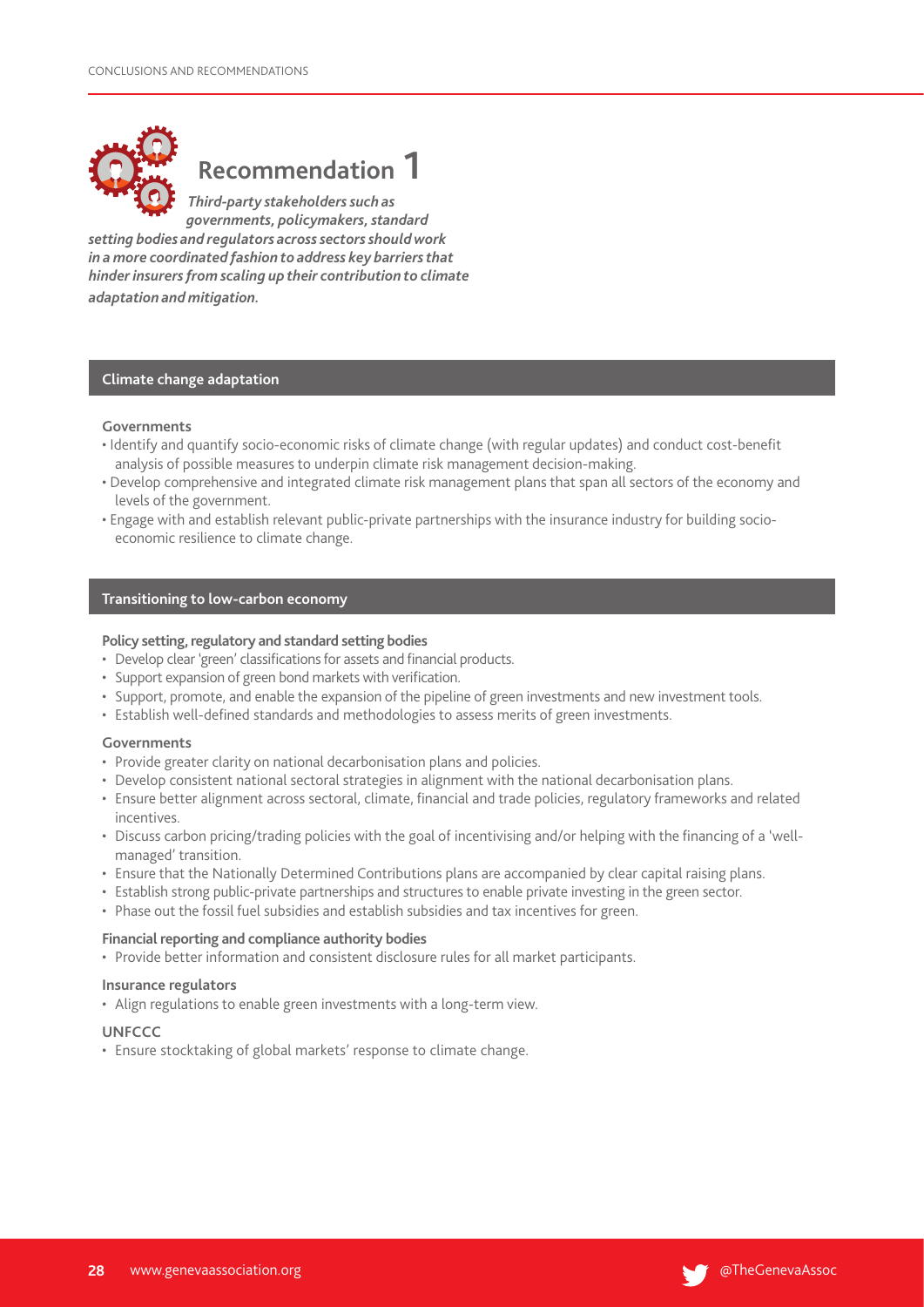# Recommendation 1

***Third-party stakeholders such as governments, policymakers, standard setting bodies and regulators across sectors should work in a more coordinated fashion to address key barriers that hinder insurers from scaling up their contribution to climate adaptation and mitigation.***

## Climate change adaptation

**Governments**

- Identify and quantify socio-economic risks of climate change (with regular updates) and conduct cost-benefit analysis of possible measures to underpin climate risk management decision-making.
- Develop comprehensive and integrated climate risk management plans that span all sectors of the economy and levels of the government.
- Engage with and establish relevant public-private partnerships with the insurance industry for building socio-economic resilience to climate change.

## Transitioning to low-carbon economy

**Policy setting, regulatory and standard setting bodies**

- Develop clear 'green' classifications for assets and financial products.
- Support expansion of green bond markets with verification.
- Support, promote, and enable the expansion of the pipeline of green investments and new investment tools.
- Establish well-defined standards and methodologies to assess merits of green investments.

**Governments**

- Provide greater clarity on national decarbonisation plans and policies.
- Develop consistent national sectoral strategies in alignment with the national decarbonisation plans.
- Ensure better alignment across sectoral, climate, financial and trade policies, regulatory frameworks and related incentives.
- Discuss carbon pricing/trading policies with the goal of incentivising and/or helping with the financing of a 'well-managed' transition.
- Ensure that the Nationally Determined Contributions plans are accompanied by clear capital raising plans.
- Establish strong public-private partnerships and structures to enable private investing in the green sector.
- Phase out the fossil fuel subsidies and establish subsidies and tax incentives for green.

**Financial reporting and compliance authority bodies**

- Provide better information and consistent disclosure rules for all market participants.

**Insurance regulators**

- Align regulations to enable green investments with a long-term view.

**UNFCCC**

- Ensure stocktaking of global markets' response to climate change.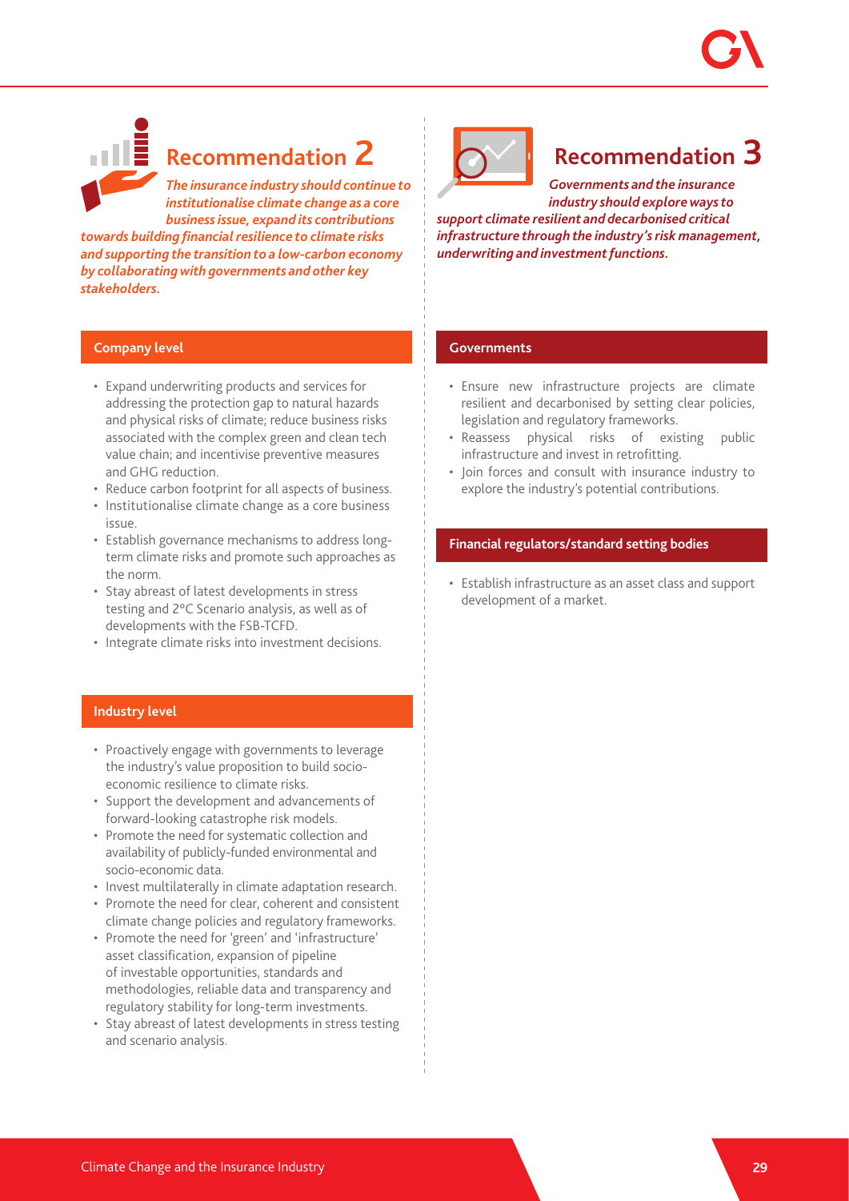## Recommendation 2

***The insurance industry should continue to institutionalise climate change as a core business issue, expand its contributions towards building financial resilience to climate risks and supporting the transition to a low-carbon economy by collaborating with governments and other key stakeholders.***

### Company level

- Expand underwriting products and services for addressing the protection gap to natural hazards and physical risks of climate; reduce business risks associated with the complex green and clean tech value chain; and incentivise preventive measures and GHG reduction.
- Reduce carbon footprint for all aspects of business.
- Institutionalise climate change as a core business issue.
- Establish governance mechanisms to address long-term climate risks and promote such approaches as the norm.
- Stay abreast of latest developments in stress testing and 2°C Scenario analysis, as well as of developments with the FSB-TCFD.
- Integrate climate risks into investment decisions.

### Industry level

- Proactively engage with governments to leverage the industry's value proposition to build socio-economic resilience to climate risks.
- Support the development and advancements of forward-looking catastrophe risk models.
- Promote the need for systematic collection and availability of publicly-funded environmental and socio-economic data.
- Invest multilaterally in climate adaptation research.
- Promote the need for clear, coherent and consistent climate change policies and regulatory frameworks.
- Promote the need for 'green' and 'infrastructure' asset classification, expansion of pipeline of investable opportunities, standards and methodologies, reliable data and transparency and regulatory stability for long-term investments.
- Stay abreast of latest developments in stress testing and scenario analysis.

## Recommendation 3

***Governments and the insurance industry should explore ways to support climate resilient and decarbonised critical infrastructure through the industry's risk management, underwriting and investment functions.***

### Governments

- Ensure new infrastructure projects are climate resilient and decarbonised by setting clear policies, legislation and regulatory frameworks.
- Reassess physical risks of existing public infrastructure and invest in retrofitting.
- Join forces and consult with insurance industry to explore the industry's potential contributions.

### Financial regulators/standard setting bodies

- Establish infrastructure as an asset class and support development of a market.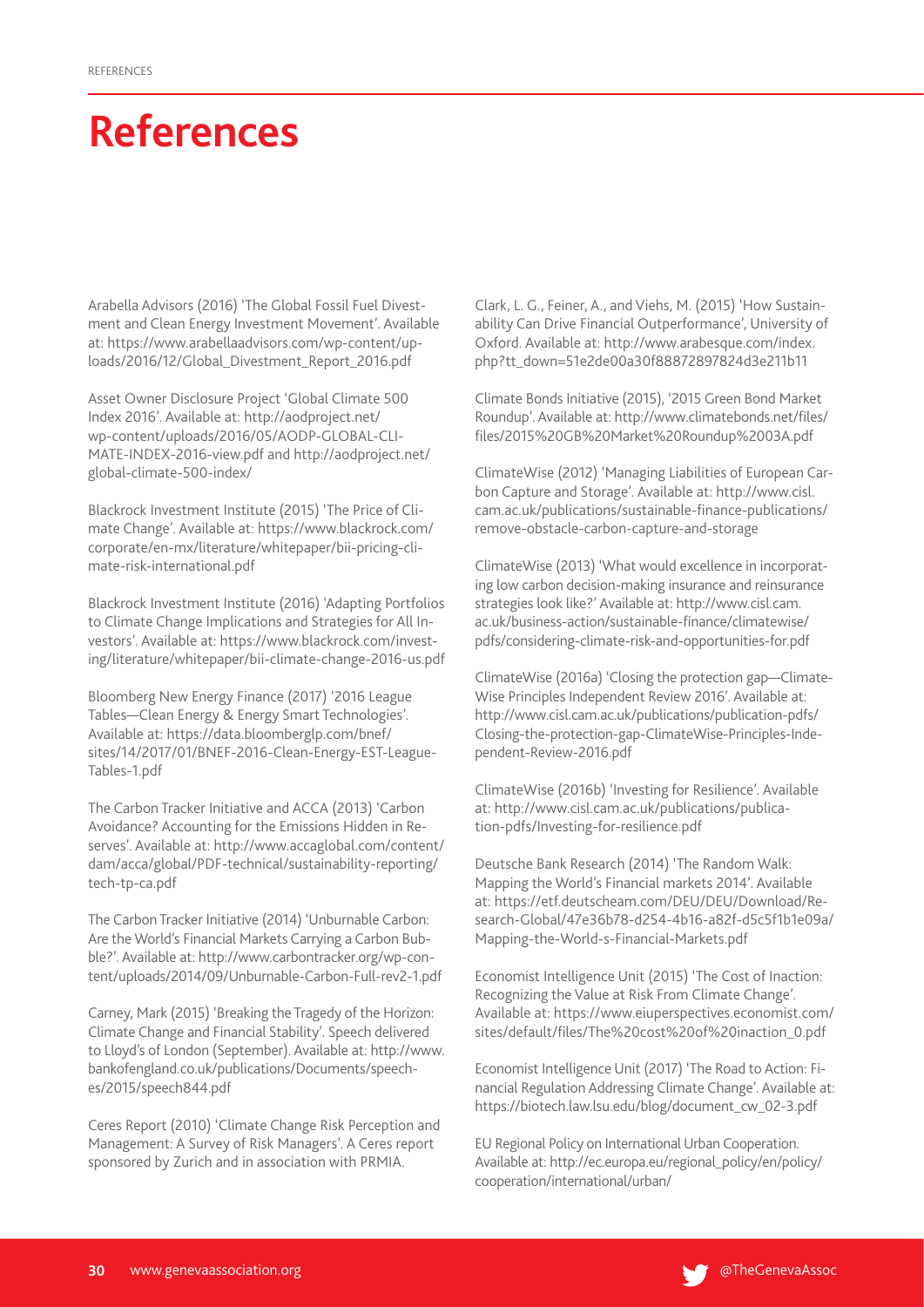# References

Arabella Advisors (2016) 'The Global Fossil Fuel Divestment and Clean Energy Investment Movement'. Available at: https://www.arabellaadvisors.com/wp-content/uploads/2016/12/Global_Divestment_Report_2016.pdf

Asset Owner Disclosure Project 'Global Climate 500 Index 2016'. Available at: http://aodproject.net/wp-content/uploads/2016/05/AODP-GLOBAL-CLIMATE-INDEX-2016-view.pdf and http://aodproject.net/global-climate-500-index/

Blackrock Investment Institute (2015) 'The Price of Climate Change'. Available at: https://www.blackrock.com/corporate/en-mx/literature/whitepaper/bii-pricing-climate-risk-international.pdf

Blackrock Investment Institute (2016) 'Adapting Portfolios to Climate Change Implications and Strategies for All Investors'. Available at: https://www.blackrock.com/investing/literature/whitepaper/bii-climate-change-2016-us.pdf

Bloomberg New Energy Finance (2017) '2016 League Tables—Clean Energy & Energy Smart Technologies'. Available at: https://data.bloomberglp.com/bnef/sites/14/2017/01/BNEF-2016-Clean-Energy-EST-League-Tables-1.pdf

The Carbon Tracker Initiative and ACCA (2013) 'Carbon Avoidance? Accounting for the Emissions Hidden in Reserves'. Available at: http://www.accaglobal.com/content/dam/acca/global/PDF-technical/sustainability-reporting/tech-tp-ca.pdf

The Carbon Tracker Initiative (2014) 'Unburnable Carbon: Are the World's Financial Markets Carrying a Carbon Bubble?'. Available at: http://www.carbontracker.org/wp-content/uploads/2014/09/Unburnable-Carbon-Full-rev2-1.pdf

Carney, Mark (2015) 'Breaking the Tragedy of the Horizon: Climate Change and Financial Stability'. Speech delivered to Lloyd's of London (September). Available at: http://www.bankofengland.co.uk/publications/Documents/speeches/2015/speech844.pdf

Ceres Report (2010) 'Climate Change Risk Perception and Management: A Survey of Risk Managers'. A Ceres report sponsored by Zurich and in association with PRMIA.

Clark, L. G., Feiner, A., and Viehs, M. (2015) 'How Sustainability Can Drive Financial Outperformance', University of Oxford. Available at: http://www.arabesque.com/index.php?tt_down=51e2de00a30f88872897824d3e211b11

Climate Bonds Initiative (2015), '2015 Green Bond Market Roundup'. Available at: http://www.climatebonds.net/files/files/2015%20GB%20Market%20Roundup%2003A.pdf

ClimateWise (2012) 'Managing Liabilities of European Carbon Capture and Storage'. Available at: http://www.cisl.cam.ac.uk/publications/sustainable-finance-publications/remove-obstacle-carbon-capture-and-storage

ClimateWise (2013) 'What would excellence in incorporating low carbon decision-making insurance and reinsurance strategies look like?' Available at: http://www.cisl.cam.ac.uk/business-action/sustainable-finance/climatewise/pdfs/considering-climate-risk-and-opportunities-for.pdf

ClimateWise (2016a) 'Closing the protection gap—ClimateWise Principles Independent Review 2016'. Available at: http://www.cisl.cam.ac.uk/publications/publication-pdfs/Closing-the-protection-gap-ClimateWise-Principles-Independent-Review-2016.pdf

ClimateWise (2016b) 'Investing for Resilience'. Available at: http://www.cisl.cam.ac.uk/publications/publication-pdfs/Investing-for-resilience.pdf

Deutsche Bank Research (2014) 'The Random Walk: Mapping the World's Financial markets 2014'. Available at: https://etf.deutscheam.com/DEU/DEU/Download/Research-Global/47e36b78-d254-4b16-a82f-d5c5f1b1e09a/Mapping-the-World-s-Financial-Markets.pdf

Economist Intelligence Unit (2015) 'The Cost of Inaction: Recognizing the Value at Risk From Climate Change'. Available at: https://www.eiuperspectives.economist.com/sites/default/files/The%20cost%20of%20inaction_0.pdf

Economist Intelligence Unit (2017) 'The Road to Action: Financial Regulation Addressing Climate Change'. Available at: https://biotech.law.lsu.edu/blog/document_cw_02-3.pdf

EU Regional Policy on International Urban Cooperation. Available at: http://ec.europa.eu/regional_policy/en/policy/cooperation/international/urban/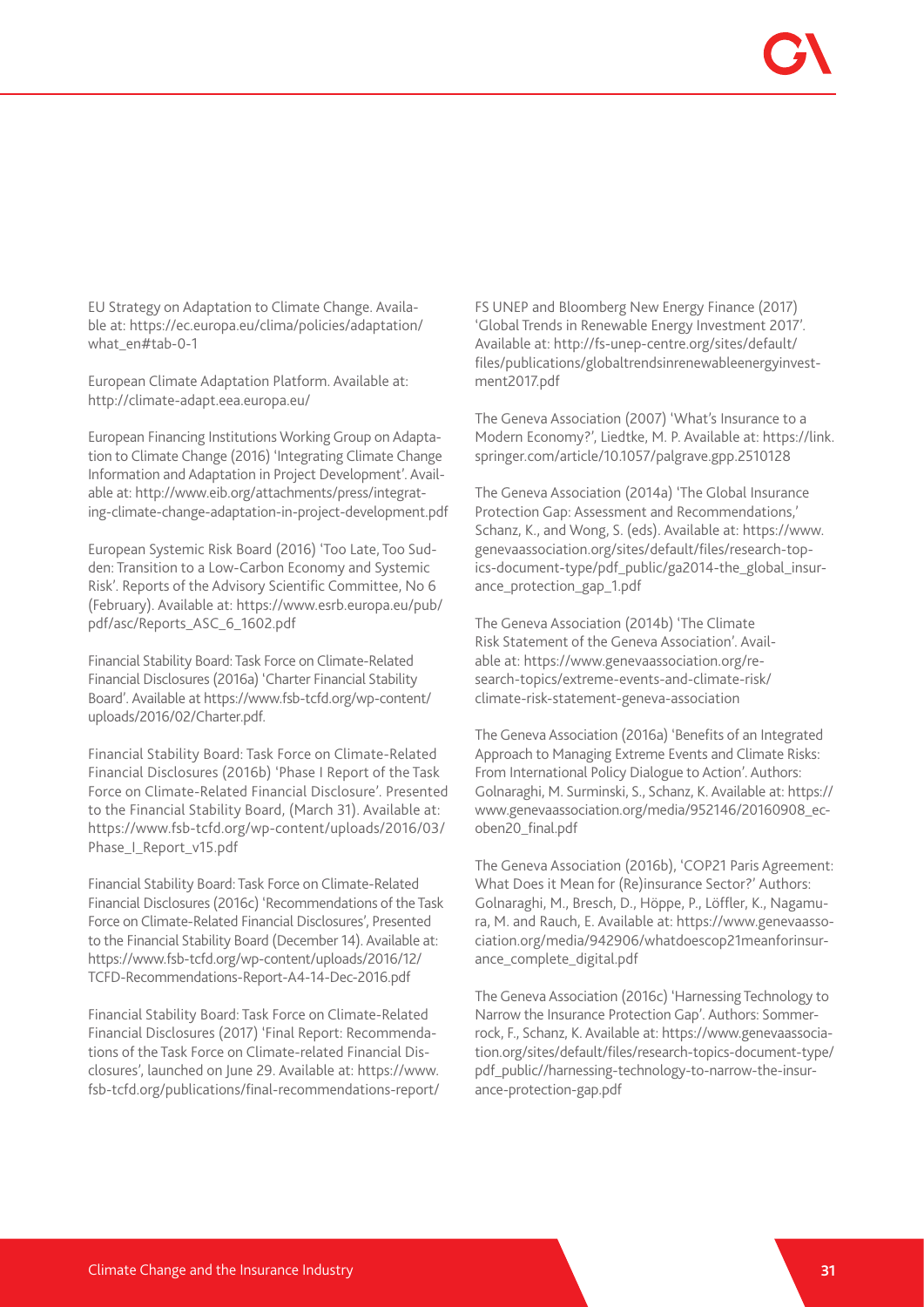EU Strategy on Adaptation to Climate Change. Available at: https://ec.europa.eu/clima/policies/adaptation/what_en#tab-0-1

European Climate Adaptation Platform. Available at: http://climate-adapt.eea.europa.eu/

European Financing Institutions Working Group on Adaptation to Climate Change (2016) 'Integrating Climate Change Information and Adaptation in Project Development'. Available at: http://www.eib.org/attachments/press/integrating-climate-change-adaptation-in-project-development.pdf

European Systemic Risk Board (2016) 'Too Late, Too Sudden: Transition to a Low-Carbon Economy and Systemic Risk'. Reports of the Advisory Scientific Committee, No 6 (February). Available at: https://www.esrb.europa.eu/pub/pdf/asc/Reports_ASC_6_1602.pdf

Financial Stability Board: Task Force on Climate-Related Financial Disclosures (2016a) 'Charter Financial Stability Board'. Available at https://www.fsb-tcfd.org/wp-content/uploads/2016/02/Charter.pdf.

Financial Stability Board: Task Force on Climate-Related Financial Disclosures (2016b) 'Phase I Report of the Task Force on Climate-Related Financial Disclosure'. Presented to the Financial Stability Board, (March 31). Available at: https://www.fsb-tcfd.org/wp-content/uploads/2016/03/Phase_I_Report_v15.pdf

Financial Stability Board: Task Force on Climate-Related Financial Disclosures (2016c) 'Recommendations of the Task Force on Climate-Related Financial Disclosures', Presented to the Financial Stability Board (December 14). Available at: https://www.fsb-tcfd.org/wp-content/uploads/2016/12/TCFD-Recommendations-Report-A4-14-Dec-2016.pdf

Financial Stability Board: Task Force on Climate-Related Financial Disclosures (2017) 'Final Report: Recommendations of the Task Force on Climate-related Financial Disclosures', launched on June 29. Available at: https://www.fsb-tcfd.org/publications/final-recommendations-report/

FS UNEP and Bloomberg New Energy Finance (2017) 'Global Trends in Renewable Energy Investment 2017'. Available at: http://fs-unep-centre.org/sites/default/files/publications/globaltrendsinrenewableenergyinvestment2017.pdf

The Geneva Association (2007) 'What's Insurance to a Modern Economy?', Liedtke, M. P. Available at: https://link.springer.com/article/10.1057/palgrave.gpp.2510128

The Geneva Association (2014a) 'The Global Insurance Protection Gap: Assessment and Recommendations,' Schanz, K., and Wong, S. (eds). Available at: https://www.genevaassociation.org/sites/default/files/research-topics-document-type/pdf_public/ga2014-the_global_insurance_protection_gap_1.pdf

The Geneva Association (2014b) 'The Climate Risk Statement of the Geneva Association'. Available at: https://www.genevaassociation.org/research-topics/extreme-events-and-climate-risk/climate-risk-statement-geneva-association

The Geneva Association (2016a) 'Benefits of an Integrated Approach to Managing Extreme Events and Climate Risks: From International Policy Dialogue to Action'. Authors: Golnaraghi, M. Surminski, S., Schanz, K. Available at: https://www.genevaassociation.org/media/952146/20160908_ecoben20_final.pdf

The Geneva Association (2016b), 'COP21 Paris Agreement: What Does it Mean for (Re)insurance Sector?' Authors: Golnaraghi, M., Bresch, D., Höppe, P., Löffler, K., Nagamura, M. and Rauch, E. Available at: https://www.genevaassociation.org/media/942906/whatdoescop21meanforinsurance_complete_digital.pdf

The Geneva Association (2016c) 'Harnessing Technology to Narrow the Insurance Protection Gap'. Authors: Sommerrock, F., Schanz, K. Available at: https://www.genevaassociation.org/sites/default/files/research-topics-document-type/pdf_public//harnessing-technology-to-narrow-the-insurance-protection-gap.pdf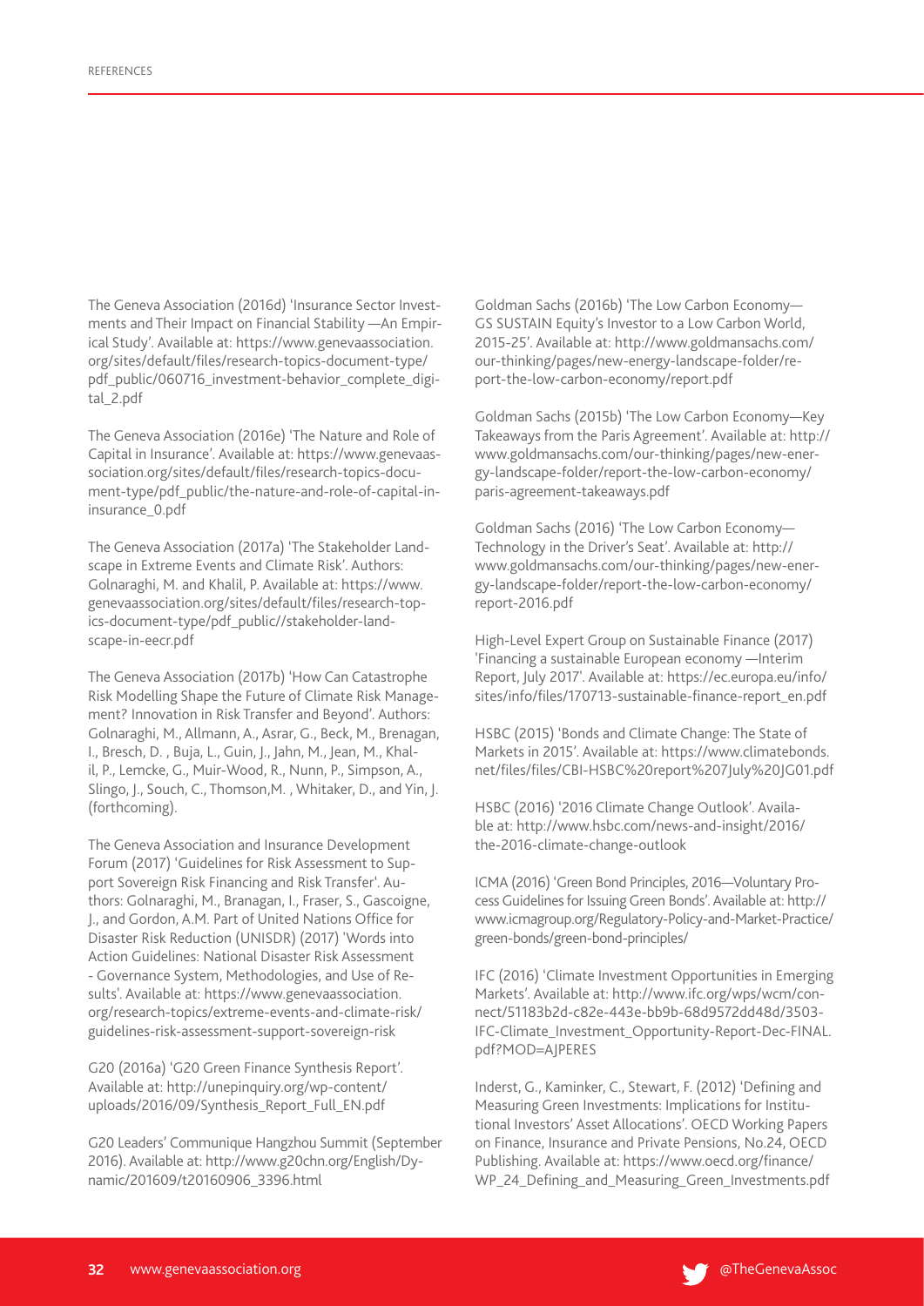The Geneva Association (2016d) 'Insurance Sector Investments and Their Impact on Financial Stability —An Empirical Study'. Available at: https://www.genevaassociation.org/sites/default/files/research-topics-document-type/pdf_public/060716_investment-behavior_complete_digital_2.pdf

The Geneva Association (2016e) 'The Nature and Role of Capital in Insurance'. Available at: https://www.genevaassociation.org/sites/default/files/research-topics-document-type/pdf_public/the-nature-and-role-of-capital-in-insurance_0.pdf

The Geneva Association (2017a) 'The Stakeholder Landscape in Extreme Events and Climate Risk'. Authors: Golnaraghi, M. and Khalil, P. Available at: https://www.genevaassociation.org/sites/default/files/research-topics-document-type/pdf_public//stakeholder-landscape-in-eecr.pdf

The Geneva Association (2017b) 'How Can Catastrophe Risk Modelling Shape the Future of Climate Risk Management? Innovation in Risk Transfer and Beyond'. Authors: Golnaraghi, M., Allmann, A., Asrar, G., Beck, M., Brenagan, I., Bresch, D. , Buja, L., Guin, J., Jahn, M., Jean, M., Khalil, P., Lemcke, G., Muir-Wood, R., Nunn, P., Simpson, A., Slingo, J., Souch, C., Thomson,M. , Whitaker, D., and Yin, J. (forthcoming).

The Geneva Association and Insurance Development Forum (2017) 'Guidelines for Risk Assessment to Support Sovereign Risk Financing and Risk Transfer'. Authors: Golnaraghi, M., Branagan, I., Fraser, S., Gascoigne, J., and Gordon, A.M. Part of United Nations Office for Disaster Risk Reduction (UNISDR) (2017) 'Words into Action Guidelines: National Disaster Risk Assessment - Governance System, Methodologies, and Use of Results'. Available at: https://www.genevaassociation.org/research-topics/extreme-events-and-climate-risk/guidelines-risk-assessment-support-sovereign-risk

G20 (2016a) 'G20 Green Finance Synthesis Report'. Available at: http://unepinquiry.org/wp-content/uploads/2016/09/Synthesis_Report_Full_EN.pdf

G20 Leaders' Communique Hangzhou Summit (September 2016). Available at: http://www.g20chn.org/English/Dynamic/201609/t20160906_3396.html

Goldman Sachs (2016b) 'The Low Carbon Economy—GS SUSTAIN Equity's Investor to a Low Carbon World, 2015-25'. Available at: http://www.goldmansachs.com/our-thinking/pages/new-energy-landscape-folder/report-the-low-carbon-economy/report.pdf

Goldman Sachs (2015b) 'The Low Carbon Economy—Key Takeaways from the Paris Agreement'. Available at: http://www.goldmansachs.com/our-thinking/pages/new-energy-landscape-folder/report-the-low-carbon-economy/paris-agreement-takeaways.pdf

Goldman Sachs (2016) 'The Low Carbon Economy—Technology in the Driver's Seat'. Available at: http://www.goldmansachs.com/our-thinking/pages/new-energy-landscape-folder/report-the-low-carbon-economy/report-2016.pdf

High-Level Expert Group on Sustainable Finance (2017) 'Financing a sustainable European economy —Interim Report, July 2017'. Available at: https://ec.europa.eu/info/sites/info/files/170713-sustainable-finance-report_en.pdf

HSBC (2015) 'Bonds and Climate Change: The State of Markets in 2015'. Available at: https://www.climatebonds.net/files/files/CBI-HSBC%20report%207July%20JG01.pdf

HSBC (2016) '2016 Climate Change Outlook'. Available at: http://www.hsbc.com/news-and-insight/2016/the-2016-climate-change-outlook

ICMA (2016) 'Green Bond Principles, 2016—Voluntary Process Guidelines for Issuing Green Bonds'. Available at: http://www.icmagroup.org/Regulatory-Policy-and-Market-Practice/green-bonds/green-bond-principles/

IFC (2016) 'Climate Investment Opportunities in Emerging Markets'. Available at: http://www.ifc.org/wps/wcm/connect/51183b2d-c82e-443e-bb9b-68d9572dd48d/3503-IFC-Climate_Investment_Opportunity-Report-Dec-FINAL.pdf?MOD=AJPERES

Inderst, G., Kaminker, C., Stewart, F. (2012) 'Defining and Measuring Green Investments: Implications for Institutional Investors' Asset Allocations'. OECD Working Papers on Finance, Insurance and Private Pensions, No.24, OECD Publishing. Available at: https://www.oecd.org/finance/WP_24_Defining_and_Measuring_Green_Investments.pdf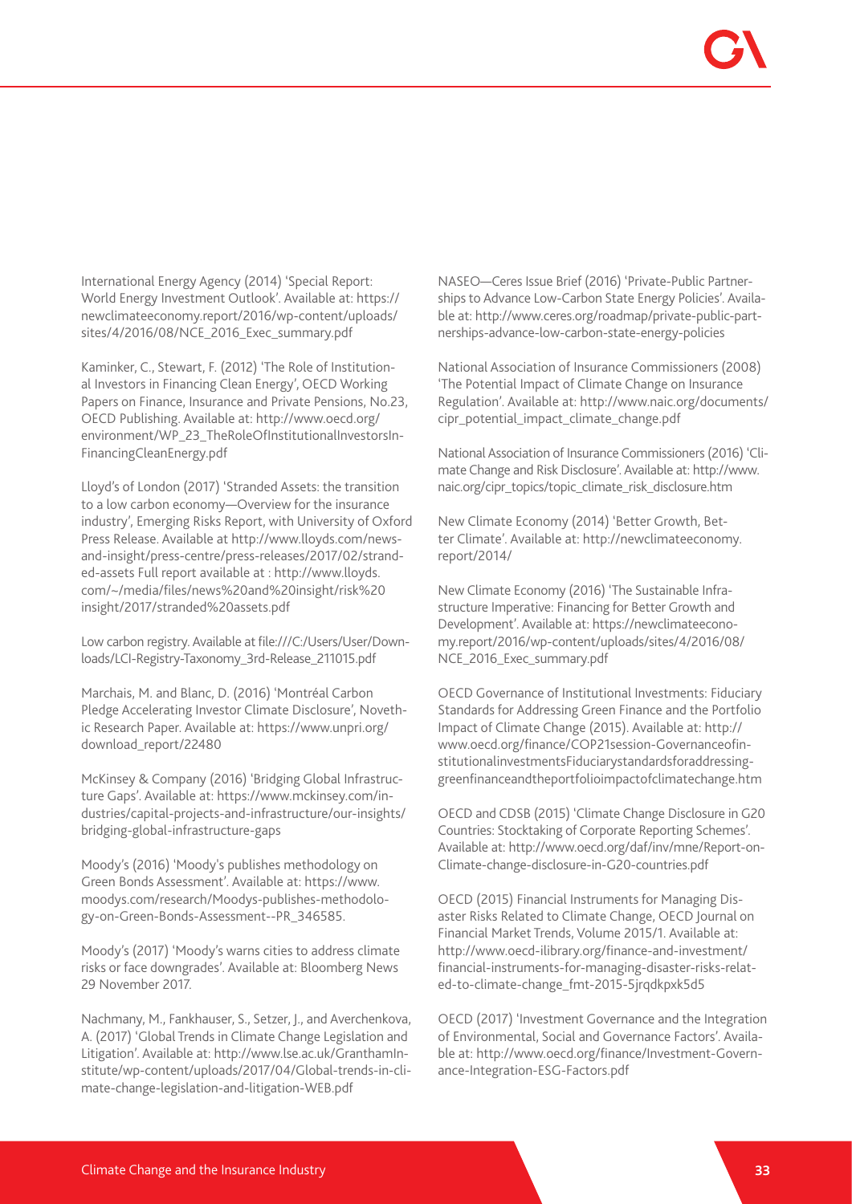International Energy Agency (2014) 'Special Report: World Energy Investment Outlook'. Available at: https://newclimateeconomy.report/2016/wp-content/uploads/sites/4/2016/08/NCE_2016_Exec_summary.pdf

Kaminker, C., Stewart, F. (2012) 'The Role of Institutional Investors in Financing Clean Energy', OECD Working Papers on Finance, Insurance and Private Pensions, No.23, OECD Publishing. Available at: http://www.oecd.org/environment/WP_23_TheRoleOfInstitutionalInvestorsIn-FinancingCleanEnergy.pdf

Lloyd's of London (2017) 'Stranded Assets: the transition to a low carbon economy—Overview for the insurance industry', Emerging Risks Report, with University of Oxford Press Release. Available at http://www.lloyds.com/news-and-insight/press-centre/press-releases/2017/02/stranded-assets Full report available at : http://www.lloyds.com/~/media/files/news%20and%20insight/risk%20insight/2017/stranded%20assets.pdf

Low carbon registry. Available at file:///C:/Users/User/Downloads/LCI-Registry-Taxonomy_3rd-Release_211015.pdf

Marchais, M. and Blanc, D. (2016) 'Montréal Carbon Pledge Accelerating Investor Climate Disclosure', Novethic Research Paper. Available at: https://www.unpri.org/download_report/22480

McKinsey & Company (2016) 'Bridging Global Infrastructure Gaps'. Available at: https://www.mckinsey.com/industries/capital-projects-and-infrastructure/our-insights/bridging-global-infrastructure-gaps

Moody's (2016) 'Moody's publishes methodology on Green Bonds Assessment'. Available at: https://www.moodys.com/research/Moodys-publishes-methodology-on-Green-Bonds-Assessment--PR_346585.

Moody's (2017) 'Moody's warns cities to address climate risks or face downgrades'. Available at: Bloomberg News 29 November 2017.

Nachmany, M., Fankhauser, S., Setzer, J., and Averchenkova, A. (2017) 'Global Trends in Climate Change Legislation and Litigation'. Available at: http://www.lse.ac.uk/GranthamInstitute/wp-content/uploads/2017/04/Global-trends-in-climate-change-legislation-and-litigation-WEB.pdf

NASEO—Ceres Issue Brief (2016) 'Private-Public Partnerships to Advance Low-Carbon State Energy Policies'. Available at: http://www.ceres.org/roadmap/private-public-partnerships-advance-low-carbon-state-energy-policies

National Association of Insurance Commissioners (2008) 'The Potential Impact of Climate Change on Insurance Regulation'. Available at: http://www.naic.org/documents/cipr_potential_impact_climate_change.pdf

National Association of Insurance Commissioners (2016) 'Climate Change and Risk Disclosure'. Available at: http://www.naic.org/cipr_topics/topic_climate_risk_disclosure.htm

New Climate Economy (2014) 'Better Growth, Better Climate'. Available at: http://newclimateeconomy.report/2014/

New Climate Economy (2016) 'The Sustainable Infrastructure Imperative: Financing for Better Growth and Development'. Available at: https://newclimateeconomy.report/2016/wp-content/uploads/sites/4/2016/08/NCE_2016_Exec_summary.pdf

OECD Governance of Institutional Investments: Fiduciary Standards for Addressing Green Finance and the Portfolio Impact of Climate Change (2015). Available at: http://www.oecd.org/finance/COP21session-GovernanceofinstitutionalinvestmentsFiduciarystandardsforaddressinggreenfinanceandtheportfolioimpactofclimatechange.htm

OECD and CDSB (2015) 'Climate Change Disclosure in G20 Countries: Stocktaking of Corporate Reporting Schemes'. Available at: http://www.oecd.org/daf/inv/mne/Report-on-Climate-change-disclosure-in-G20-countries.pdf

OECD (2015) Financial Instruments for Managing Disaster Risks Related to Climate Change, OECD Journal on Financial Market Trends, Volume 2015/1. Available at: http://www.oecd-ilibrary.org/finance-and-investment/financial-instruments-for-managing-disaster-risks-related-to-climate-change_fmt-2015-5jrqdkpxk5d5

OECD (2017) 'Investment Governance and the Integration of Environmental, Social and Governance Factors'. Available at: http://www.oecd.org/finance/Investment-Governance-Integration-ESG-Factors.pdf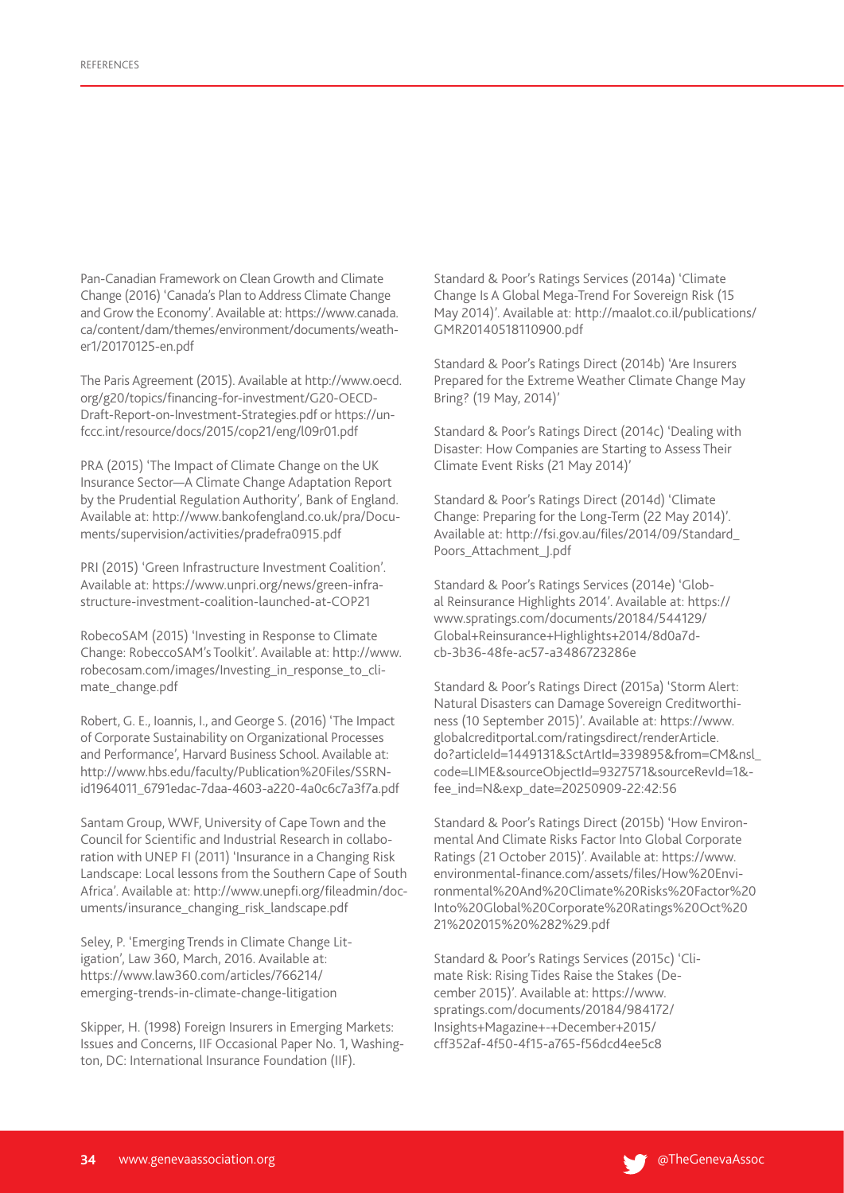Pan-Canadian Framework on Clean Growth and Climate Change (2016) 'Canada's Plan to Address Climate Change and Grow the Economy'. Available at: https://www.canada.ca/content/dam/themes/environment/documents/weather1/20170125-en.pdf

The Paris Agreement (2015). Available at http://www.oecd.org/g20/topics/financing-for-investment/G20-OECD-Draft-Report-on-Investment-Strategies.pdf or https://unfccc.int/resource/docs/2015/cop21/eng/l09r01.pdf

PRA (2015) 'The Impact of Climate Change on the UK Insurance Sector—A Climate Change Adaptation Report by the Prudential Regulation Authority', Bank of England. Available at: http://www.bankofengland.co.uk/pra/Documents/supervision/activities/pradefra0915.pdf

PRI (2015) 'Green Infrastructure Investment Coalition'. Available at: https://www.unpri.org/news/green-infrastructure-investment-coalition-launched-at-COP21

RobecoSAM (2015) 'Investing in Response to Climate Change: RobeccoSAM's Toolkit'. Available at: http://www.robecosam.com/images/Investing_in_response_to_climate_change.pdf

Robert, G. E., Ioannis, I., and George S. (2016) 'The Impact of Corporate Sustainability on Organizational Processes and Performance', Harvard Business School. Available at: http://www.hbs.edu/faculty/Publication%20Files/SSRN-id1964011_6791edac-7daa-4603-a220-4a0c6c7a3f7a.pdf

Santam Group, WWF, University of Cape Town and the Council for Scientific and Industrial Research in collaboration with UNEP FI (2011) 'Insurance in a Changing Risk Landscape: Local lessons from the Southern Cape of South Africa'. Available at: http://www.unepfi.org/fileadmin/documents/insurance_changing_risk_landscape.pdf

Seley, P. 'Emerging Trends in Climate Change Litigation', Law 360, March, 2016. Available at: https://www.law360.com/articles/766214/emerging-trends-in-climate-change-litigation

Skipper, H. (1998) Foreign Insurers in Emerging Markets: Issues and Concerns, IIF Occasional Paper No. 1, Washington, DC: International Insurance Foundation (IIF).

Standard & Poor's Ratings Services (2014a) 'Climate Change Is A Global Mega-Trend For Sovereign Risk (15 May 2014)'. Available at: http://maalot.co.il/publications/GMR20140518110900.pdf

Standard & Poor's Ratings Direct (2014b) 'Are Insurers Prepared for the Extreme Weather Climate Change May Bring? (19 May, 2014)'

Standard & Poor's Ratings Direct (2014c) 'Dealing with Disaster: How Companies are Starting to Assess Their Climate Event Risks (21 May 2014)'

Standard & Poor's Ratings Direct (2014d) 'Climate Change: Preparing for the Long-Term (22 May 2014)'. Available at: http://fsi.gov.au/files/2014/09/Standard_Poors_Attachment_J.pdf

Standard & Poor's Ratings Services (2014e) 'Global Reinsurance Highlights 2014'. Available at: https://www.spratings.com/documents/20184/544129/Global+Reinsurance+Highlights+2014/8d0a7dcb-3b36-48fe-ac57-a3486723286e

Standard & Poor's Ratings Direct (2015a) 'Storm Alert: Natural Disasters can Damage Sovereign Creditworthiness (10 September 2015)'. Available at: https://www.globalcreditportal.com/ratingsdirect/renderArticle.do?articleId=1449131&SctArtId=339895&from=CM&nsl_code=LIME&sourceObjectId=9327571&sourceRevId=1&fee_ind=N&exp_date=20250909-22:42:56

Standard & Poor's Ratings Direct (2015b) 'How Environmental And Climate Risks Factor Into Global Corporate Ratings (21 October 2015)'. Available at: https://www.environmental-finance.com/assets/files/How%20Environmental%20And%20Climate%20Risks%20Factor%20Into%20Global%20Corporate%20Ratings%20Oct%2021%202015%20%282%29.pdf

Standard & Poor's Ratings Services (2015c) 'Climate Risk: Rising Tides Raise the Stakes (December 2015)'. Available at: https://www.spratings.com/documents/20184/984172/Insights+Magazine+-+December+2015/cff352af-4f50-4f15-a765-f56dcd4ee5c8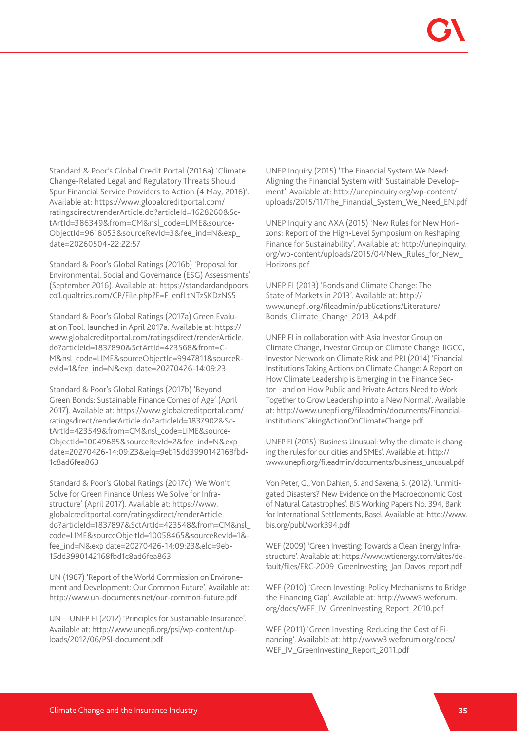Standard & Poor's Global Credit Portal (2016a) 'Climate Change-Related Legal and Regulatory Threats Should Spur Financial Service Providers to Action (4 May, 2016)'. Available at: https://www.globalcreditportal.com/ratingsdirect/renderArticle.do?articleId=1628260&SctArtId=386349&from=CM&nsl_code=LIME&sourceObjectId=9618053&sourceRevId=3&fee_ind=N&exp_date=20260504-22:22:57

Standard & Poor's Global Ratings (2016b) 'Proposal for Environmental, Social and Governance (ESG) Assessments' (September 2016). Available at: https://standardandpoors.co1.qualtrics.com/CP/File.php?F=F_enfLtNTzSKDzNS5

Standard & Poor's Global Ratings (2017a) Green Evaluation Tool, launched in April 2017a. Available at: https://www.globalcreditportal.com/ratingsdirect/renderArticle.do?articleId=1837890&SctArtId=423568&from=CM&nsl_code=LIME&sourceObjectId=9947811&sourceRevId=1&fee_ind=N&exp_date=20270426-14:09:23

Standard & Poor's Global Ratings (2017b) 'Beyond Green Bonds: Sustainable Finance Comes of Age' (April 2017). Available at: https://www.globalcreditportal.com/ratingsdirect/renderArticle.do?articleId=1837902&SctArtId=423549&from=CM&nsl_code=LIME&sourceObjectId=10049685&sourceRevId=2&fee_ind=N&exp_date=20270426-14:09:23&elq=9eb15dd3990142168fbd1c8ad6fea863

Standard & Poor's Global Ratings (2017c) 'We Won't Solve for Green Finance Unless We Solve for Infrastructure' (April 2017). Available at: https://www.globalcreditportal.com/ratingsdirect/renderArticle.do?articleId=1837897&SctArtId=423548&from=CM&nsl_code=LIME&sourceObje tId=10058465&sourceRevId=1&fee_ind=N&exp date=20270426-14:09:23&elq=9eb15dd3990142168fbd1c8ad6fea863

UN (1987) 'Report of the World Commission on Environement and Development: Our Common Future'. Available at: http://www.un-documents.net/our-common-future.pdf

UN —UNEP FI (2012) 'Principles for Sustainable Insurance'. Available at: http://www.unepfi.org/psi/wp-content/uploads/2012/06/PSI-document.pdf

UNEP Inquiry (2015) 'The Financial System We Need: Aligning the Financial System with Sustainable Development'. Available at: http://unepinquiry.org/wp-content/uploads/2015/11/The_Financial_System_We_Need_EN.pdf

UNEP Inquiry and AXA (2015) 'New Rules for New Horizons: Report of the High-Level Symposium on Reshaping Finance for Sustainability'. Available at: http://unepinquiry.org/wp-content/uploads/2015/04/New_Rules_for_New_Horizons.pdf

UNEP FI (2013) 'Bonds and Climate Change: The State of Markets in 2013'. Available at: http://www.unepfi.org/fileadmin/publications/Literature/Bonds_Climate_Change_2013_A4.pdf

UNEP FI in collaboration with Asia Investor Group on Climate Change, Investor Group on Climate Change, IIGCC, Investor Network on Climate Risk and PRI (2014) 'Financial Institutions Taking Actions on Climate Change: A Report on How Climate Leadership is Emerging in the Finance Sector—and on How Public and Private Actors Need to Work Together to Grow Leadership into a New Normal'. Available at: http://www.unepfi.org/fileadmin/documents/FinancialInstitutionsTakingActionOnClimateChange.pdf

UNEP FI (2015) 'Business Unusual: Why the climate is changing the rules for our cities and SMEs'. Available at: http://www.unepfi.org/fileadmin/documents/business_unusual.pdf

Von Peter, G., Von Dahlen, S. and Saxena, S. (2012). 'Unmitigated Disasters? New Evidence on the Macroeconomic Cost of Natural Catastrophes'. BIS Working Papers No. 394, Bank for International Settlements, Basel. Available at: htto://www.bis.org/publ/work394.pdf

WEF (2009) 'Green Investing: Towards a Clean Energy Infrastructure'. Available at: https://www.wtienergy.com/sites/default/files/ERC-2009_GreenInvesting_Jan_Davos_report.pdf

WEF (2010) 'Green Investing: Policy Mechanisms to Bridge the Financing Gap'. Available at: http://www3.weforum.org/docs/WEF_IV_GreenInvesting_Report_2010.pdf

WEF (2011) 'Green Investing: Reducing the Cost of Financing'. Available at: http://www3.weforum.org/docs/WEF_IV_GreenInvesting_Report_2011.pdf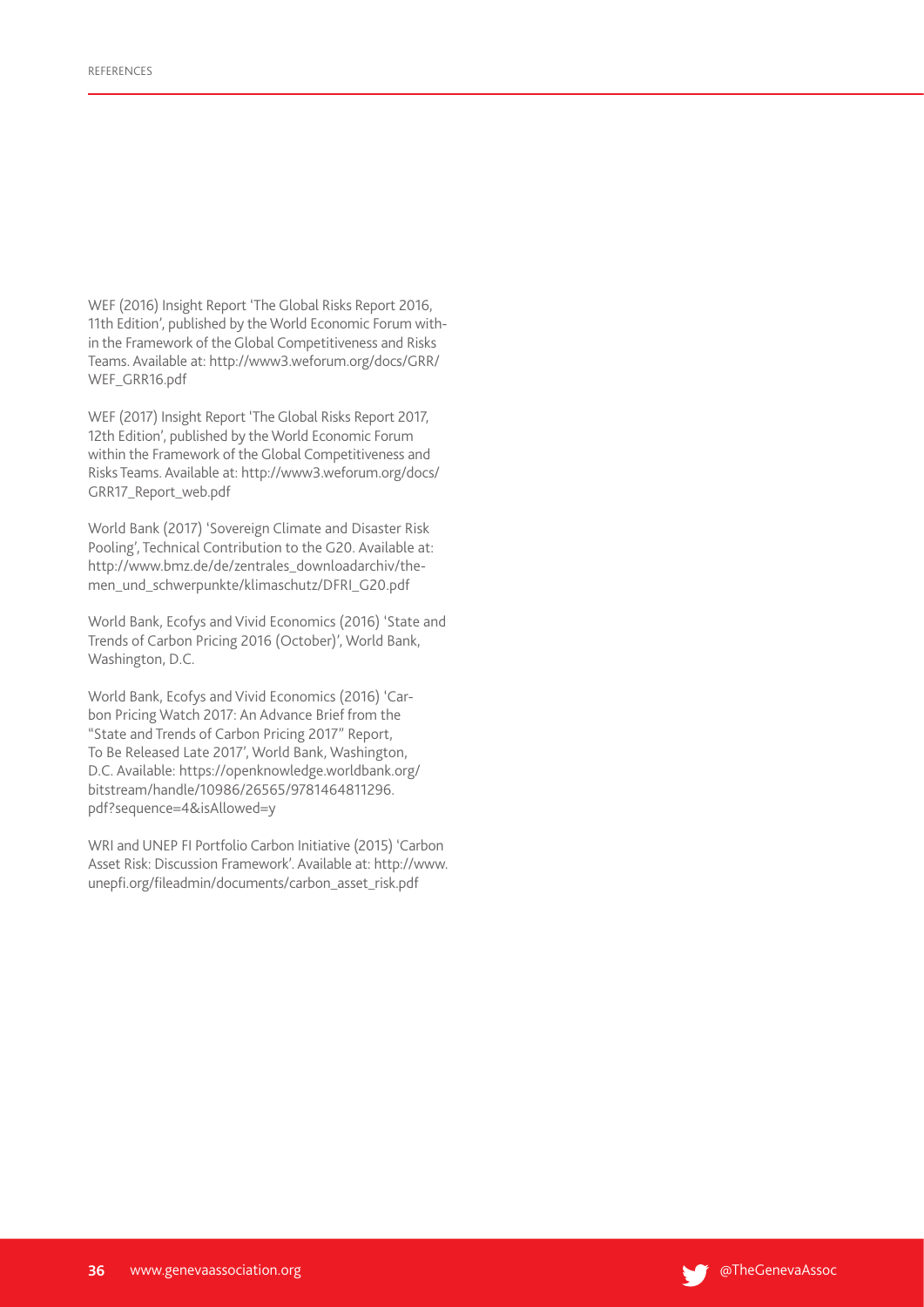WEF (2016) Insight Report 'The Global Risks Report 2016, 11th Edition', published by the World Economic Forum within the Framework of the Global Competitiveness and Risks Teams. Available at: http://www3.weforum.org/docs/GRR/WEF_GRR16.pdf

WEF (2017) Insight Report 'The Global Risks Report 2017, 12th Edition', published by the World Economic Forum within the Framework of the Global Competitiveness and Risks Teams. Available at: http://www3.weforum.org/docs/GRR17_Report_web.pdf

World Bank (2017) 'Sovereign Climate and Disaster Risk Pooling', Technical Contribution to the G20. Available at: http://www.bmz.de/de/zentrales_downloadarchiv/themen_und_schwerpunkte/klimaschutz/DFRI_G20.pdf

World Bank, Ecofys and Vivid Economics (2016) 'State and Trends of Carbon Pricing 2016 (October)', World Bank, Washington, D.C.

World Bank, Ecofys and Vivid Economics (2016) 'Carbon Pricing Watch 2017: An Advance Brief from the "State and Trends of Carbon Pricing 2017" Report, To Be Released Late 2017', World Bank, Washington, D.C. Available: https://openknowledge.worldbank.org/bitstream/handle/10986/26565/9781464811296.pdf?sequence=4&isAllowed=y

WRI and UNEP FI Portfolio Carbon Initiative (2015) 'Carbon Asset Risk: Discussion Framework'. Available at: http://www.unepfi.org/fileadmin/documents/carbon_asset_risk.pdf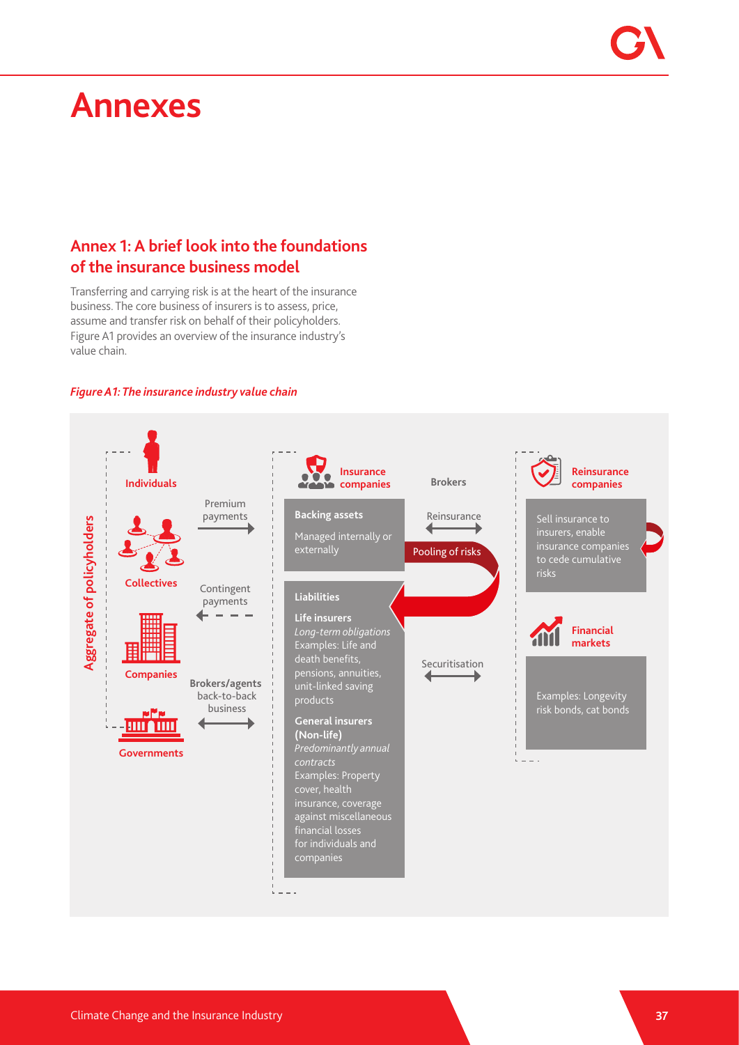# Annexes

## Annex 1: A brief look into the foundations of the insurance business model

Transferring and carrying risk is at the heart of the insurance business. The core business of insurers is to assess, price, assume and transfer risk on behalf of their policyholders. Figure A1 provides an overview of the insurance industry's value chain.

***Figure A1: The insurance industry value chain***

**Aggregate of policyholders**

- **Individuals**
- **Collectives**
- **Companies**
- **Governments**

Premium payments →

← Contingent payments

**Brokers/agents** back-to-back business ↔

**Insurance companies**

**Backing assets**
Managed internally or externally

**Liabilities**

**Life insurers**
*Long-term obligations*
Examples: Life and death benefits, pensions, annuities, unit-linked saving products

**General insurers (Non-life)**
*Predominantly annual contracts*
Examples: Property cover, health insurance, coverage against miscellaneous financial losses for individuals and companies

**Brokers**

Reinsurance ↔

Pooling of risks

Securitisation ↔

**Reinsurance companies**

Sell insurance to insurers, enable insurance companies to cede cumulative risks

**Financial markets**

Examples: Longevity risk bonds, cat bonds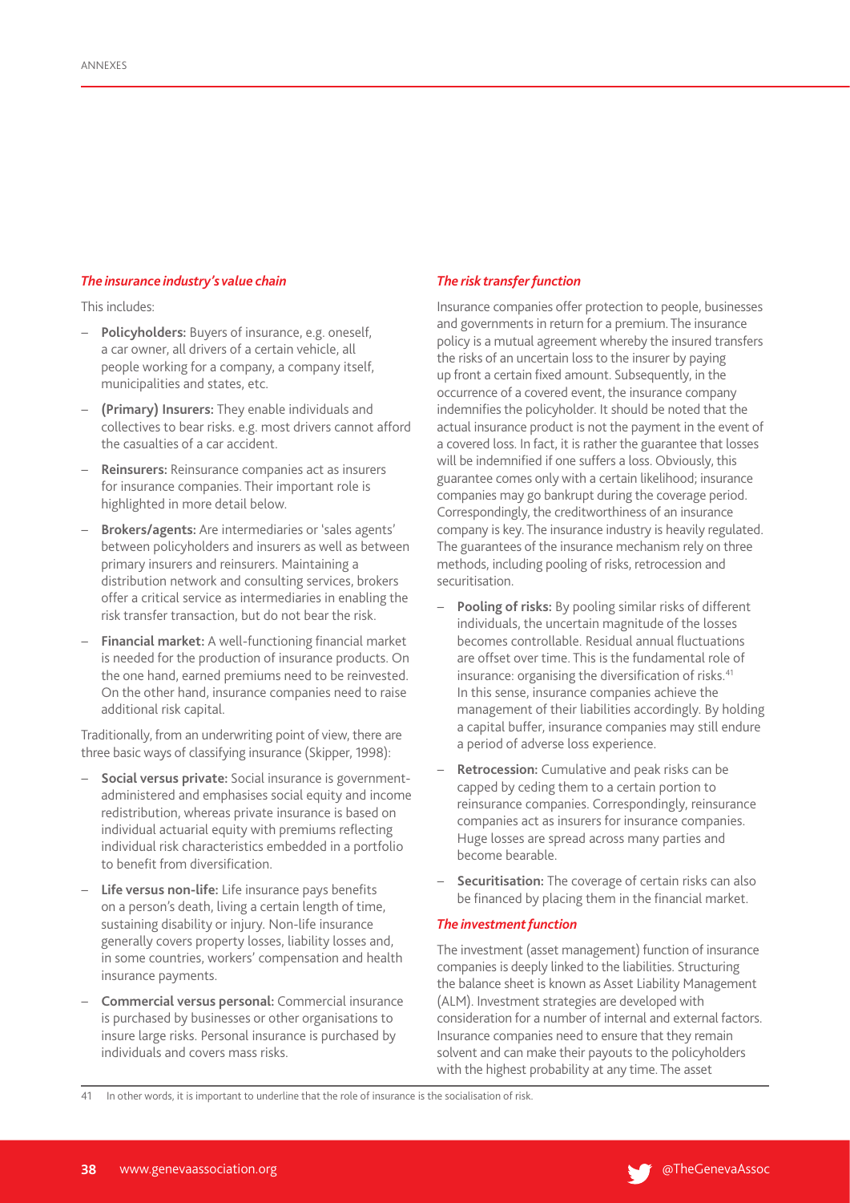### *The insurance industry's value chain*

This includes:

- **Policyholders:** Buyers of insurance, e.g. oneself, a car owner, all drivers of a certain vehicle, all people working for a company, a company itself, municipalities and states, etc.
- **(Primary) Insurers:** They enable individuals and collectives to bear risks. e.g. most drivers cannot afford the casualties of a car accident.
- **Reinsurers:** Reinsurance companies act as insurers for insurance companies. Their important role is highlighted in more detail below.
- **Brokers/agents:** Are intermediaries or 'sales agents' between policyholders and insurers as well as between primary insurers and reinsurers. Maintaining a distribution network and consulting services, brokers offer a critical service as intermediaries in enabling the risk transfer transaction, but do not bear the risk.
- **Financial market:** A well-functioning financial market is needed for the production of insurance products. On the one hand, earned premiums need to be reinvested. On the other hand, insurance companies need to raise additional risk capital.

Traditionally, from an underwriting point of view, there are three basic ways of classifying insurance (Skipper, 1998):

- **Social versus private:** Social insurance is government-administered and emphasises social equity and income redistribution, whereas private insurance is based on individual actuarial equity with premiums reflecting individual risk characteristics embedded in a portfolio to benefit from diversification.
- **Life versus non-life:** Life insurance pays benefits on a person's death, living a certain length of time, sustaining disability or injury. Non-life insurance generally covers property losses, liability losses and, in some countries, workers' compensation and health insurance payments.
- **Commercial versus personal:** Commercial insurance is purchased by businesses or other organisations to insure large risks. Personal insurance is purchased by individuals and covers mass risks.

### *The risk transfer function*

Insurance companies offer protection to people, businesses and governments in return for a premium. The insurance policy is a mutual agreement whereby the insured transfers the risks of an uncertain loss to the insurer by paying up front a certain fixed amount. Subsequently, in the occurrence of a covered event, the insurance company indemnifies the policyholder. It should be noted that the actual insurance product is not the payment in the event of a covered loss. In fact, it is rather the guarantee that losses will be indemnified if one suffers a loss. Obviously, this guarantee comes only with a certain likelihood; insurance companies may go bankrupt during the coverage period. Correspondingly, the creditworthiness of an insurance company is key. The insurance industry is heavily regulated. The guarantees of the insurance mechanism rely on three methods, including pooling of risks, retrocession and securitisation.

- **Pooling of risks:** By pooling similar risks of different individuals, the uncertain magnitude of the losses becomes controllable. Residual annual fluctuations are offset over time. This is the fundamental role of insurance: organising the diversification of risks.[41] In this sense, insurance companies achieve the management of their liabilities accordingly. By holding a capital buffer, insurance companies may still endure a period of adverse loss experience.
- **Retrocession:** Cumulative and peak risks can be capped by ceding them to a certain portion to reinsurance companies. Correspondingly, reinsurance companies act as insurers for insurance companies. Huge losses are spread across many parties and become bearable.
- **Securitisation:** The coverage of certain risks can also be financed by placing them in the financial market.

### *The investment function*

The investment (asset management) function of insurance companies is deeply linked to the liabilities. Structuring the balance sheet is known as Asset Liability Management (ALM). Investment strategies are developed with consideration for a number of internal and external factors. Insurance companies need to ensure that they remain solvent and can make their payouts to the policyholders with the highest probability at any time. The asset

41 In other words, it is important to underline that the role of insurance is the socialisation of risk.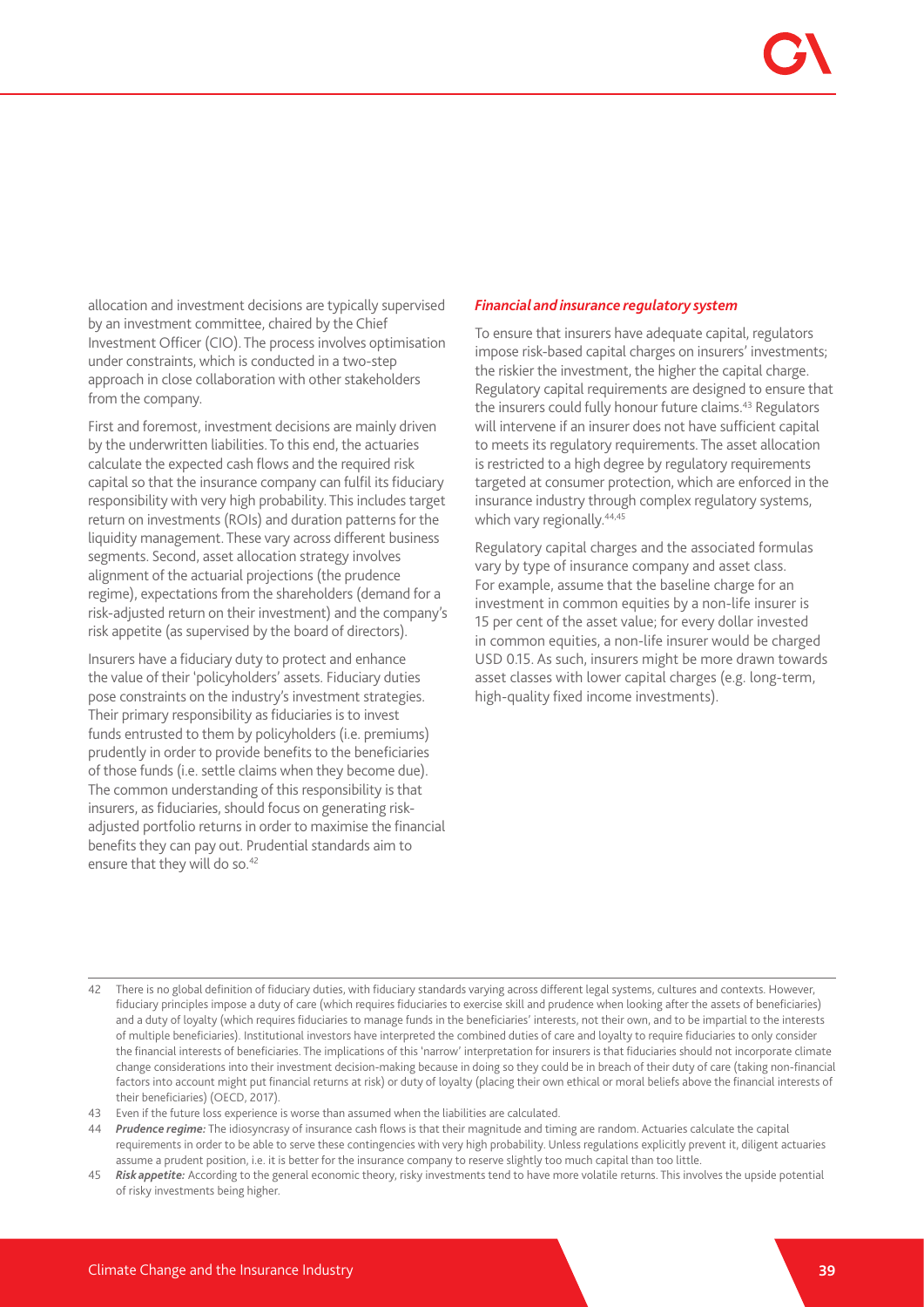allocation and investment decisions are typically supervised by an investment committee, chaired by the Chief Investment Officer (CIO). The process involves optimisation under constraints, which is conducted in a two-step approach in close collaboration with other stakeholders from the company.

First and foremost, investment decisions are mainly driven by the underwritten liabilities. To this end, the actuaries calculate the expected cash flows and the required risk capital so that the insurance company can fulfil its fiduciary responsibility with very high probability. This includes target return on investments (ROIs) and duration patterns for the liquidity management. These vary across different business segments. Second, asset allocation strategy involves alignment of the actuarial projections (the prudence regime), expectations from the shareholders (demand for a risk-adjusted return on their investment) and the company's risk appetite (as supervised by the board of directors).

Insurers have a fiduciary duty to protect and enhance the value of their 'policyholders' assets. Fiduciary duties pose constraints on the industry's investment strategies. Their primary responsibility as fiduciaries is to invest funds entrusted to them by policyholders (i.e. premiums) prudently in order to provide benefits to the beneficiaries of those funds (i.e. settle claims when they become due). The common understanding of this responsibility is that insurers, as fiduciaries, should focus on generating risk-adjusted portfolio returns in order to maximise the financial benefits they can pay out. Prudential standards aim to ensure that they will do so.[42]

### *Financial and insurance regulatory system*

To ensure that insurers have adequate capital, regulators impose risk-based capital charges on insurers' investments; the riskier the investment, the higher the capital charge. Regulatory capital requirements are designed to ensure that the insurers could fully honour future claims.[43] Regulators will intervene if an insurer does not have sufficient capital to meets its regulatory requirements. The asset allocation is restricted to a high degree by regulatory requirements targeted at consumer protection, which are enforced in the insurance industry through complex regulatory systems, which vary regionally.[44,45]

Regulatory capital charges and the associated formulas vary by type of insurance company and asset class. For example, assume that the baseline charge for an investment in common equities by a non-life insurer is 15 per cent of the asset value; for every dollar invested in common equities, a non-life insurer would be charged USD 0.15. As such, insurers might be more drawn towards asset classes with lower capital charges (e.g. long-term, high-quality fixed income investments).

---

42 There is no global definition of fiduciary duties, with fiduciary standards varying across different legal systems, cultures and contexts. However, fiduciary principles impose a duty of care (which requires fiduciaries to exercise skill and prudence when looking after the assets of beneficiaries) and a duty of loyalty (which requires fiduciaries to manage funds in the beneficiaries' interests, not their own, and to be impartial to the interests of multiple beneficiaries). Institutional investors have interpreted the combined duties of care and loyalty to require fiduciaries to only consider the financial interests of beneficiaries. The implications of this 'narrow' interpretation for insurers is that fiduciaries should not incorporate climate change considerations into their investment decision-making because in doing so they could be in breach of their duty of care (taking non-financial factors into account might put financial returns at risk) or duty of loyalty (placing their own ethical or moral beliefs above the financial interests of their beneficiaries) (OECD, 2017).

43 Even if the future loss experience is worse than assumed when the liabilities are calculated.

44 ***Prudence regime:*** The idiosyncrasy of insurance cash flows is that their magnitude and timing are random. Actuaries calculate the capital requirements in order to be able to serve these contingencies with very high probability. Unless regulations explicitly prevent it, diligent actuaries assume a prudent position, i.e. it is better for the insurance company to reserve slightly too much capital than too little.

45 ***Risk appetite:*** According to the general economic theory, risky investments tend to have more volatile returns. This involves the upside potential of risky investments being higher.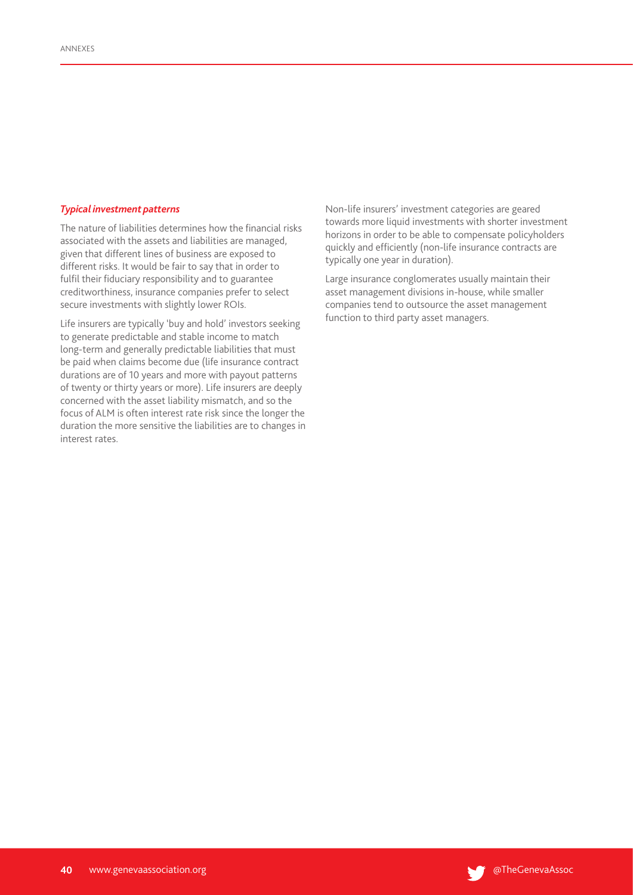***Typical investment patterns***

The nature of liabilities determines how the financial risks associated with the assets and liabilities are managed, given that different lines of business are exposed to different risks. It would be fair to say that in order to fulfil their fiduciary responsibility and to guarantee creditworthiness, insurance companies prefer to select secure investments with slightly lower ROIs.

Life insurers are typically 'buy and hold' investors seeking to generate predictable and stable income to match long-term and generally predictable liabilities that must be paid when claims become due (life insurance contract durations are of 10 years and more with payout patterns of twenty or thirty years or more). Life insurers are deeply concerned with the asset liability mismatch, and so the focus of ALM is often interest rate risk since the longer the duration the more sensitive the liabilities are to changes in interest rates.

Non-life insurers' investment categories are geared towards more liquid investments with shorter investment horizons in order to be able to compensate policyholders quickly and efficiently (non-life insurance contracts are typically one year in duration).

Large insurance conglomerates usually maintain their asset management divisions in-house, while smaller companies tend to outsource the asset management function to third party asset managers.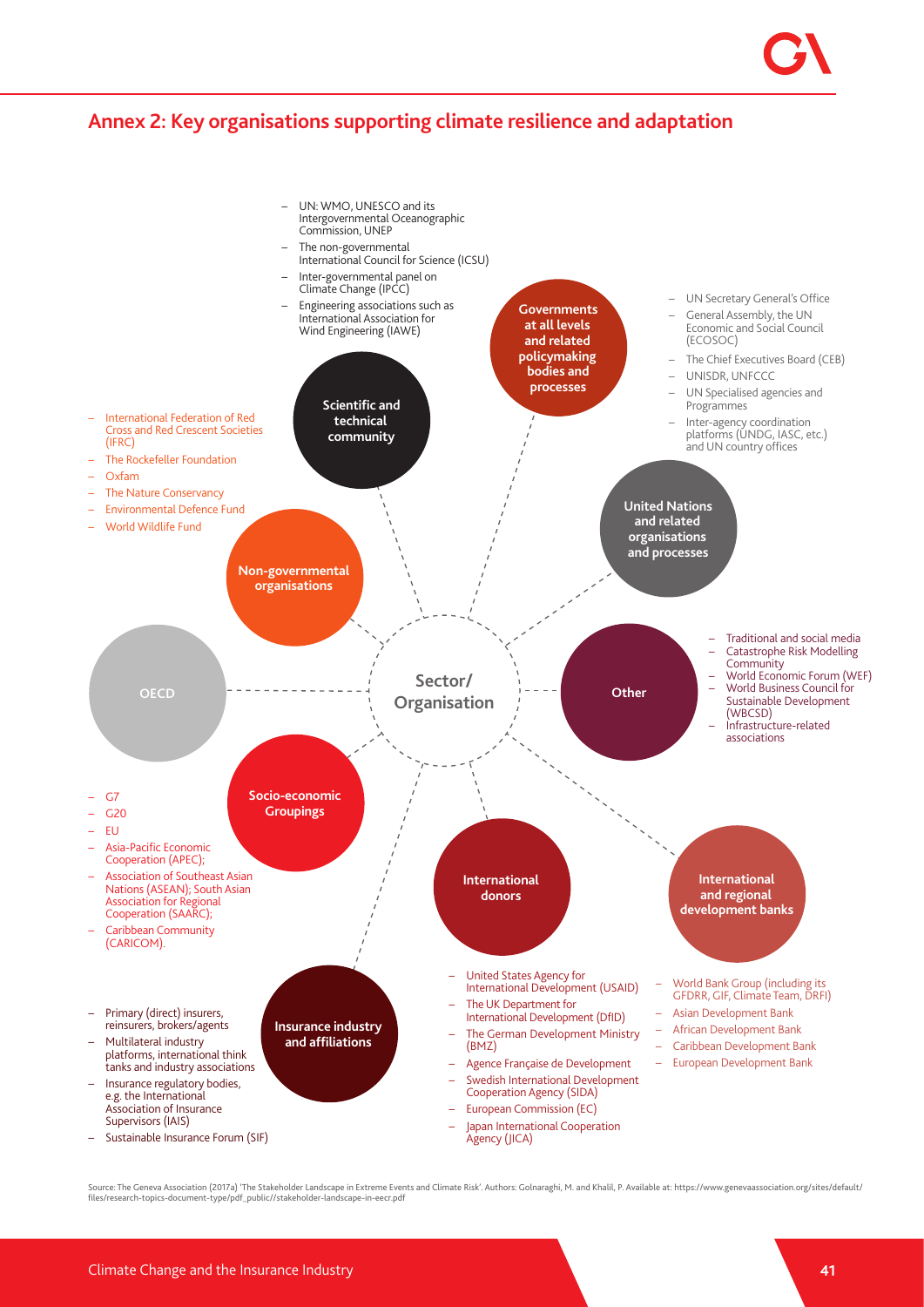## Annex 2: Key organisations supporting climate resilience and adaptation

**Sector/ Organisation**

**Scientific and technical community**

- UN: WMO, UNESCO and its Intergovernmental Oceanographic Commission, UNEP
- The non-governmental International Council for Science (ICSU)
- Inter-governmental panel on Climate Change (IPCC)
- Engineering associations such as International Association for Wind Engineering (IAWE)

**Governments at all levels and related policymaking bodies and processes**

**United Nations and related organisations and processes**

- UN Secretary General's Office
- General Assembly, the UN Economic and Social Council (ECOSOC)
- The Chief Executives Board (CEB)
- UNISDR, UNFCCC
- UN Specialised agencies and Programmes
- Inter-agency coordination platforms (UNDG, IASC, etc.) and UN country offices

**Non-governmental organisations**

- International Federation of Red Cross and Red Crescent Societies (IFRC)
- The Rockefeller Foundation
- Oxfam
- The Nature Conservancy
- Environmental Defence Fund
- World Wildlife Fund

**OECD**

**Other**

- Traditional and social media
- Catastrophe Risk Modelling Community
- World Economic Forum (WEF)
- World Business Council for Sustainable Development (WBCSD)
- Infrastructure-related associations

**Socio-economic Groupings**

- G7
- G20
- EU
- Asia-Pacific Economic Cooperation (APEC);
- Association of Southeast Asian Nations (ASEAN); South Asian Association for Regional Cooperation (SAARC);
- Caribbean Community (CARICOM).

**International donors**

- United States Agency for International Development (USAID)
- The UK Department for International Development (DfID)
- The German Development Ministry (BMZ)
- Agence Française de Development
- Swedish International Development Cooperation Agency (SIDA)
- European Commission (EC)
- Japan International Cooperation Agency (JICA)

**International and regional development banks**

- World Bank Group (including its GFDRR, GIF, Climate Team, DRFI)
- Asian Development Bank
- African Development Bank
- Caribbean Development Bank
- European Development Bank

**Insurance industry and affiliations**

- Primary (direct) insurers, reinsurers, brokers/agents
- Multilateral industry platforms, international think tanks and industry associations
- Insurance regulatory bodies, e.g. the International Association of Insurance Supervisors (IAIS)
- Sustainable Insurance Forum (SIF)

Source: The Geneva Association (2017a) 'The Stakeholder Landscape in Extreme Events and Climate Risk'. Authors: Golnaraghi, M. and Khalil, P. Available at: https://www.genevaassociation.org/sites/default/files/research-topics-document-type/pdf_public//stakeholder-landscape-in-eecr.pdf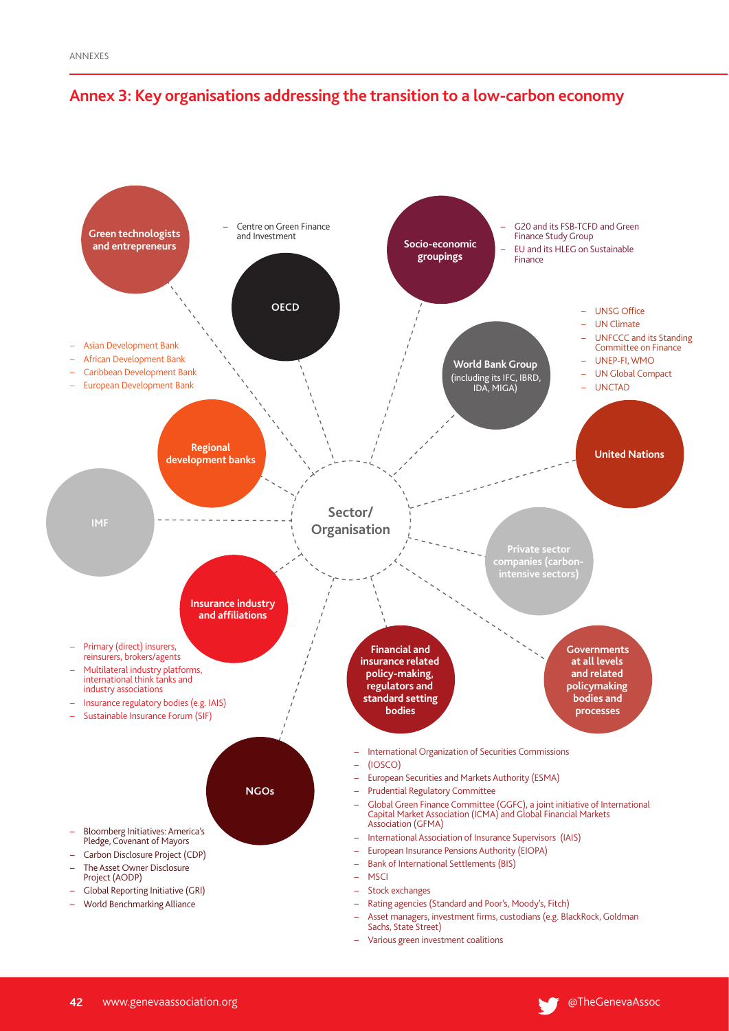## Annex 3: Key organisations addressing the transition to a low-carbon economy

**Sector/ Organisation**

**Green technologists and entrepreneurs**

**OECD**

- Centre on Green Finance and Investment

**Socio-economic groupings**

- G20 and its FSB-TCFD and Green Finance Study Group
- EU and its HLEG on Sustainable Finance

**World Bank Group** (including its IFC, IBRD, IDA, MIGA)

**United Nations**

- UNSG Office
- UN Climate
- UNFCCC and its Standing Committee on Finance
- UNEP-FI, WMO
- UN Global Compact
- UNCTAD

**Regional development banks**

- Asian Development Bank
- African Development Bank
- Caribbean Development Bank
- European Development Bank

**IMF**

**Private sector companies (carbon-intensive sectors)**

**Insurance industry and affiliations**

- Primary (direct) insurers, reinsurers, brokers/agents
- Multilateral industry platforms, international think tanks and industry associations
- Insurance regulatory bodies (e.g. IAIS)
- Sustainable Insurance Forum (SIF)

**Financial and insurance related policy-making, regulators and standard setting bodies**

- International Organization of Securities Commissions
- (IOSCO)
- European Securities and Markets Authority (ESMA)
- Prudential Regulatory Committee
- Global Green Finance Committee (GGFC), a joint initiative of International Capital Market Association (ICMA) and Global Financial Markets Association (GFMA)
- International Association of Insurance Supervisors (IAIS)
- European Insurance Pensions Authority (EIOPA)
- Bank of International Settlements (BIS)
- MSCI
- Stock exchanges
- Rating agencies (Standard and Poor's, Moody's, Fitch)
- Asset managers, investment firms, custodians (e.g. BlackRock, Goldman Sachs, State Street)
- Various green investment coalitions

**Governments at all levels and related policymaking bodies and processes**

**NGOs**

- Bloomberg Initiatives: America's Pledge, Covenant of Mayors
- Carbon Disclosure Project (CDP)
- The Asset Owner Disclosure Project (AODP)
- Global Reporting Initiative (GRI)
- World Benchmarking Alliance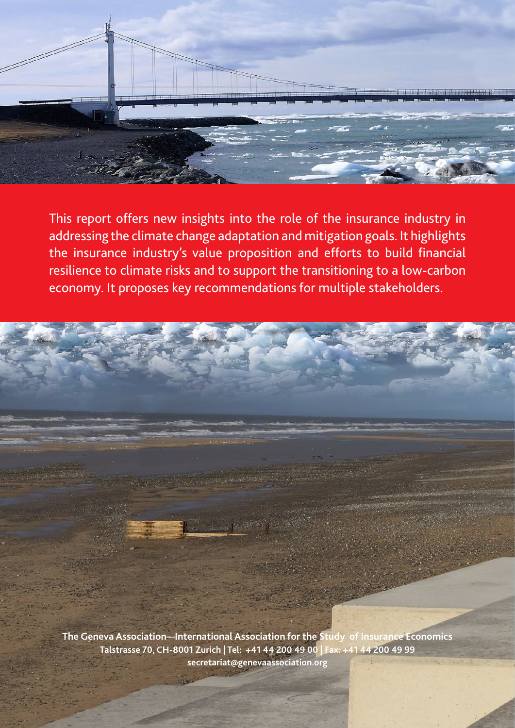This report offers new insights into the role of the insurance industry in addressing the climate change adaptation and mitigation goals. It highlights the insurance industry's value proposition and efforts to build financial resilience to climate risks and to support the transitioning to a low-carbon economy. It proposes key recommendations for multiple stakeholders.

**The Geneva Association—International Association for the Study of Insurance Economics**
**Talstrasse 70, CH-8001 Zurich | Tel: +41 44 200 49 00 | Fax: +41 44 200 49 99**
**secretariat@genevaassociation.org**